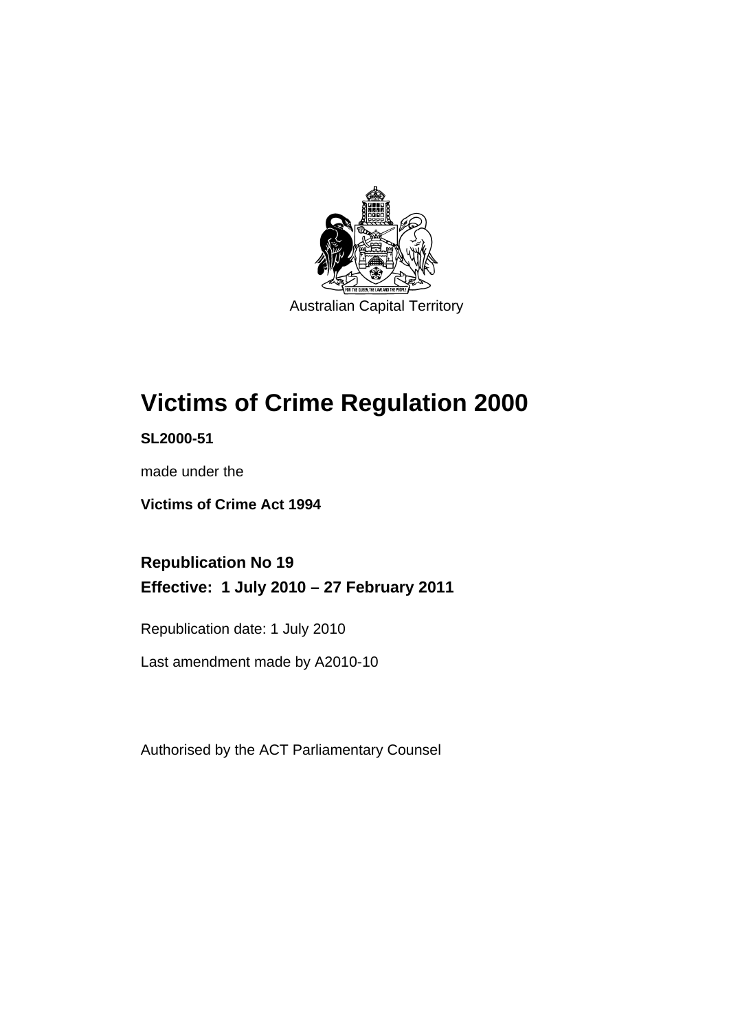Australian Capital Territory

# Victims of Crime Regulation 2000

**SL2000-51**

made under the

**Victims of Crime Act 1994**

## Republication No 19
## Effective: 1 July 2010 – 27 February 2011

Republication date: 1 July 2010

Last amendment made by A2010-10

Authorised by the ACT Parliamentary Counsel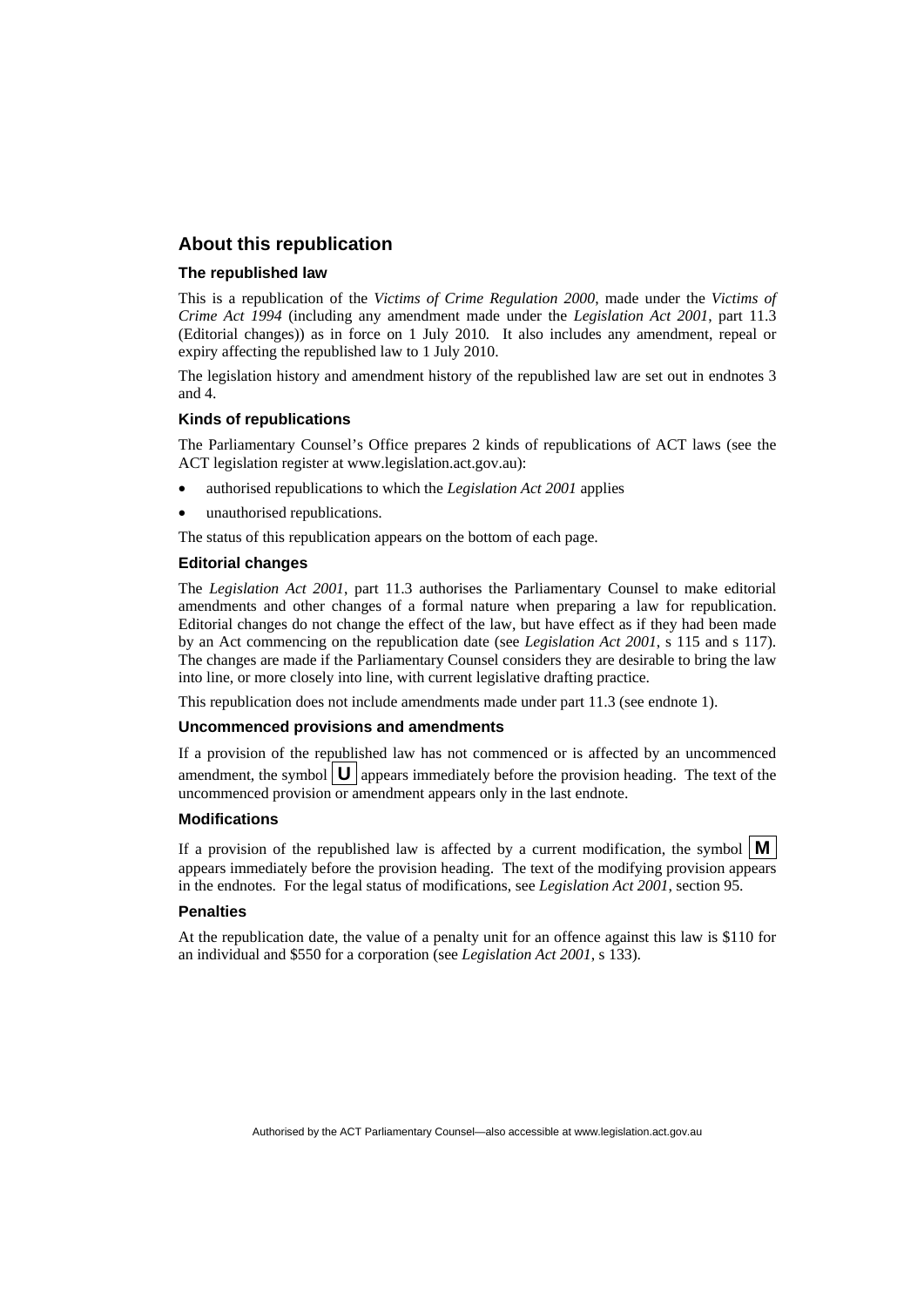## About this republication

### The republished law

This is a republication of the *Victims of Crime Regulation 2000*, made under the *Victims of Crime Act 1994* (including any amendment made under the *Legislation Act 2001*, part 11.3 (Editorial changes)) as in force on 1 July 2010*.* It also includes any amendment, repeal or expiry affecting the republished law to 1 July 2010.

The legislation history and amendment history of the republished law are set out in endnotes 3 and 4.

### Kinds of republications

The Parliamentary Counsel's Office prepares 2 kinds of republications of ACT laws (see the ACT legislation register at www.legislation.act.gov.au):

- authorised republications to which the *Legislation Act 2001* applies
- unauthorised republications.

The status of this republication appears on the bottom of each page.

### Editorial changes

The *Legislation Act 2001*, part 11.3 authorises the Parliamentary Counsel to make editorial amendments and other changes of a formal nature when preparing a law for republication. Editorial changes do not change the effect of the law, but have effect as if they had been made by an Act commencing on the republication date (see *Legislation Act 2001*, s 115 and s 117). The changes are made if the Parliamentary Counsel considers they are desirable to bring the law into line, or more closely into line, with current legislative drafting practice.

This republication does not include amendments made under part 11.3 (see endnote 1).

### Uncommenced provisions and amendments

If a provision of the republished law has not commenced or is affected by an uncommenced amendment, the symbol **U** appears immediately before the provision heading. The text of the uncommenced provision or amendment appears only in the last endnote.

### Modifications

If a provision of the republished law is affected by a current modification, the symbol **M** appears immediately before the provision heading. The text of the modifying provision appears in the endnotes. For the legal status of modifications, see *Legislation Act 2001*, section 95.

### Penalties

At the republication date, the value of a penalty unit for an offence against this law is $110 for an individual and $550 for a corporation (see *Legislation Act 2001*, s 133).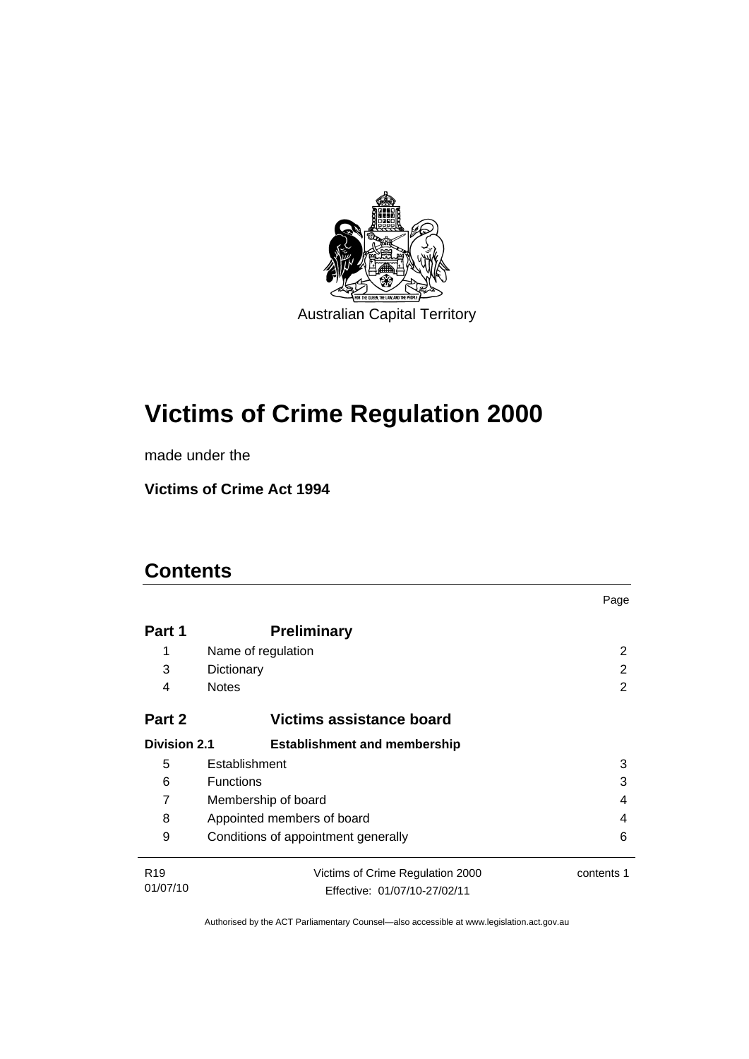Australian Capital Territory

# Victims of Crime Regulation 2000

made under the

**Victims of Crime Act 1994**

## Contents

| | | Page |
|---|---|---|
| **Part 1** | **Preliminary** | |
| 1 | Name of regulation | 2 |
| 3 | Dictionary | 2 |
| 4 | Notes | 2 |
| **Part 2** | **Victims assistance board** | |
| **Division 2.1** | **Establishment and membership** | |
| 5 | Establishment | 3 |
| 6 | Functions | 3 |
| 7 | Membership of board | 4 |
| 8 | Appointed members of board | 4 |
| 9 | Conditions of appointment generally | 6 |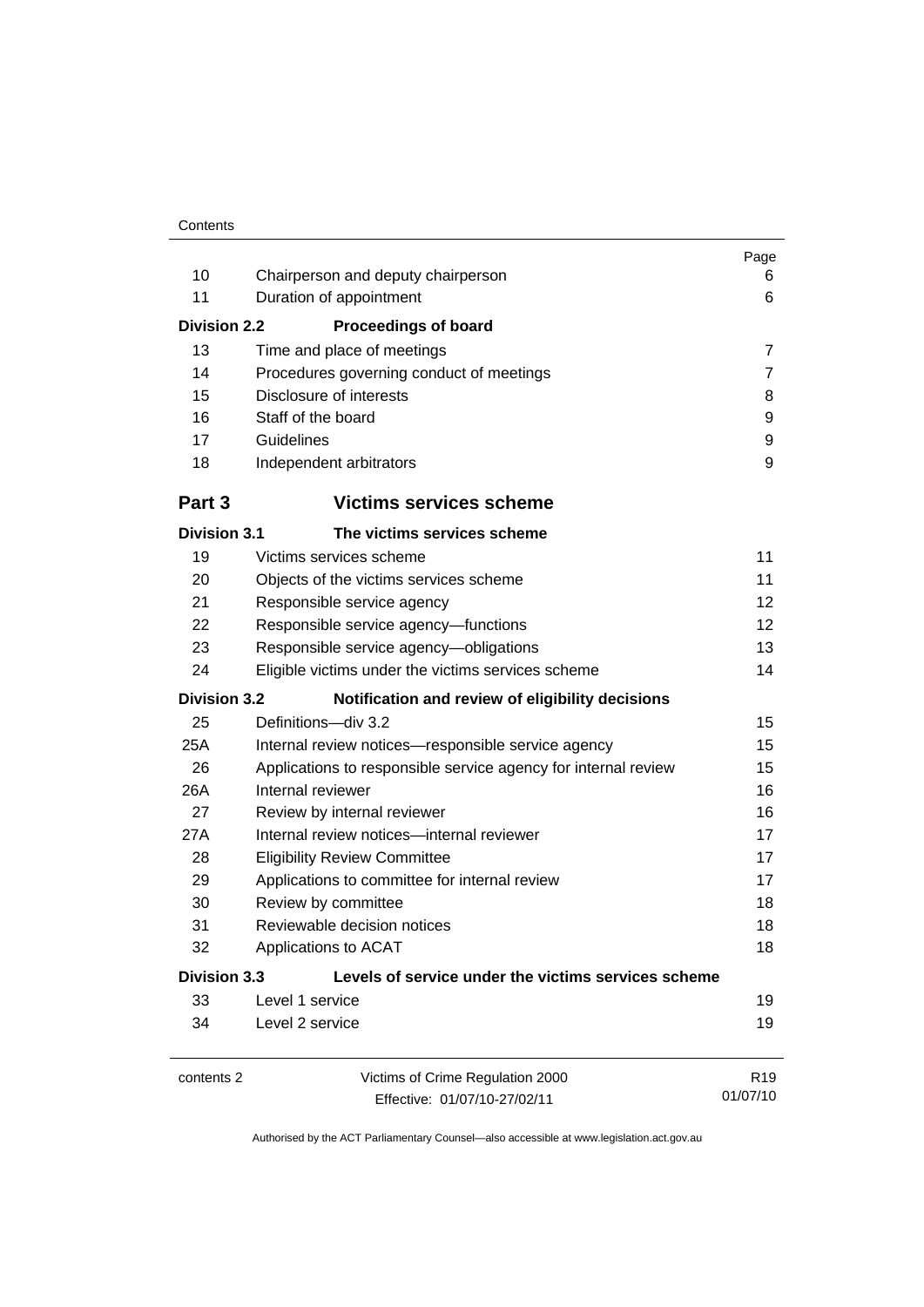| | | Page |
|---|---|---|
| 10 | Chairperson and deputy chairperson | 6 |
| 11 | Duration of appointment | 6 |
| **Division 2.2** | **Proceedings of board** | |
| 13 | Time and place of meetings | 7 |
| 14 | Procedures governing conduct of meetings | 7 |
| 15 | Disclosure of interests | 8 |
| 16 | Staff of the board | 9 |
| 17 | Guidelines | 9 |
| 18 | Independent arbitrators | 9 |
| **Part 3** | **Victims services scheme** | |
| **Division 3.1** | **The victims services scheme** | |
| 19 | Victims services scheme | 11 |
| 20 | Objects of the victims services scheme | 11 |
| 21 | Responsible service agency | 12 |
| 22 | Responsible service agency—functions | 12 |
| 23 | Responsible service agency—obligations | 13 |
| 24 | Eligible victims under the victims services scheme | 14 |
| **Division 3.2** | **Notification and review of eligibility decisions** | |
| 25 | Definitions—div 3.2 | 15 |
| 25A | Internal review notices—responsible service agency | 15 |
| 26 | Applications to responsible service agency for internal review | 15 |
| 26A | Internal reviewer | 16 |
| 27 | Review by internal reviewer | 16 |
| 27A | Internal review notices—internal reviewer | 17 |
| 28 | Eligibility Review Committee | 17 |
| 29 | Applications to committee for internal review | 17 |
| 30 | Review by committee | 18 |
| 31 | Reviewable decision notices | 18 |
| 32 | Applications to ACAT | 18 |
| **Division 3.3** | **Levels of service under the victims services scheme** | |
| 33 | Level 1 service | 19 |
| 34 | Level 2 service | 19 |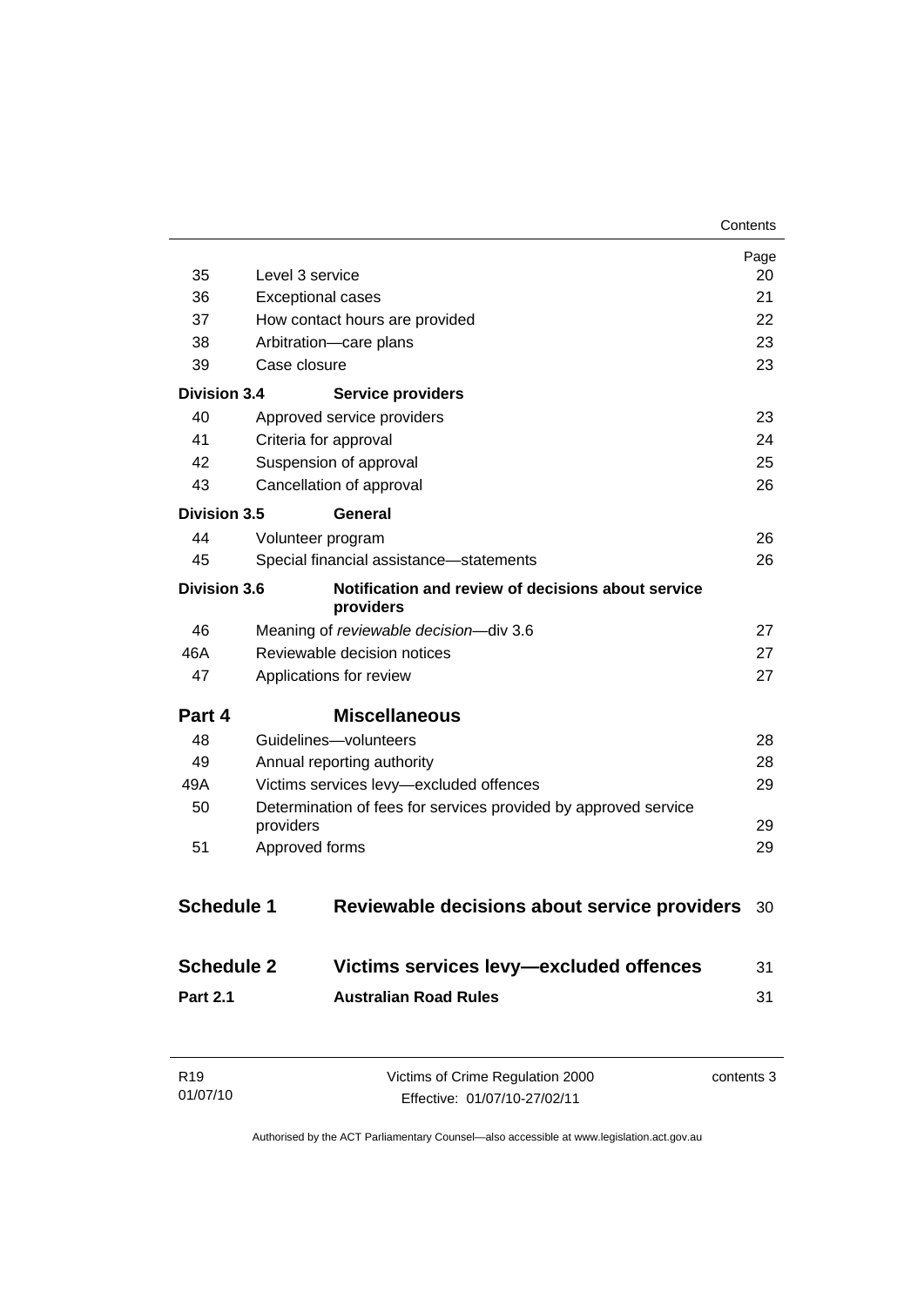| | | Page |
|---|---|---|
| 35 | Level 3 service | 20 |
| 36 | Exceptional cases | 21 |
| 37 | How contact hours are provided | 22 |
| 38 | Arbitration—care plans | 23 |
| 39 | Case closure | 23 |
| **Division 3.4** | **Service providers** | |
| 40 | Approved service providers | 23 |
| 41 | Criteria for approval | 24 |
| 42 | Suspension of approval | 25 |
| 43 | Cancellation of approval | 26 |
| **Division 3.5** | **General** | |
| 44 | Volunteer program | 26 |
| 45 | Special financial assistance—statements | 26 |
| **Division 3.6** | **Notification and review of decisions about service providers** | |
| 46 | Meaning of *reviewable decision*—div 3.6 | 27 |
| 46A | Reviewable decision notices | 27 |
| 47 | Applications for review | 27 |
| **Part 4** | **Miscellaneous** | |
| 48 | Guidelines—volunteers | 28 |
| 49 | Annual reporting authority | 28 |
| 49A | Victims services levy—excluded offences | 29 |
| 50 | Determination of fees for services provided by approved service providers | 29 |
| 51 | Approved forms | 29 |
| **Schedule 1** | **Reviewable decisions about service providers** | 30 |
| **Schedule 2** | **Victims services levy—excluded offences** | 31 |
| **Part 2.1** | **Australian Road Rules** | 31 |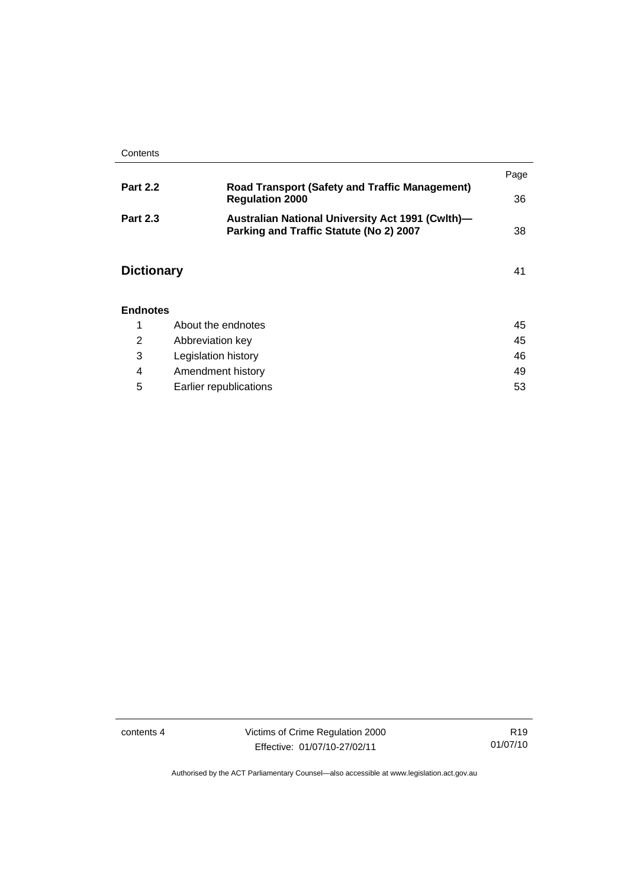| | | Page |
|---|---|---|
| **Part 2.2** | **Road Transport (Safety and Traffic Management) Regulation 2000** | 36 |
| **Part 2.3** | **Australian National University Act 1991 (Cwlth)—Parking and Traffic Statute (No 2) 2007** | 38 |

## Dictionary 41

### Endnotes

| | | |
|---|---|---|
| 1 | About the endnotes | 45 |
| 2 | Abbreviation key | 45 |
| 3 | Legislation history | 46 |
| 4 | Amendment history | 49 |
| 5 | Earlier republications | 53 |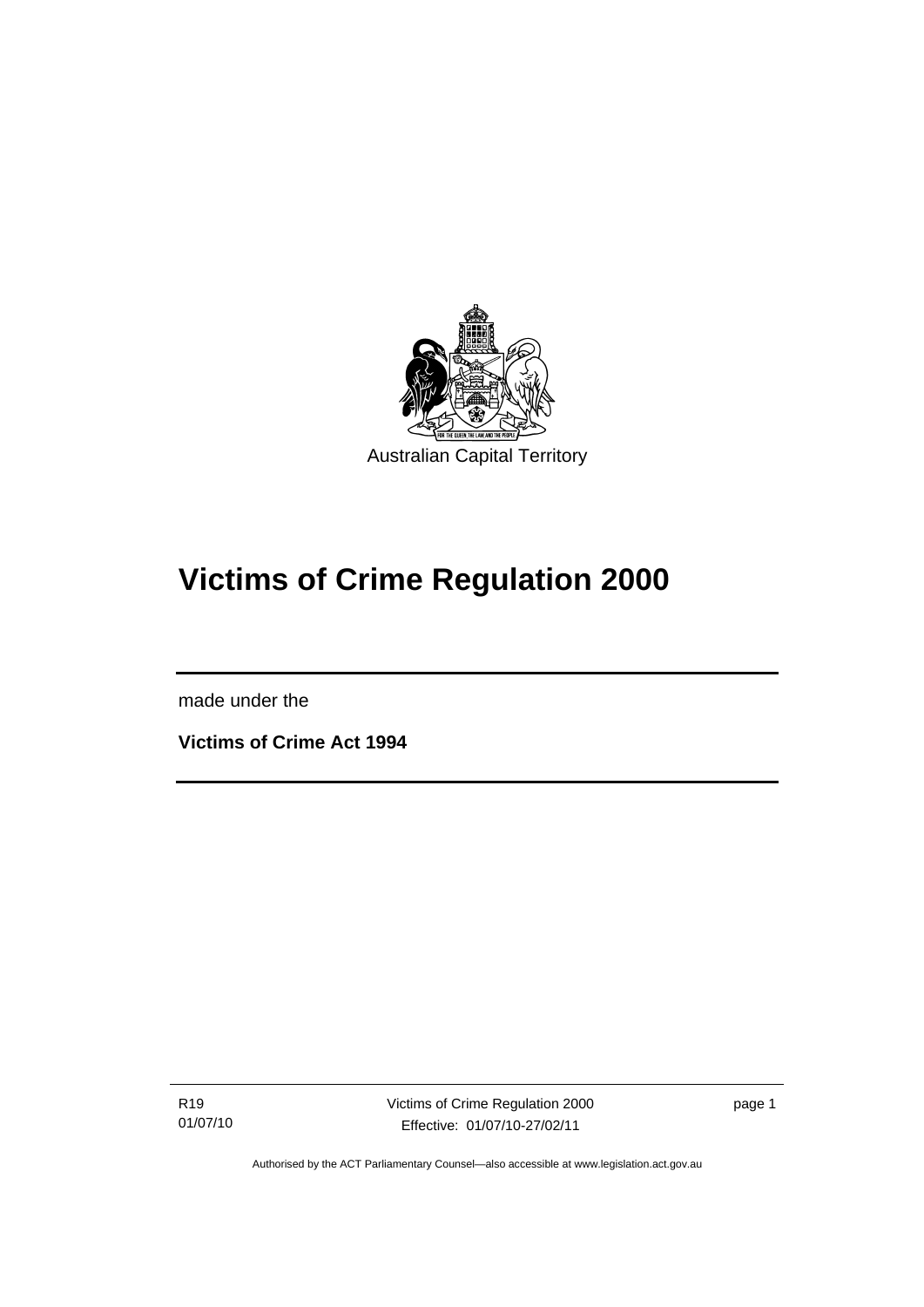Australian Capital Territory

# Victims of Crime Regulation 2000

made under the

**Victims of Crime Act 1994**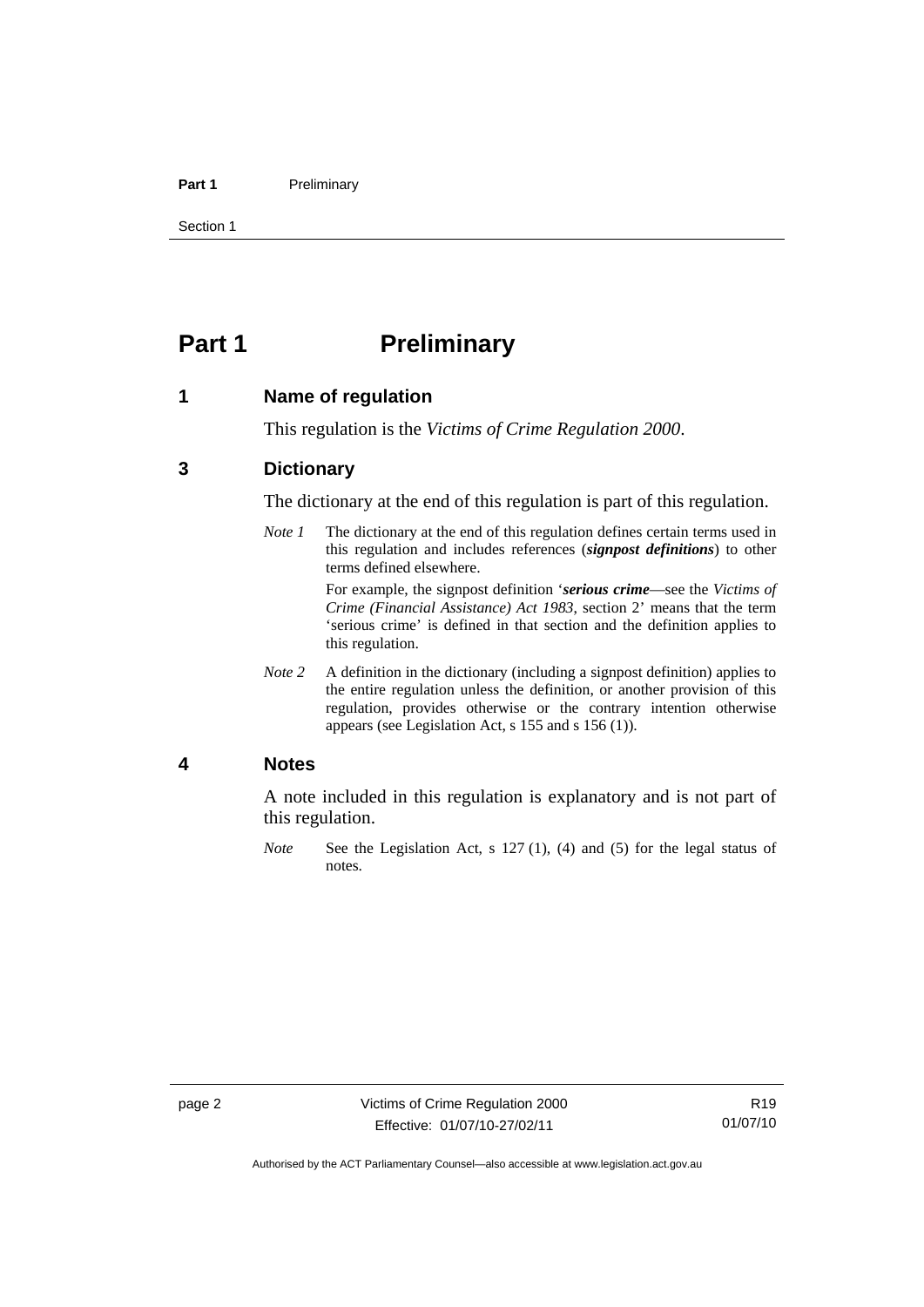# Part 1 Preliminary

## 1 Name of regulation

This regulation is the *Victims of Crime Regulation 2000*.

## 3 Dictionary

The dictionary at the end of this regulation is part of this regulation.

*Note 1* The dictionary at the end of this regulation defines certain terms used in this regulation and includes references (***signpost definitions***) to other terms defined elsewhere.

For example, the signpost definition '***serious crime***—see the *Victims of Crime (Financial Assistance) Act 1983*, section 2' means that the term 'serious crime' is defined in that section and the definition applies to this regulation.

*Note 2* A definition in the dictionary (including a signpost definition) applies to the entire regulation unless the definition, or another provision of this regulation, provides otherwise or the contrary intention otherwise appears (see Legislation Act, s 155 and s 156 (1)).

## 4 Notes

A note included in this regulation is explanatory and is not part of this regulation.

*Note* See the Legislation Act, s 127 (1), (4) and (5) for the legal status of notes.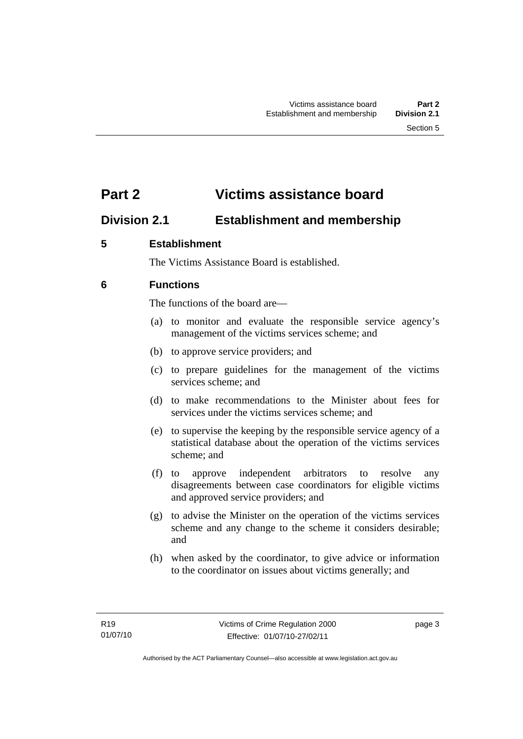# Part 2 Victims assistance board

## Division 2.1 Establishment and membership

### 5 Establishment

The Victims Assistance Board is established.

### 6 Functions

The functions of the board are—

(a) to monitor and evaluate the responsible service agency's management of the victims services scheme; and

(b) to approve service providers; and

(c) to prepare guidelines for the management of the victims services scheme; and

(d) to make recommendations to the Minister about fees for services under the victims services scheme; and

(e) to supervise the keeping by the responsible service agency of a statistical database about the operation of the victims services scheme; and

(f) to approve independent arbitrators to resolve any disagreements between case coordinators for eligible victims and approved service providers; and

(g) to advise the Minister on the operation of the victims services scheme and any change to the scheme it considers desirable; and

(h) when asked by the coordinator, to give advice or information to the coordinator on issues about victims generally; and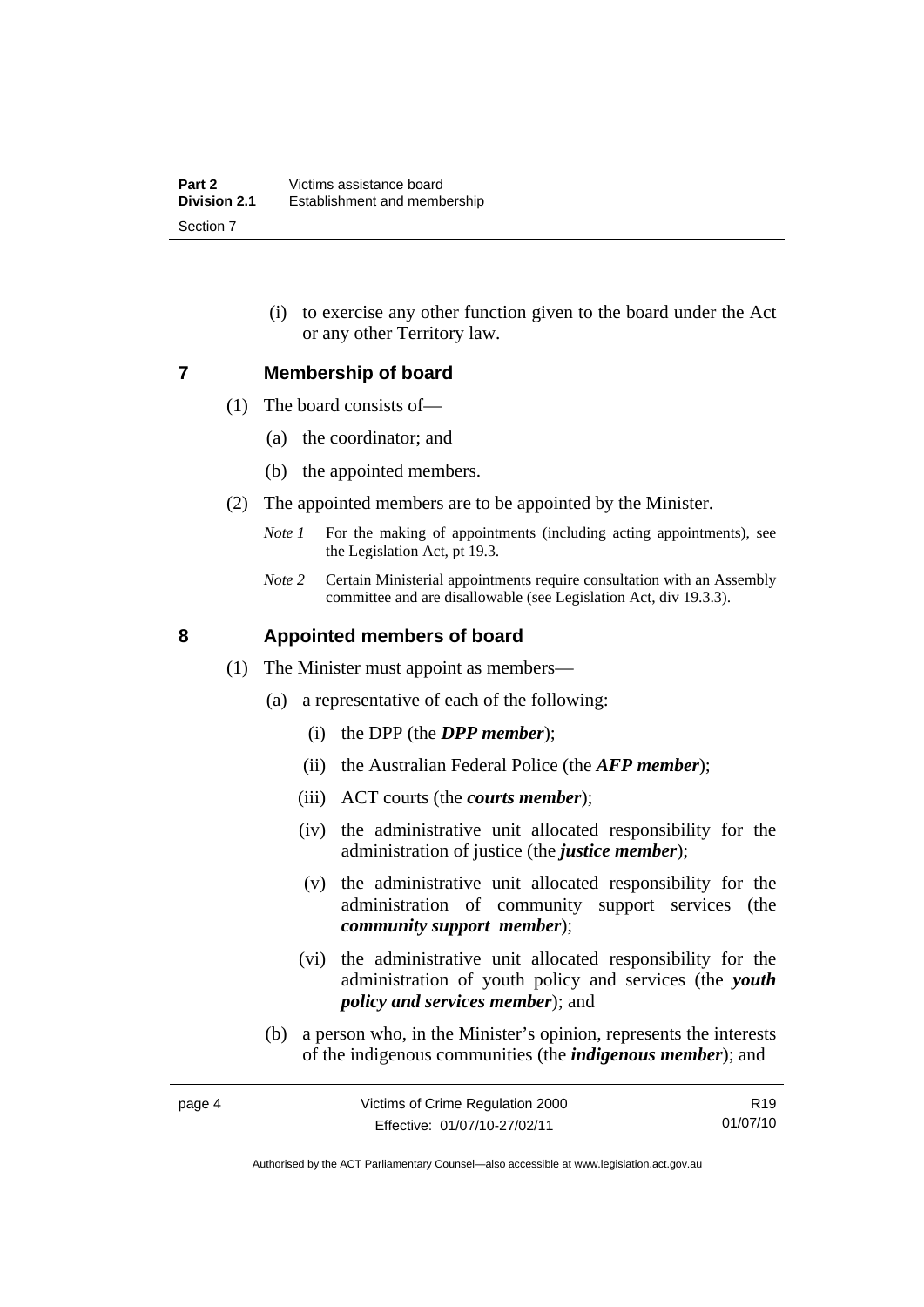(i) to exercise any other function given to the board under the Act or any other Territory law.

## 7 Membership of board

(1) The board consists of—

(a) the coordinator; and

(b) the appointed members.

(2) The appointed members are to be appointed by the Minister.

*Note 1* For the making of appointments (including acting appointments), see the Legislation Act, pt 19.3.

*Note 2* Certain Ministerial appointments require consultation with an Assembly committee and are disallowable (see Legislation Act, div 19.3.3).

## 8 Appointed members of board

(1) The Minister must appoint as members—

(a) a representative of each of the following:

(i) the DPP (the ***DPP member***);

(ii) the Australian Federal Police (the ***AFP member***);

(iii) ACT courts (the ***courts member***);

(iv) the administrative unit allocated responsibility for the administration of justice (the ***justice member***);

(v) the administrative unit allocated responsibility for the administration of community support services (the ***community support member***);

(vi) the administrative unit allocated responsibility for the administration of youth policy and services (the ***youth policy and services member***); and

(b) a person who, in the Minister's opinion, represents the interests of the indigenous communities (the ***indigenous member***); and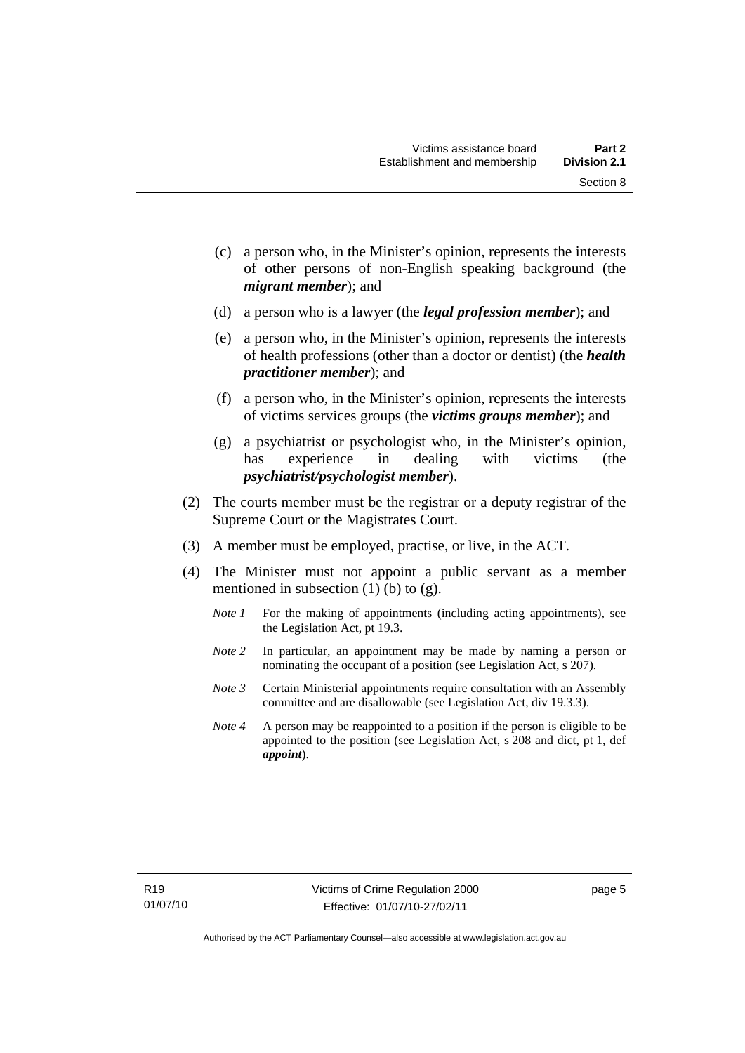(c) a person who, in the Minister's opinion, represents the interests of other persons of non-English speaking background (the ***migrant member***); and

(d) a person who is a lawyer (the ***legal profession member***); and

(e) a person who, in the Minister's opinion, represents the interests of health professions (other than a doctor or dentist) (the ***health practitioner member***); and

(f) a person who, in the Minister's opinion, represents the interests of victims services groups (the ***victims groups member***); and

(g) a psychiatrist or psychologist who, in the Minister's opinion, has experience in dealing with victims (the ***psychiatrist/psychologist member***).

(2) The courts member must be the registrar or a deputy registrar of the Supreme Court or the Magistrates Court.

(3) A member must be employed, practise, or live, in the ACT.

(4) The Minister must not appoint a public servant as a member mentioned in subsection (1) (b) to (g).

*Note 1* For the making of appointments (including acting appointments), see the Legislation Act, pt 19.3.

*Note 2* In particular, an appointment may be made by naming a person or nominating the occupant of a position (see Legislation Act, s 207).

*Note 3* Certain Ministerial appointments require consultation with an Assembly committee and are disallowable (see Legislation Act, div 19.3.3).

*Note 4* A person may be reappointed to a position if the person is eligible to be appointed to the position (see Legislation Act, s 208 and dict, pt 1, def ***appoint***).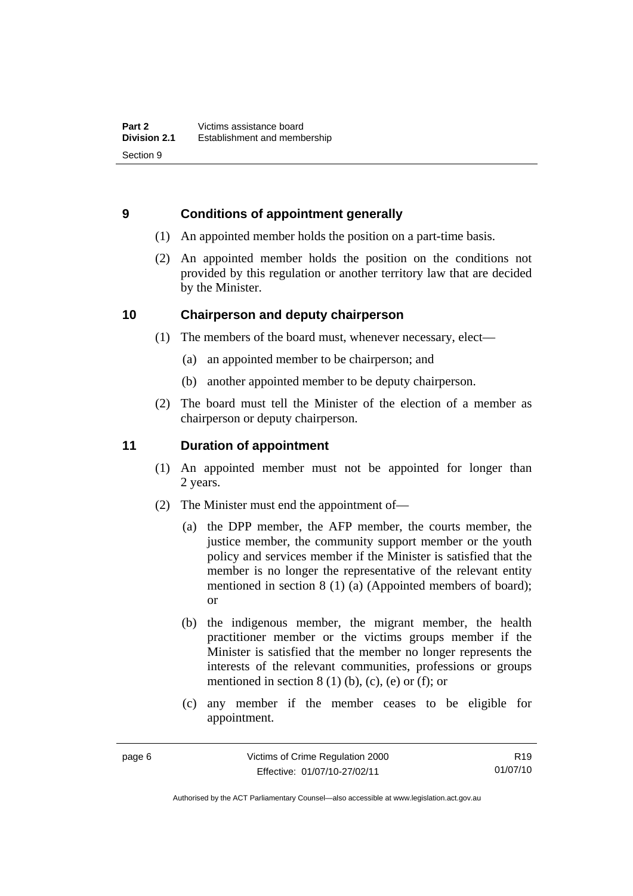## 9 Conditions of appointment generally

(1) An appointed member holds the position on a part-time basis.

(2) An appointed member holds the position on the conditions not provided by this regulation or another territory law that are decided by the Minister.

## 10 Chairperson and deputy chairperson

(1) The members of the board must, whenever necessary, elect—

(a) an appointed member to be chairperson; and

(b) another appointed member to be deputy chairperson.

(2) The board must tell the Minister of the election of a member as chairperson or deputy chairperson.

## 11 Duration of appointment

(1) An appointed member must not be appointed for longer than 2 years.

(2) The Minister must end the appointment of—

(a) the DPP member, the AFP member, the courts member, the justice member, the community support member or the youth policy and services member if the Minister is satisfied that the member is no longer the representative of the relevant entity mentioned in section 8 (1) (a) (Appointed members of board); or

(b) the indigenous member, the migrant member, the health practitioner member or the victims groups member if the Minister is satisfied that the member no longer represents the interests of the relevant communities, professions or groups mentioned in section 8 (1) (b), (c), (e) or (f); or

(c) any member if the member ceases to be eligible for appointment.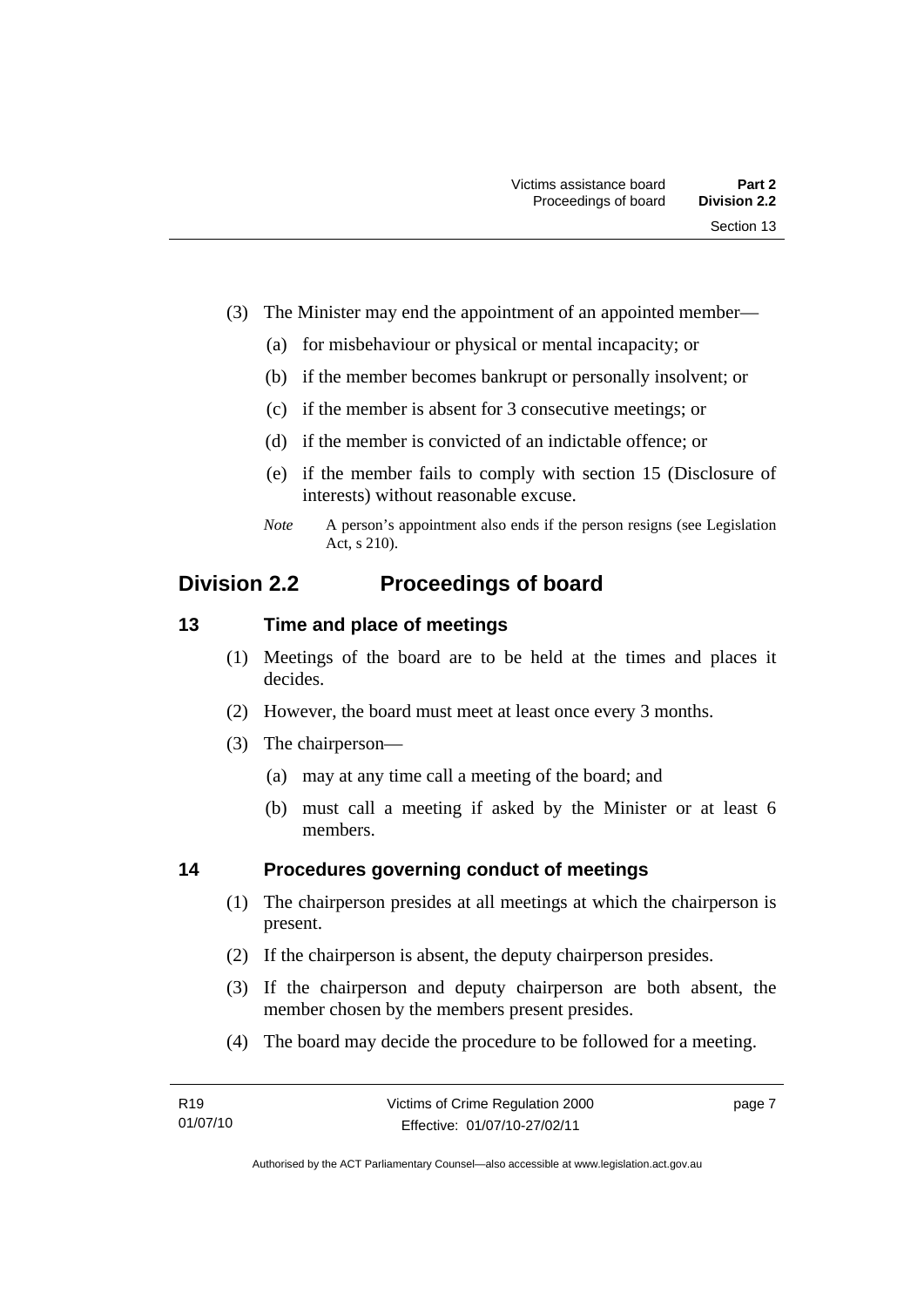(3) The Minister may end the appointment of an appointed member—

(a) for misbehaviour or physical or mental incapacity; or

(b) if the member becomes bankrupt or personally insolvent; or

(c) if the member is absent for 3 consecutive meetings; or

(d) if the member is convicted of an indictable offence; or

(e) if the member fails to comply with section 15 (Disclosure of interests) without reasonable excuse.

*Note* A person's appointment also ends if the person resigns (see Legislation Act, s 210).

## Division 2.2 Proceedings of board

### 13 Time and place of meetings

(1) Meetings of the board are to be held at the times and places it decides.

(2) However, the board must meet at least once every 3 months.

(3) The chairperson—

(a) may at any time call a meeting of the board; and

(b) must call a meeting if asked by the Minister or at least 6 members.

### 14 Procedures governing conduct of meetings

(1) The chairperson presides at all meetings at which the chairperson is present.

(2) If the chairperson is absent, the deputy chairperson presides.

(3) If the chairperson and deputy chairperson are both absent, the member chosen by the members present presides.

(4) The board may decide the procedure to be followed for a meeting.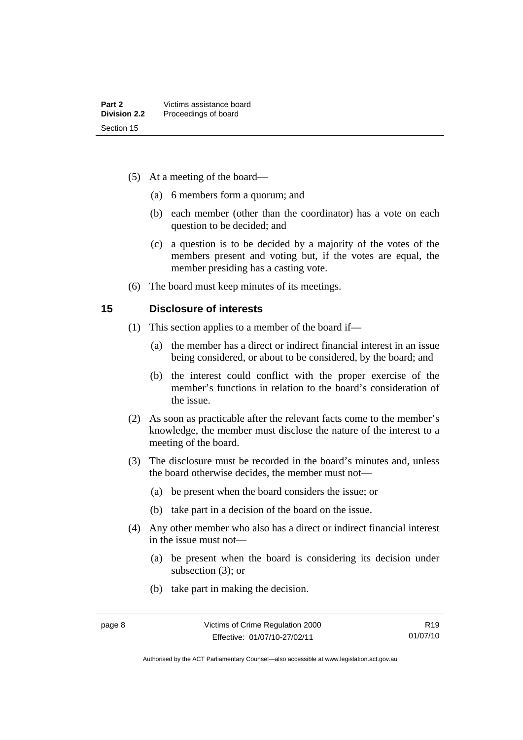(5) At a meeting of the board—

(a) 6 members form a quorum; and

(b) each member (other than the coordinator) has a vote on each question to be decided; and

(c) a question is to be decided by a majority of the votes of the members present and voting but, if the votes are equal, the member presiding has a casting vote.

(6) The board must keep minutes of its meetings.

## 15 Disclosure of interests

(1) This section applies to a member of the board if—

(a) the member has a direct or indirect financial interest in an issue being considered, or about to be considered, by the board; and

(b) the interest could conflict with the proper exercise of the member's functions in relation to the board's consideration of the issue.

(2) As soon as practicable after the relevant facts come to the member's knowledge, the member must disclose the nature of the interest to a meeting of the board.

(3) The disclosure must be recorded in the board's minutes and, unless the board otherwise decides, the member must not—

(a) be present when the board considers the issue; or

(b) take part in a decision of the board on the issue.

(4) Any other member who also has a direct or indirect financial interest in the issue must not—

(a) be present when the board is considering its decision under subsection (3); or

(b) take part in making the decision.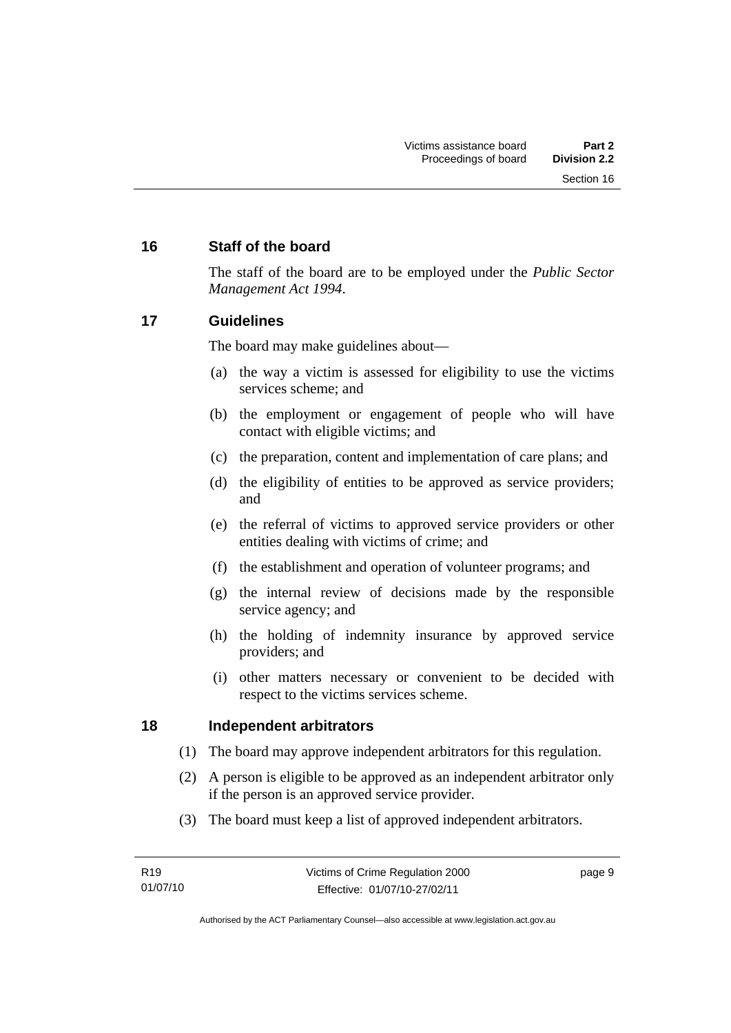## 16 Staff of the board

The staff of the board are to be employed under the *Public Sector Management Act 1994*.

## 17 Guidelines

The board may make guidelines about—

(a) the way a victim is assessed for eligibility to use the victims services scheme; and

(b) the employment or engagement of people who will have contact with eligible victims; and

(c) the preparation, content and implementation of care plans; and

(d) the eligibility of entities to be approved as service providers; and

(e) the referral of victims to approved service providers or other entities dealing with victims of crime; and

(f) the establishment and operation of volunteer programs; and

(g) the internal review of decisions made by the responsible service agency; and

(h) the holding of indemnity insurance by approved service providers; and

(i) other matters necessary or convenient to be decided with respect to the victims services scheme.

## 18 Independent arbitrators

(1) The board may approve independent arbitrators for this regulation.

(2) A person is eligible to be approved as an independent arbitrator only if the person is an approved service provider.

(3) The board must keep a list of approved independent arbitrators.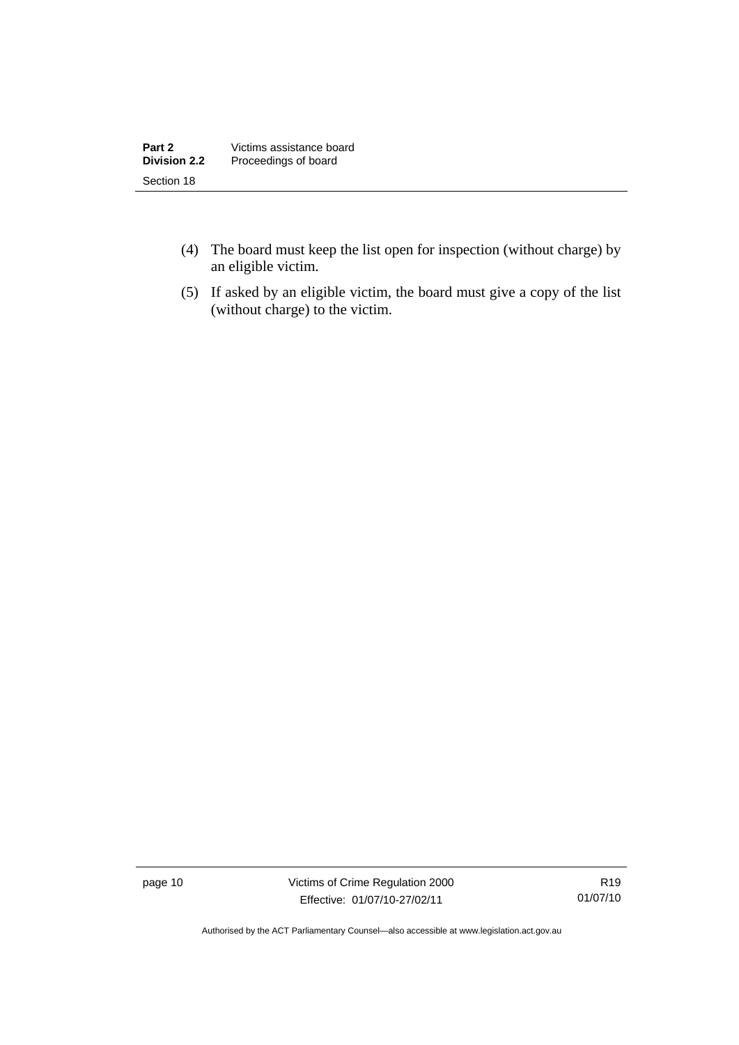(4) The board must keep the list open for inspection (without charge) by an eligible victim.

(5) If asked by an eligible victim, the board must give a copy of the list (without charge) to the victim.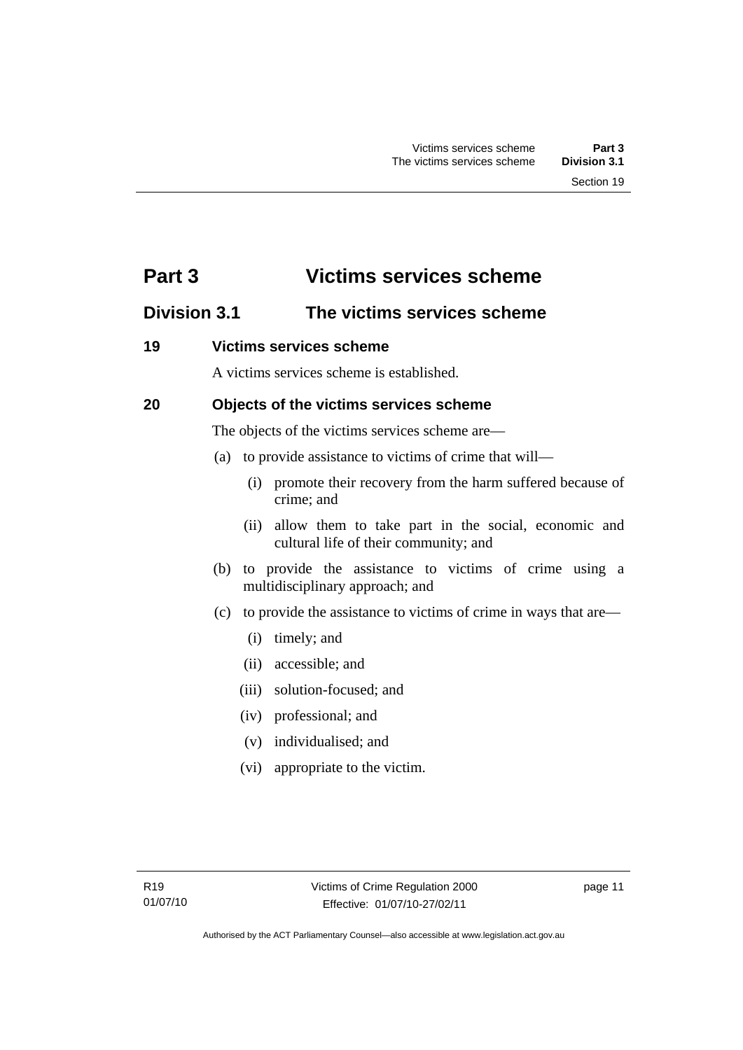# Part 3 Victims services scheme

## Division 3.1 The victims services scheme

### 19 Victims services scheme

A victims services scheme is established.

### 20 Objects of the victims services scheme

The objects of the victims services scheme are—

(a) to provide assistance to victims of crime that will—

(i) promote their recovery from the harm suffered because of crime; and

(ii) allow them to take part in the social, economic and cultural life of their community; and

(b) to provide the assistance to victims of crime using a multidisciplinary approach; and

(c) to provide the assistance to victims of crime in ways that are—

(i) timely; and

(ii) accessible; and

(iii) solution-focused; and

(iv) professional; and

(v) individualised; and

(vi) appropriate to the victim.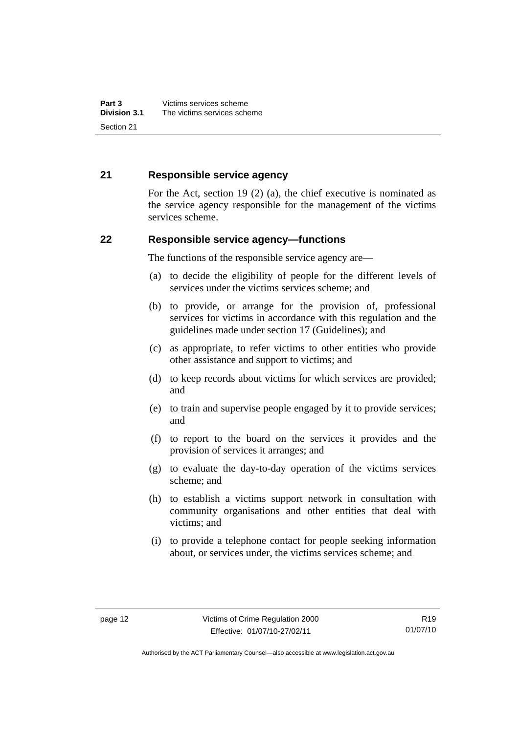## 21 Responsible service agency

For the Act, section 19 (2) (a), the chief executive is nominated as the service agency responsible for the management of the victims services scheme.

## 22 Responsible service agency—functions

The functions of the responsible service agency are—

(a) to decide the eligibility of people for the different levels of services under the victims services scheme; and

(b) to provide, or arrange for the provision of, professional services for victims in accordance with this regulation and the guidelines made under section 17 (Guidelines); and

(c) as appropriate, to refer victims to other entities who provide other assistance and support to victims; and

(d) to keep records about victims for which services are provided; and

(e) to train and supervise people engaged by it to provide services; and

(f) to report to the board on the services it provides and the provision of services it arranges; and

(g) to evaluate the day-to-day operation of the victims services scheme; and

(h) to establish a victims support network in consultation with community organisations and other entities that deal with victims; and

(i) to provide a telephone contact for people seeking information about, or services under, the victims services scheme; and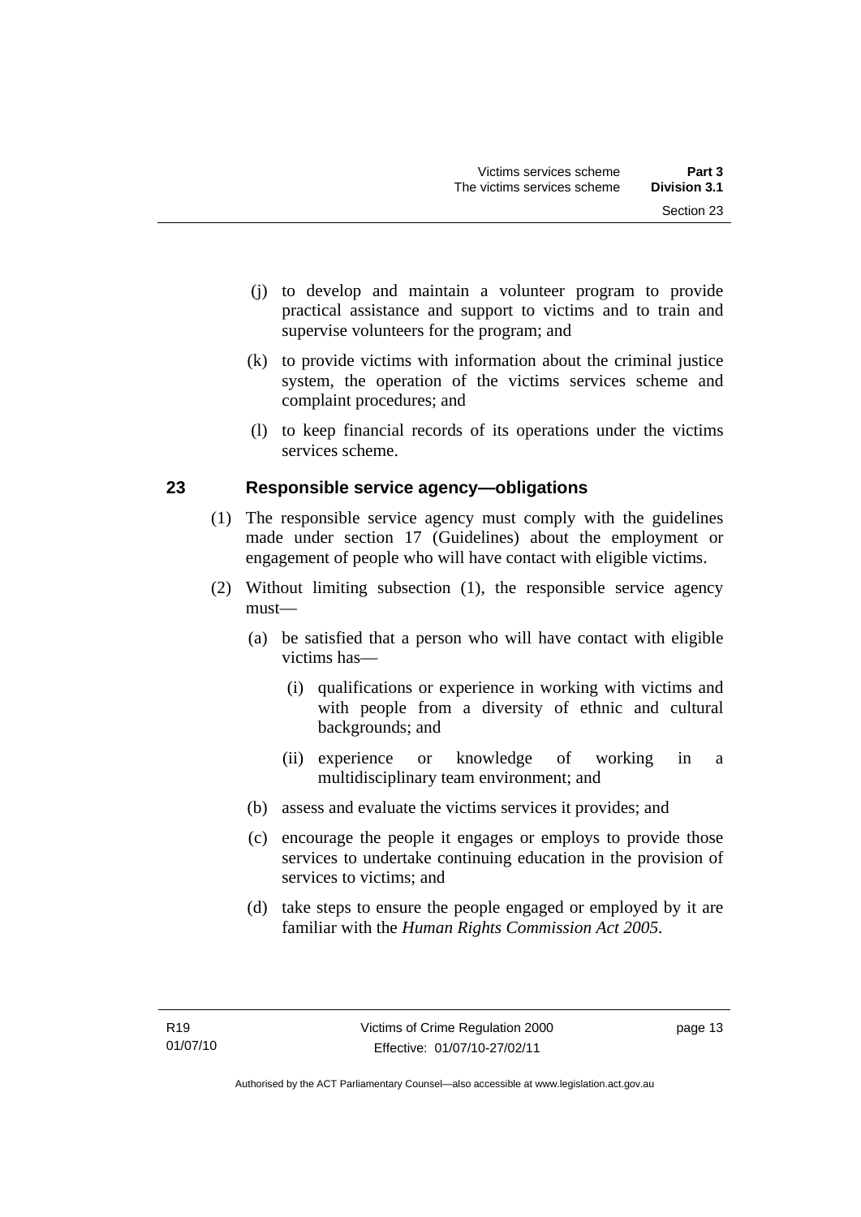(j) to develop and maintain a volunteer program to provide practical assistance and support to victims and to train and supervise volunteers for the program; and

(k) to provide victims with information about the criminal justice system, the operation of the victims services scheme and complaint procedures; and

(l) to keep financial records of its operations under the victims services scheme.

## 23 Responsible service agency—obligations

(1) The responsible service agency must comply with the guidelines made under section 17 (Guidelines) about the employment or engagement of people who will have contact with eligible victims.

(2) Without limiting subsection (1), the responsible service agency must—

(a) be satisfied that a person who will have contact with eligible victims has—

(i) qualifications or experience in working with victims and with people from a diversity of ethnic and cultural backgrounds; and

(ii) experience or knowledge of working in a multidisciplinary team environment; and

(b) assess and evaluate the victims services it provides; and

(c) encourage the people it engages or employs to provide those services to undertake continuing education in the provision of services to victims; and

(d) take steps to ensure the people engaged or employed by it are familiar with the *Human Rights Commission Act 2005*.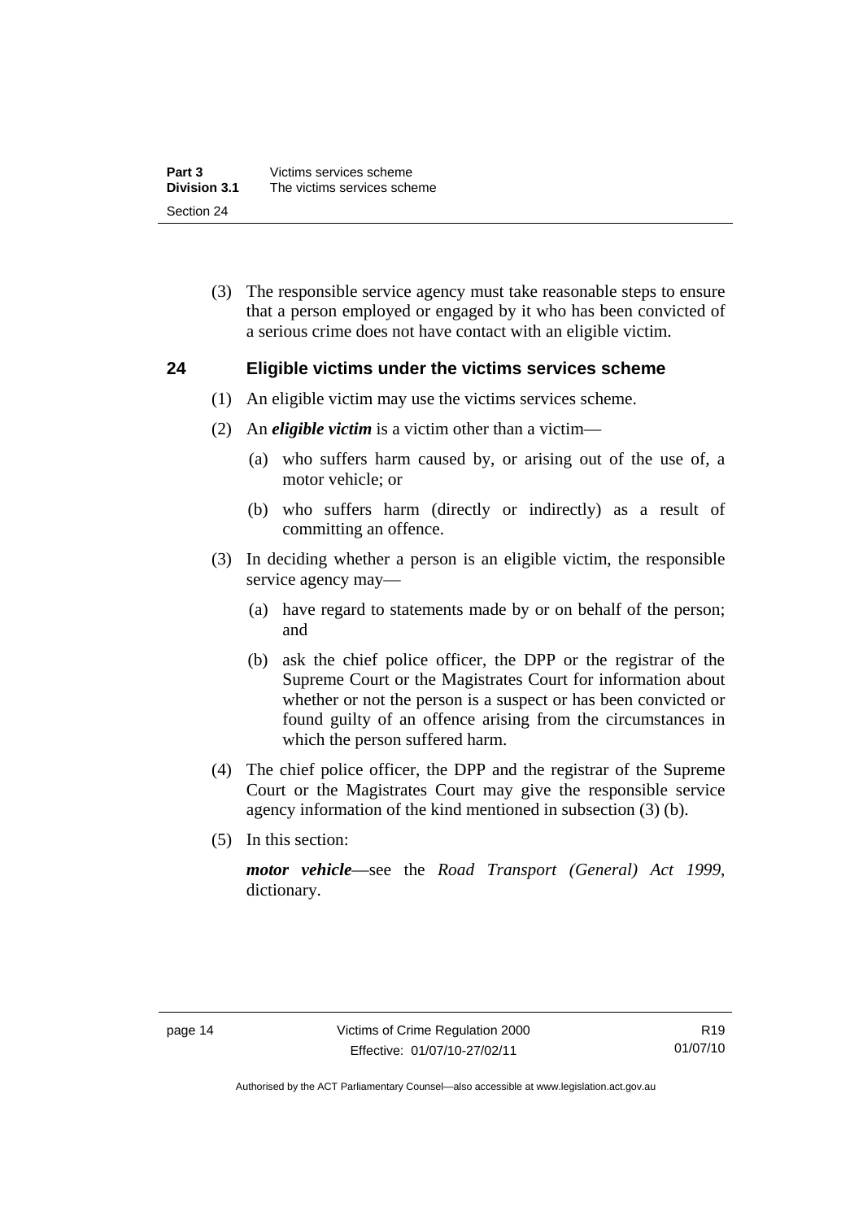(3) The responsible service agency must take reasonable steps to ensure that a person employed or engaged by it who has been convicted of a serious crime does not have contact with an eligible victim.

## 24 Eligible victims under the victims services scheme

(1) An eligible victim may use the victims services scheme.

(2) An ***eligible victim*** is a victim other than a victim—

(a) who suffers harm caused by, or arising out of the use of, a motor vehicle; or

(b) who suffers harm (directly or indirectly) as a result of committing an offence.

(3) In deciding whether a person is an eligible victim, the responsible service agency may—

(a) have regard to statements made by or on behalf of the person; and

(b) ask the chief police officer, the DPP or the registrar of the Supreme Court or the Magistrates Court for information about whether or not the person is a suspect or has been convicted or found guilty of an offence arising from the circumstances in which the person suffered harm.

(4) The chief police officer, the DPP and the registrar of the Supreme Court or the Magistrates Court may give the responsible service agency information of the kind mentioned in subsection (3) (b).

(5) In this section:

***motor vehicle***—see the *Road Transport (General) Act 1999*, dictionary.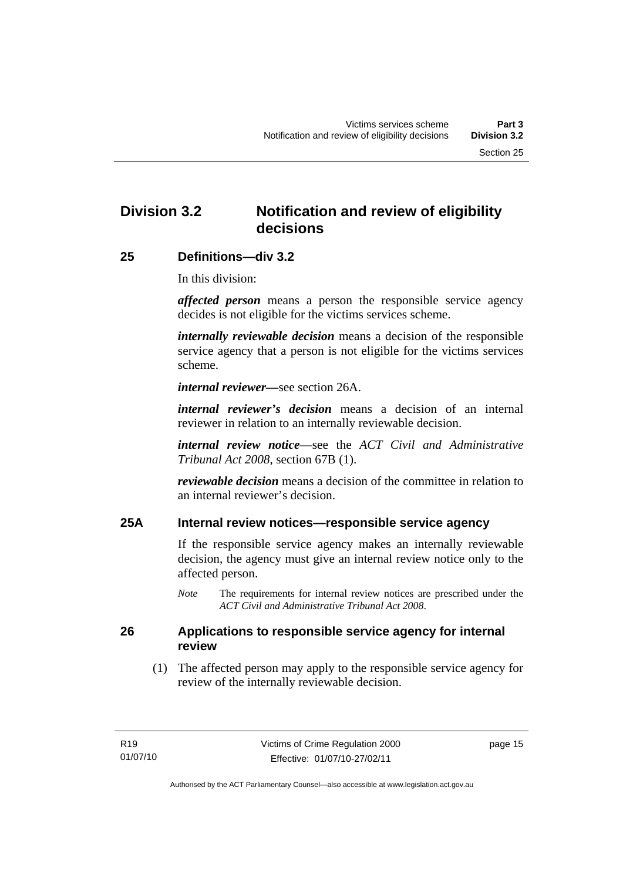## Division 3.2 Notification and review of eligibility decisions

### 25 Definitions—div 3.2

In this division:

***affected person*** means a person the responsible service agency decides is not eligible for the victims services scheme.

***internally reviewable decision*** means a decision of the responsible service agency that a person is not eligible for the victims services scheme.

***internal reviewer*****—**see section 26A.

***internal reviewer's decision*** means a decision of an internal reviewer in relation to an internally reviewable decision.

***internal review notice***—see the *ACT Civil and Administrative Tribunal Act 2008*, section 67B (1).

***reviewable decision*** means a decision of the committee in relation to an internal reviewer's decision.

### 25A Internal review notices—responsible service agency

If the responsible service agency makes an internally reviewable decision, the agency must give an internal review notice only to the affected person.

*Note* The requirements for internal review notices are prescribed under the *ACT Civil and Administrative Tribunal Act 2008*.

### 26 Applications to responsible service agency for internal review

(1) The affected person may apply to the responsible service agency for review of the internally reviewable decision.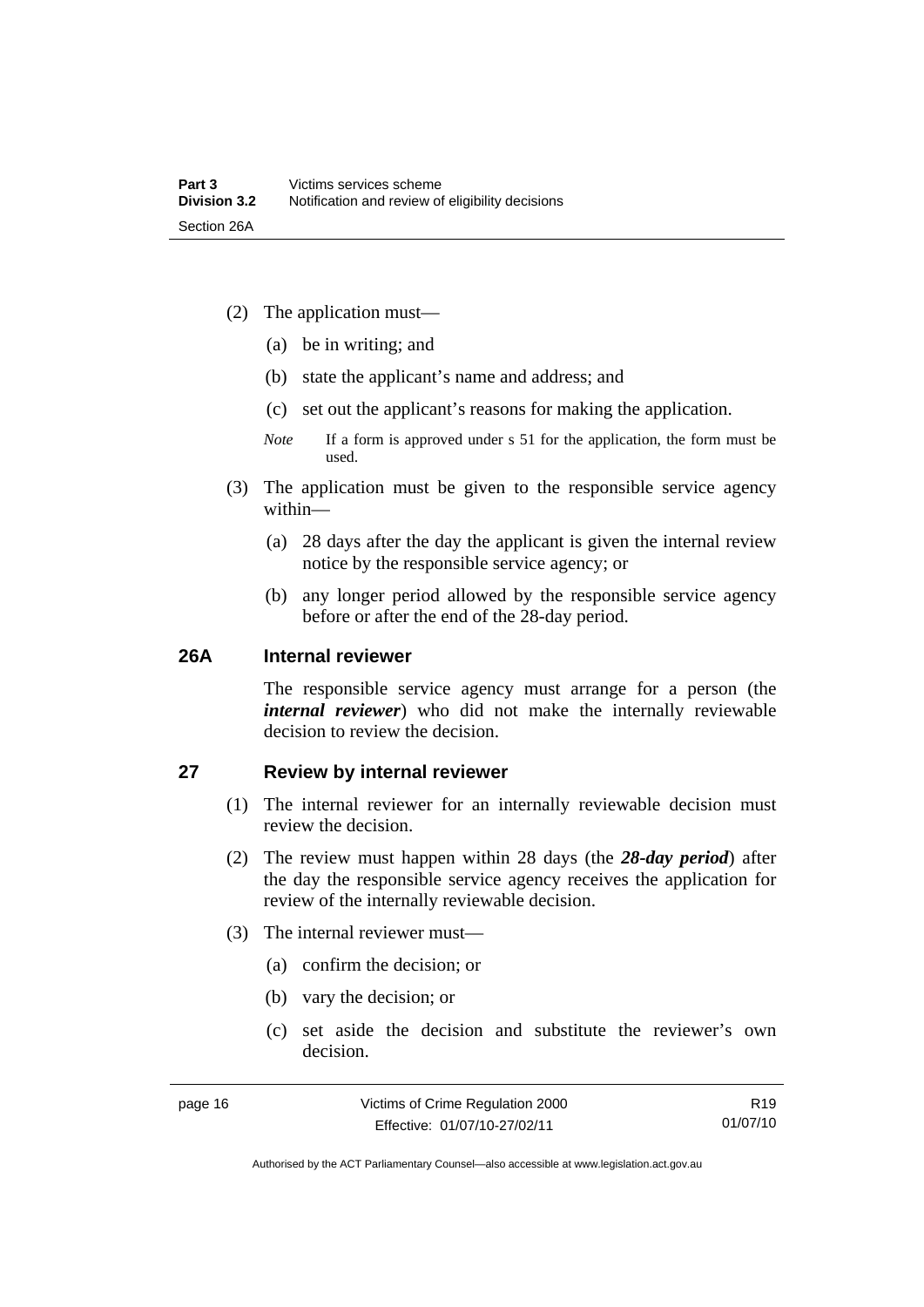(2) The application must—

(a) be in writing; and

(b) state the applicant's name and address; and

(c) set out the applicant's reasons for making the application.

*Note* If a form is approved under s 51 for the application, the form must be used.

(3) The application must be given to the responsible service agency within—

(a) 28 days after the day the applicant is given the internal review notice by the responsible service agency; or

(b) any longer period allowed by the responsible service agency before or after the end of the 28-day period.

## 26A Internal reviewer

The responsible service agency must arrange for a person (the ***internal reviewer***) who did not make the internally reviewable decision to review the decision.

## 27 Review by internal reviewer

(1) The internal reviewer for an internally reviewable decision must review the decision.

(2) The review must happen within 28 days (the ***28-day period***) after the day the responsible service agency receives the application for review of the internally reviewable decision.

(3) The internal reviewer must—

(a) confirm the decision; or

(b) vary the decision; or

(c) set aside the decision and substitute the reviewer's own decision.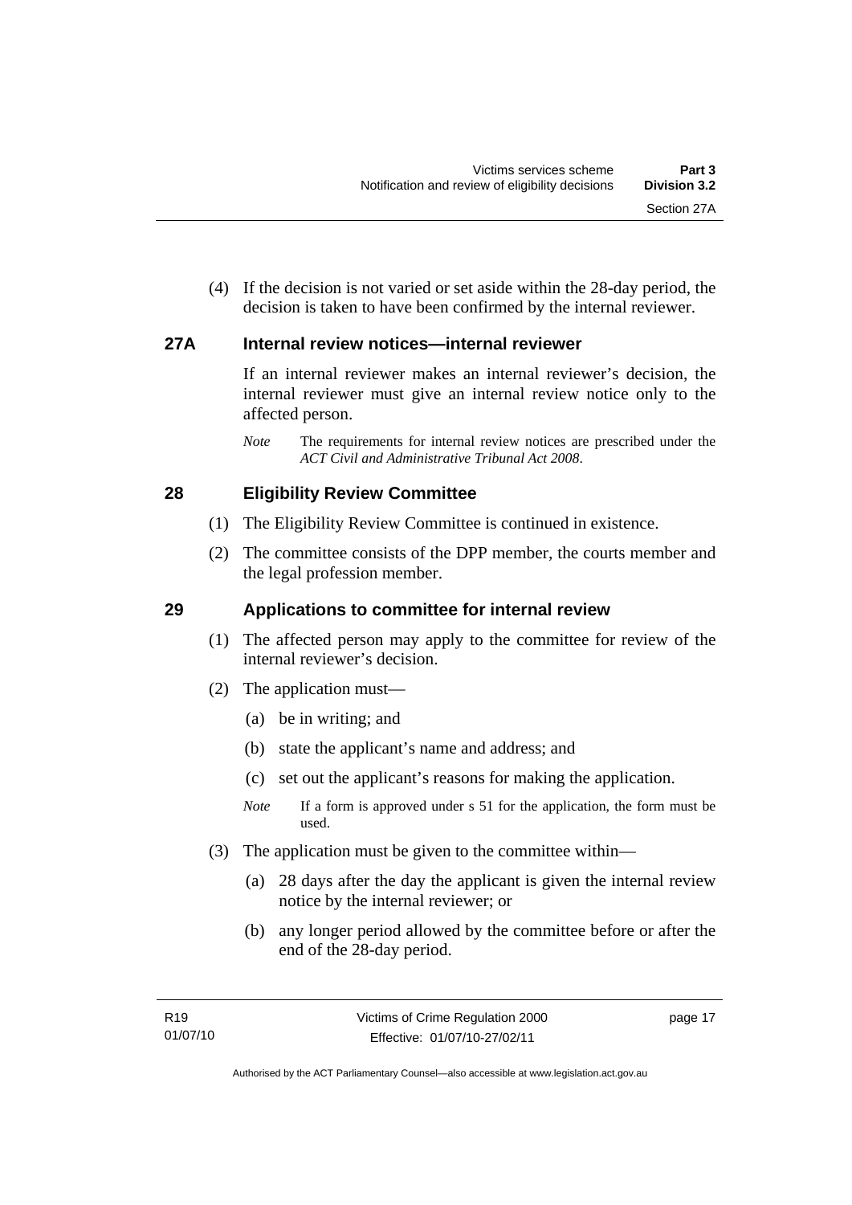(4) If the decision is not varied or set aside within the 28-day period, the decision is taken to have been confirmed by the internal reviewer.

### 27A Internal review notices—internal reviewer

If an internal reviewer makes an internal reviewer's decision, the internal reviewer must give an internal review notice only to the affected person.

*Note* The requirements for internal review notices are prescribed under the *ACT Civil and Administrative Tribunal Act 2008*.

### 28 Eligibility Review Committee

(1) The Eligibility Review Committee is continued in existence.

(2) The committee consists of the DPP member, the courts member and the legal profession member.

### 29 Applications to committee for internal review

(1) The affected person may apply to the committee for review of the internal reviewer's decision.

(2) The application must—

(a) be in writing; and

(b) state the applicant's name and address; and

(c) set out the applicant's reasons for making the application.

*Note* If a form is approved under s 51 for the application, the form must be used.

(3) The application must be given to the committee within—

(a) 28 days after the day the applicant is given the internal review notice by the internal reviewer; or

(b) any longer period allowed by the committee before or after the end of the 28-day period.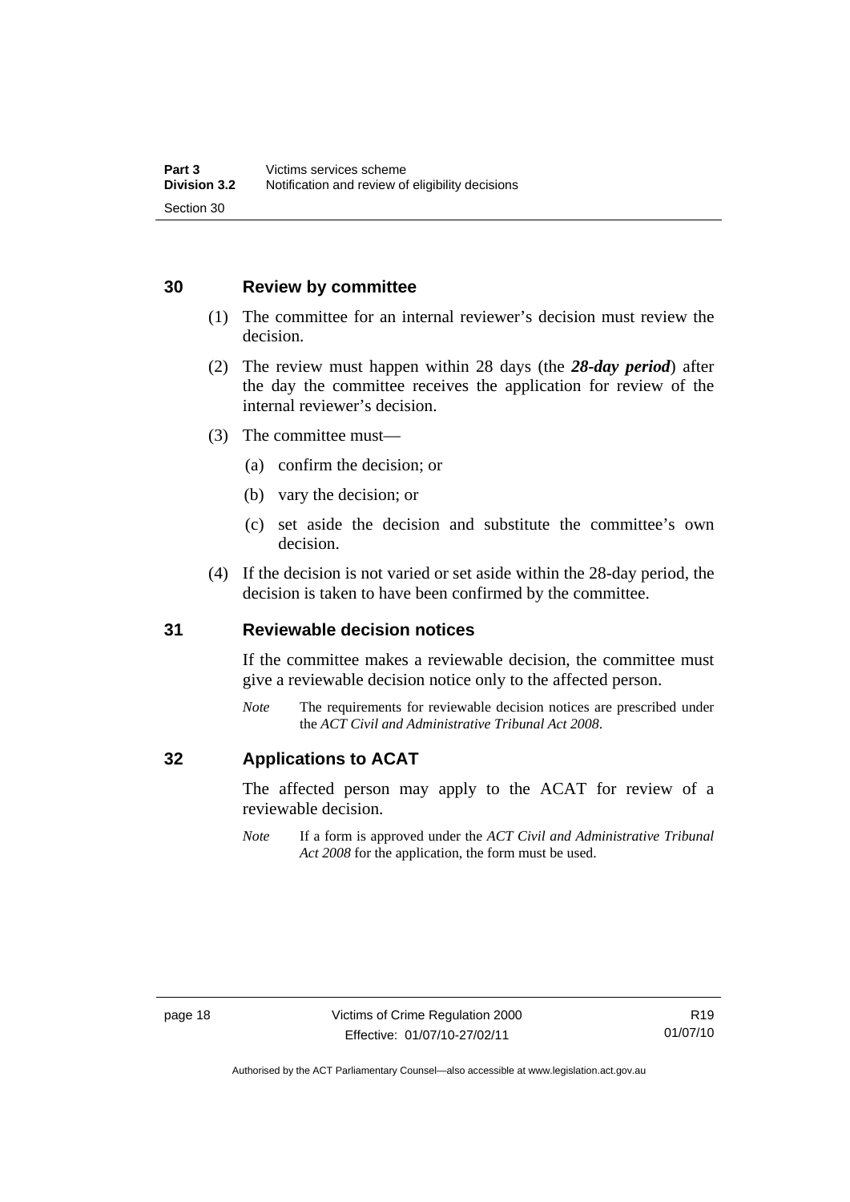## 30 Review by committee

(1) The committee for an internal reviewer's decision must review the decision.

(2) The review must happen within 28 days (the ***28-day period***) after the day the committee receives the application for review of the internal reviewer's decision.

(3) The committee must—

(a) confirm the decision; or

(b) vary the decision; or

(c) set aside the decision and substitute the committee's own decision.

(4) If the decision is not varied or set aside within the 28-day period, the decision is taken to have been confirmed by the committee.

## 31 Reviewable decision notices

If the committee makes a reviewable decision, the committee must give a reviewable decision notice only to the affected person.

*Note* The requirements for reviewable decision notices are prescribed under the *ACT Civil and Administrative Tribunal Act 2008*.

## 32 Applications to ACAT

The affected person may apply to the ACAT for review of a reviewable decision.

*Note* If a form is approved under the *ACT Civil and Administrative Tribunal Act 2008* for the application, the form must be used.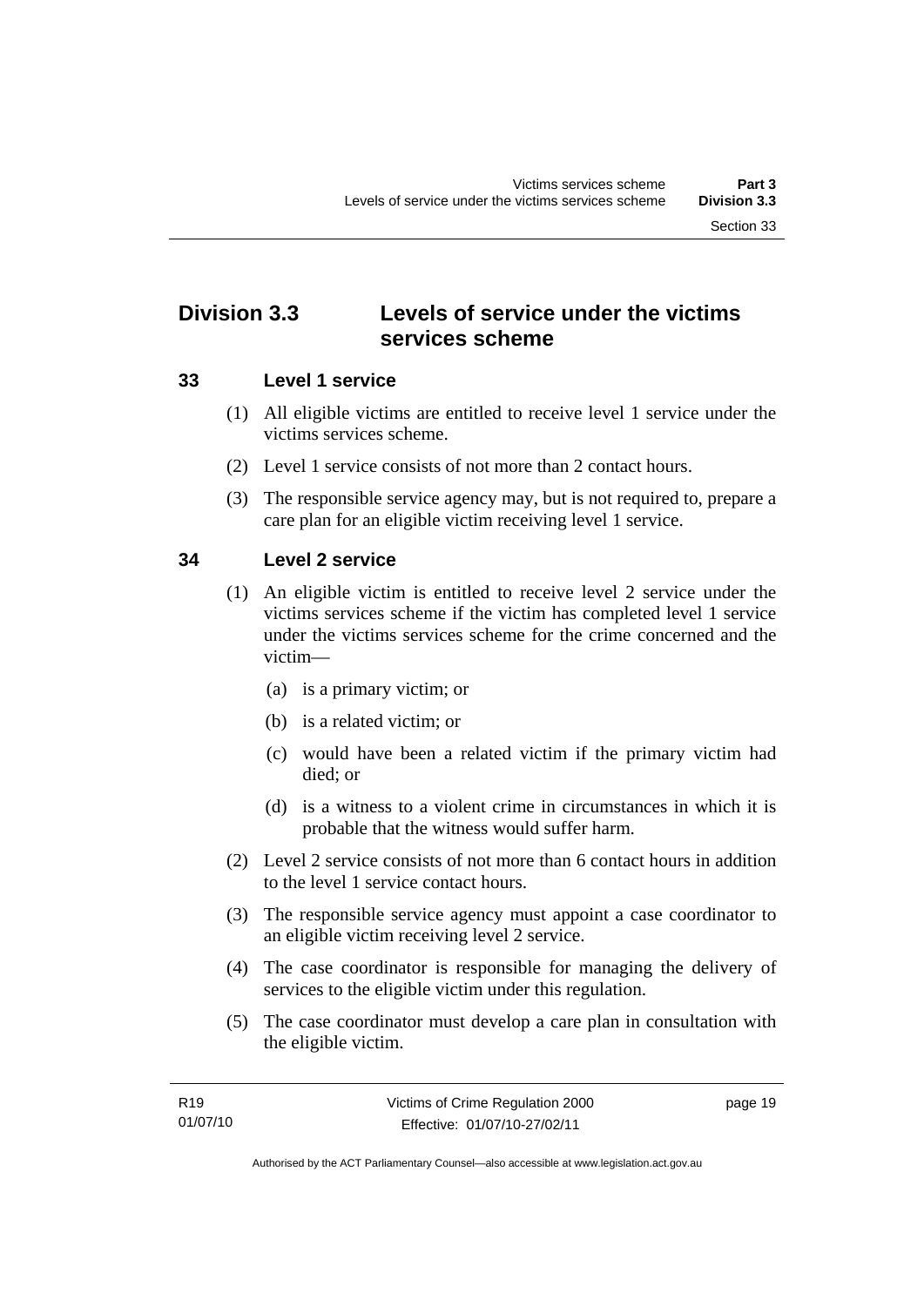## Division 3.3 Levels of service under the victims services scheme

### 33 Level 1 service

(1) All eligible victims are entitled to receive level 1 service under the victims services scheme.

(2) Level 1 service consists of not more than 2 contact hours.

(3) The responsible service agency may, but is not required to, prepare a care plan for an eligible victim receiving level 1 service.

### 34 Level 2 service

(1) An eligible victim is entitled to receive level 2 service under the victims services scheme if the victim has completed level 1 service under the victims services scheme for the crime concerned and the victim—

(a) is a primary victim; or

(b) is a related victim; or

(c) would have been a related victim if the primary victim had died; or

(d) is a witness to a violent crime in circumstances in which it is probable that the witness would suffer harm.

(2) Level 2 service consists of not more than 6 contact hours in addition to the level 1 service contact hours.

(3) The responsible service agency must appoint a case coordinator to an eligible victim receiving level 2 service.

(4) The case coordinator is responsible for managing the delivery of services to the eligible victim under this regulation.

(5) The case coordinator must develop a care plan in consultation with the eligible victim.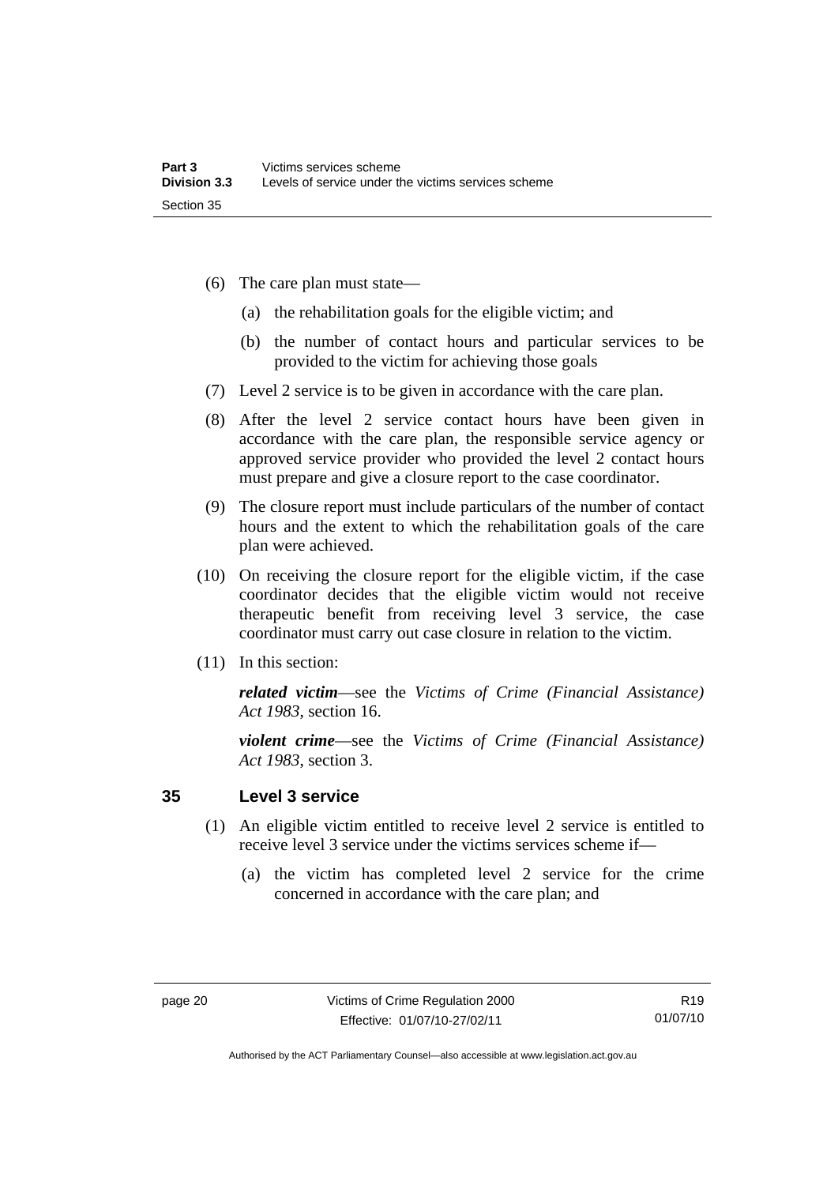(6) The care plan must state—

(a) the rehabilitation goals for the eligible victim; and

(b) the number of contact hours and particular services to be provided to the victim for achieving those goals

(7) Level 2 service is to be given in accordance with the care plan.

(8) After the level 2 service contact hours have been given in accordance with the care plan, the responsible service agency or approved service provider who provided the level 2 contact hours must prepare and give a closure report to the case coordinator.

(9) The closure report must include particulars of the number of contact hours and the extent to which the rehabilitation goals of the care plan were achieved.

(10) On receiving the closure report for the eligible victim, if the case coordinator decides that the eligible victim would not receive therapeutic benefit from receiving level 3 service, the case coordinator must carry out case closure in relation to the victim.

(11) In this section:

***related victim***—see the *Victims of Crime (Financial Assistance) Act 1983*, section 16.

***violent crime***—see the *Victims of Crime (Financial Assistance) Act 1983*, section 3.

## 35 Level 3 service

(1) An eligible victim entitled to receive level 2 service is entitled to receive level 3 service under the victims services scheme if—

(a) the victim has completed level 2 service for the crime concerned in accordance with the care plan; and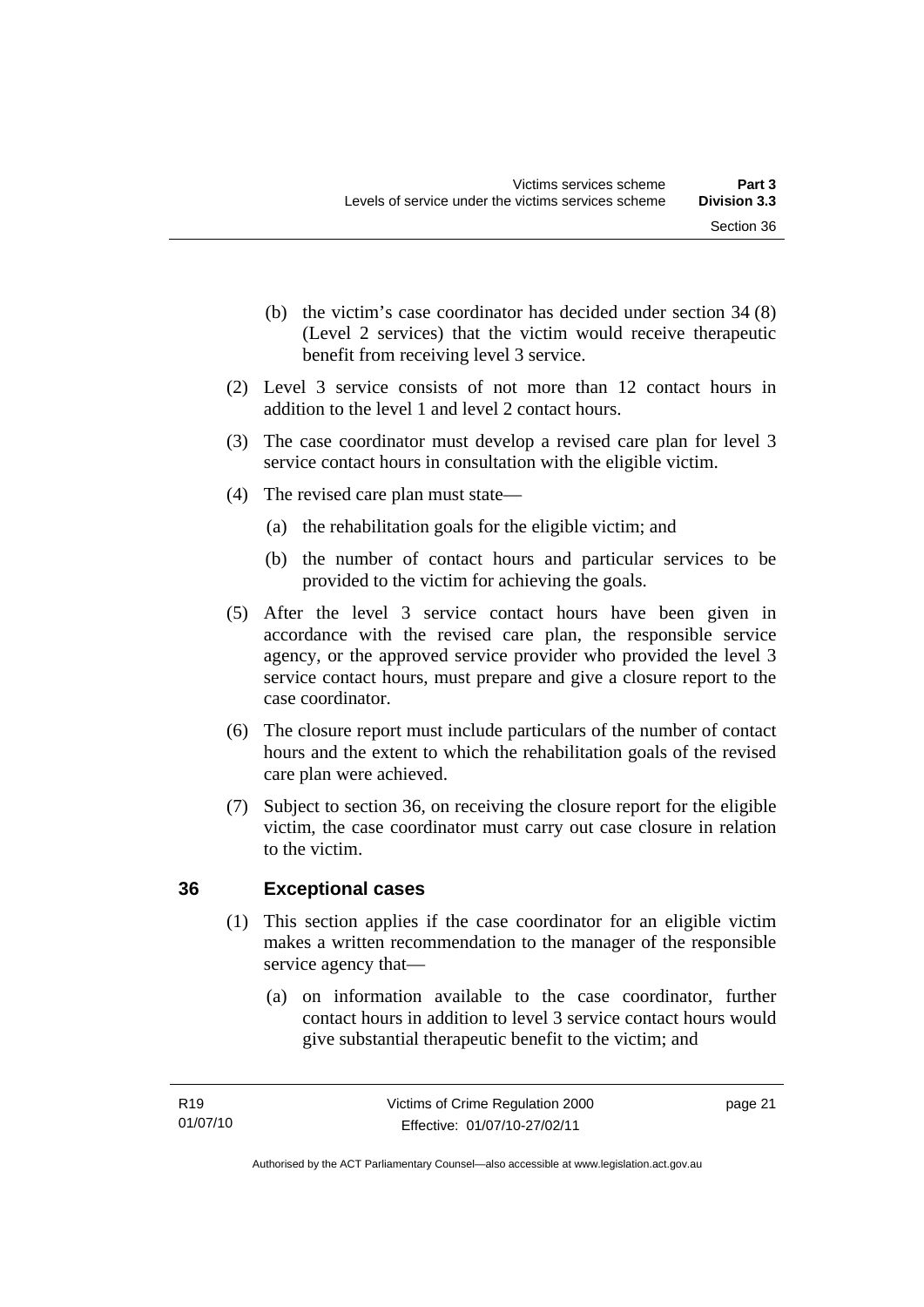(b) the victim's case coordinator has decided under section 34 (8) (Level 2 services) that the victim would receive therapeutic benefit from receiving level 3 service.

(2) Level 3 service consists of not more than 12 contact hours in addition to the level 1 and level 2 contact hours.

(3) The case coordinator must develop a revised care plan for level 3 service contact hours in consultation with the eligible victim.

(4) The revised care plan must state—

(a) the rehabilitation goals for the eligible victim; and

(b) the number of contact hours and particular services to be provided to the victim for achieving the goals.

(5) After the level 3 service contact hours have been given in accordance with the revised care plan, the responsible service agency, or the approved service provider who provided the level 3 service contact hours, must prepare and give a closure report to the case coordinator.

(6) The closure report must include particulars of the number of contact hours and the extent to which the rehabilitation goals of the revised care plan were achieved.

(7) Subject to section 36, on receiving the closure report for the eligible victim, the case coordinator must carry out case closure in relation to the victim.

## 36 Exceptional cases

(1) This section applies if the case coordinator for an eligible victim makes a written recommendation to the manager of the responsible service agency that—

(a) on information available to the case coordinator, further contact hours in addition to level 3 service contact hours would give substantial therapeutic benefit to the victim; and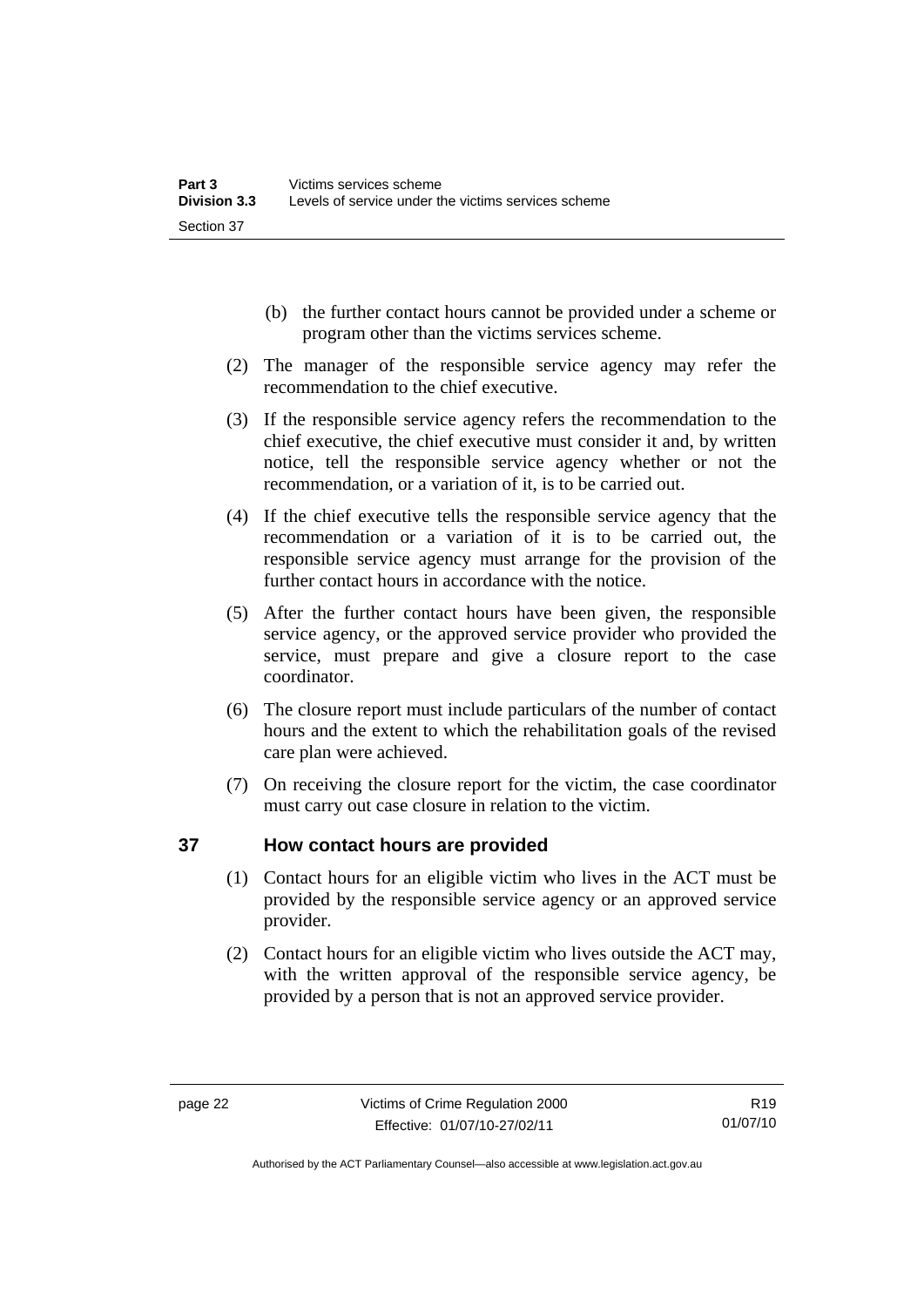(b) the further contact hours cannot be provided under a scheme or program other than the victims services scheme.

(2) The manager of the responsible service agency may refer the recommendation to the chief executive.

(3) If the responsible service agency refers the recommendation to the chief executive, the chief executive must consider it and, by written notice, tell the responsible service agency whether or not the recommendation, or a variation of it, is to be carried out.

(4) If the chief executive tells the responsible service agency that the recommendation or a variation of it is to be carried out, the responsible service agency must arrange for the provision of the further contact hours in accordance with the notice.

(5) After the further contact hours have been given, the responsible service agency, or the approved service provider who provided the service, must prepare and give a closure report to the case coordinator.

(6) The closure report must include particulars of the number of contact hours and the extent to which the rehabilitation goals of the revised care plan were achieved.

(7) On receiving the closure report for the victim, the case coordinator must carry out case closure in relation to the victim.

## 37 How contact hours are provided

(1) Contact hours for an eligible victim who lives in the ACT must be provided by the responsible service agency or an approved service provider.

(2) Contact hours for an eligible victim who lives outside the ACT may, with the written approval of the responsible service agency, be provided by a person that is not an approved service provider.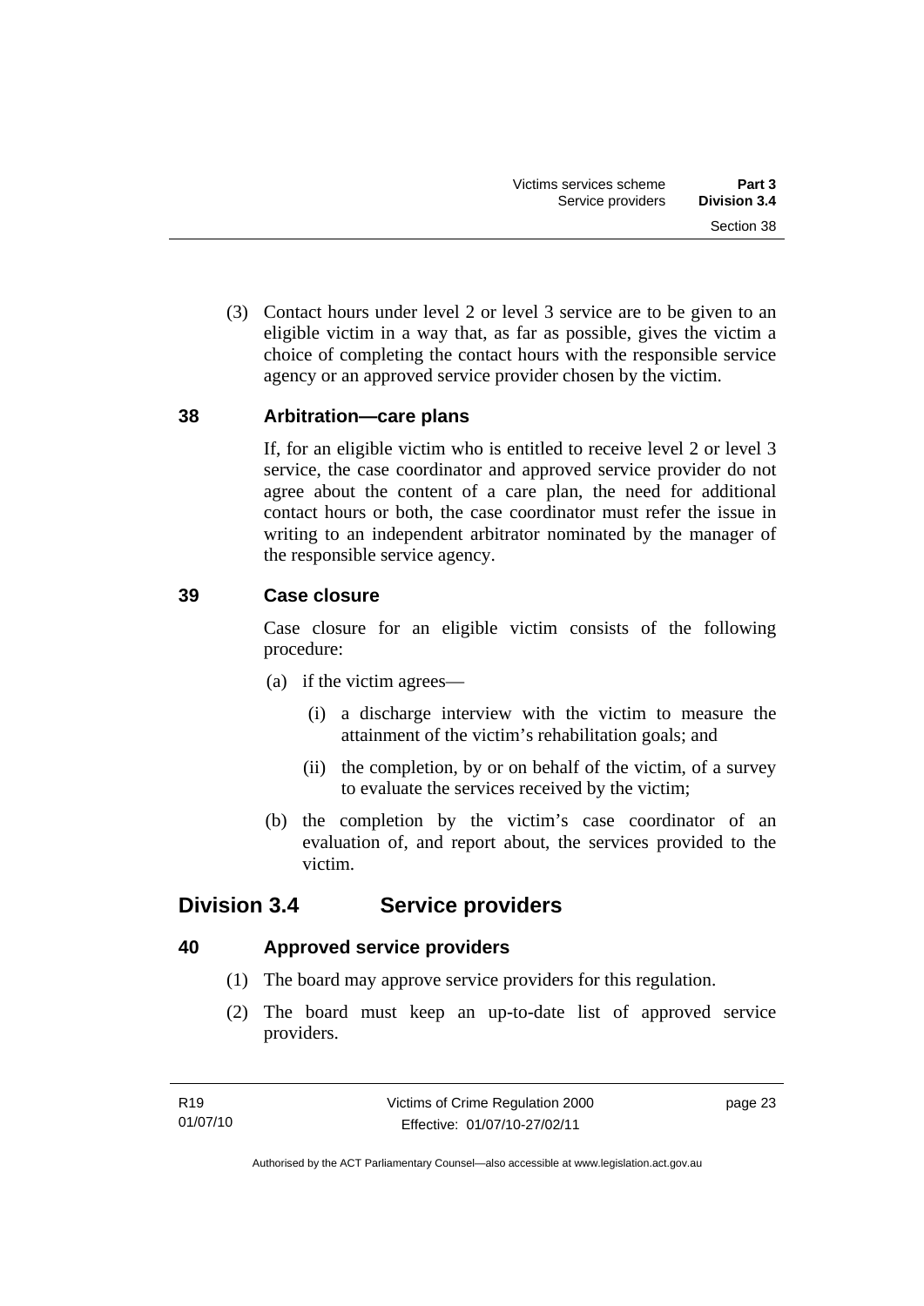(3) Contact hours under level 2 or level 3 service are to be given to an eligible victim in a way that, as far as possible, gives the victim a choice of completing the contact hours with the responsible service agency or an approved service provider chosen by the victim.

### 38 Arbitration—care plans

If, for an eligible victim who is entitled to receive level 2 or level 3 service, the case coordinator and approved service provider do not agree about the content of a care plan, the need for additional contact hours or both, the case coordinator must refer the issue in writing to an independent arbitrator nominated by the manager of the responsible service agency.

### 39 Case closure

Case closure for an eligible victim consists of the following procedure:

(a) if the victim agrees—

(i) a discharge interview with the victim to measure the attainment of the victim's rehabilitation goals; and

(ii) the completion, by or on behalf of the victim, of a survey to evaluate the services received by the victim;

(b) the completion by the victim's case coordinator of an evaluation of, and report about, the services provided to the victim.

## Division 3.4 Service providers

### 40 Approved service providers

(1) The board may approve service providers for this regulation.

(2) The board must keep an up-to-date list of approved service providers.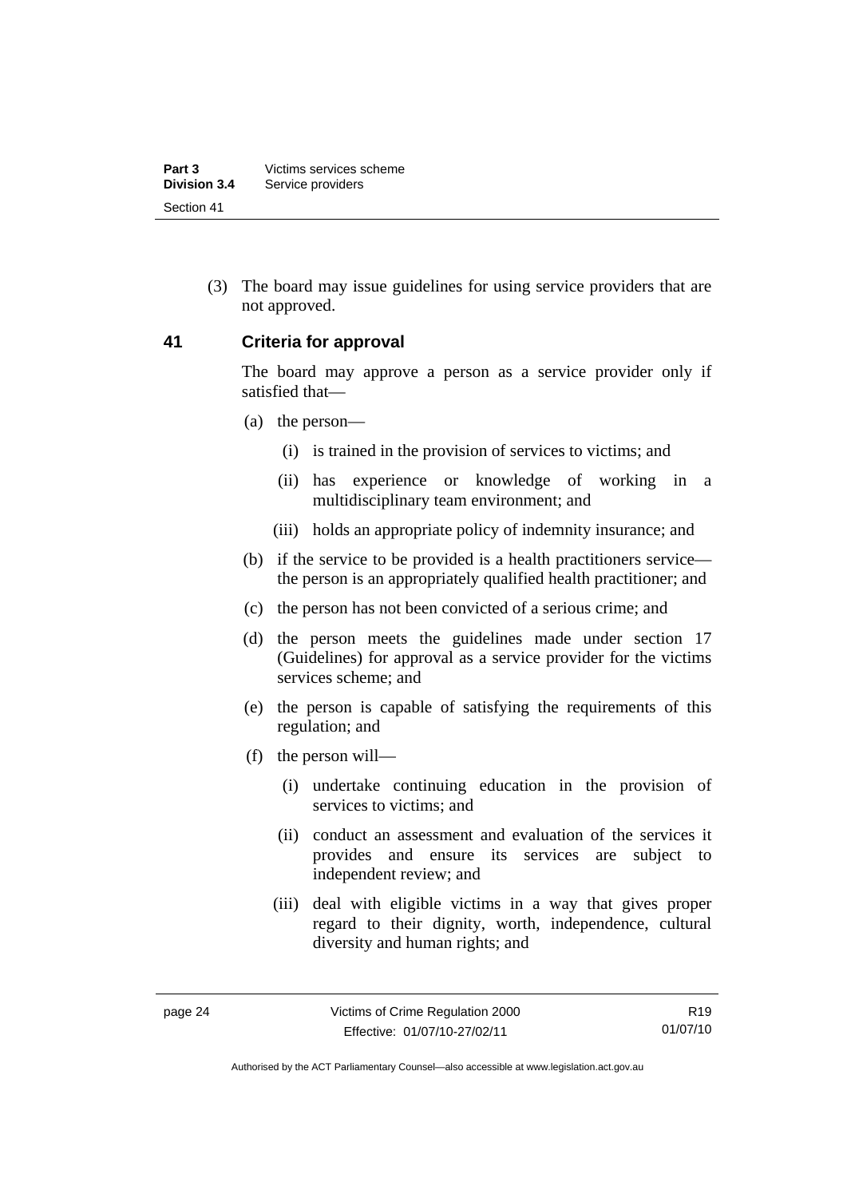(3) The board may issue guidelines for using service providers that are not approved.

### 41 Criteria for approval

The board may approve a person as a service provider only if satisfied that—

(a) the person—

(i) is trained in the provision of services to victims; and

(ii) has experience or knowledge of working in a multidisciplinary team environment; and

(iii) holds an appropriate policy of indemnity insurance; and

(b) if the service to be provided is a health practitioners service—the person is an appropriately qualified health practitioner; and

(c) the person has not been convicted of a serious crime; and

(d) the person meets the guidelines made under section 17 (Guidelines) for approval as a service provider for the victims services scheme; and

(e) the person is capable of satisfying the requirements of this regulation; and

(f) the person will—

(i) undertake continuing education in the provision of services to victims; and

(ii) conduct an assessment and evaluation of the services it provides and ensure its services are subject to independent review; and

(iii) deal with eligible victims in a way that gives proper regard to their dignity, worth, independence, cultural diversity and human rights; and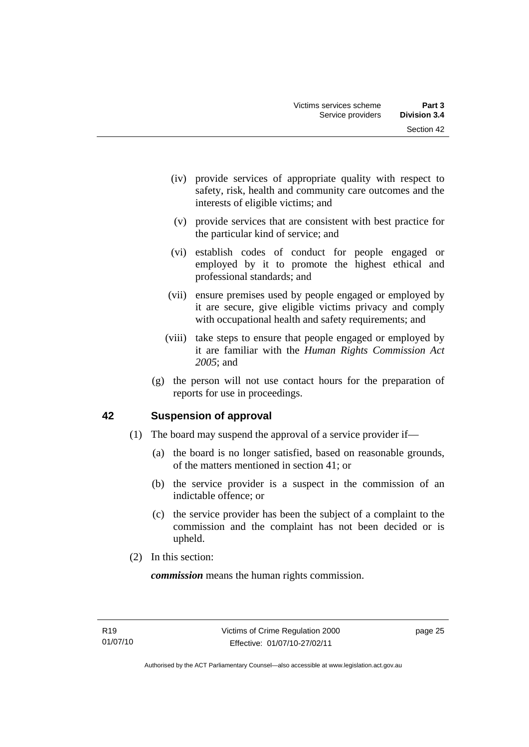(iv) provide services of appropriate quality with respect to safety, risk, health and community care outcomes and the interests of eligible victims; and

(v) provide services that are consistent with best practice for the particular kind of service; and

(vi) establish codes of conduct for people engaged or employed by it to promote the highest ethical and professional standards; and

(vii) ensure premises used by people engaged or employed by it are secure, give eligible victims privacy and comply with occupational health and safety requirements; and

(viii) take steps to ensure that people engaged or employed by it are familiar with the *Human Rights Commission Act 2005*; and

(g) the person will not use contact hours for the preparation of reports for use in proceedings.

## 42 Suspension of approval

(1) The board may suspend the approval of a service provider if—

(a) the board is no longer satisfied, based on reasonable grounds, of the matters mentioned in section 41; or

(b) the service provider is a suspect in the commission of an indictable offence; or

(c) the service provider has been the subject of a complaint to the commission and the complaint has not been decided or is upheld.

(2) In this section:

***commission*** means the human rights commission.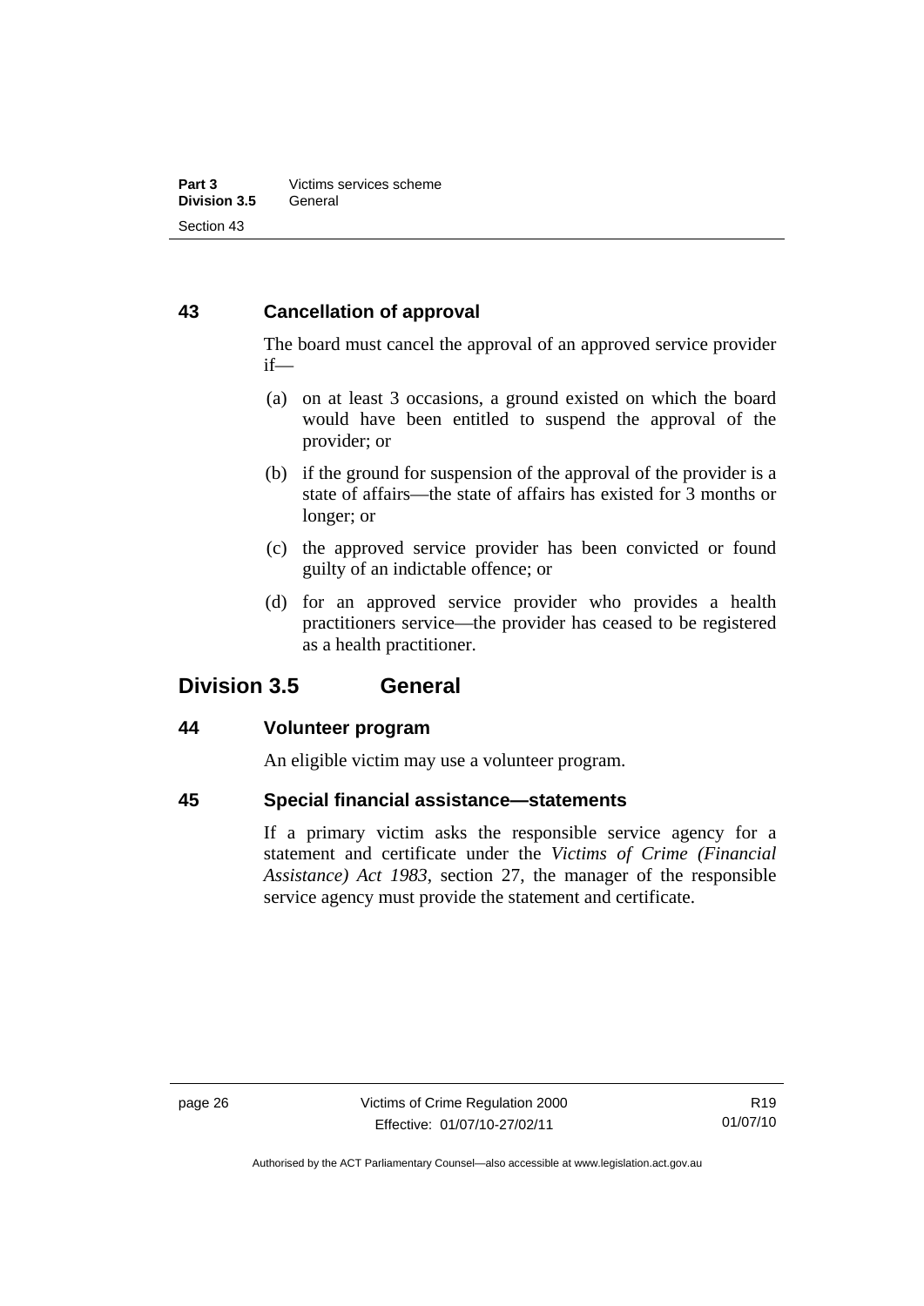### 43 Cancellation of approval

The board must cancel the approval of an approved service provider if—

(a) on at least 3 occasions, a ground existed on which the board would have been entitled to suspend the approval of the provider; or

(b) if the ground for suspension of the approval of the provider is a state of affairs—the state of affairs has existed for 3 months or longer; or

(c) the approved service provider has been convicted or found guilty of an indictable offence; or

(d) for an approved service provider who provides a health practitioners service—the provider has ceased to be registered as a health practitioner.

## Division 3.5 General

### 44 Volunteer program

An eligible victim may use a volunteer program.

### 45 Special financial assistance—statements

If a primary victim asks the responsible service agency for a statement and certificate under the *Victims of Crime (Financial Assistance) Act 1983*, section 27, the manager of the responsible service agency must provide the statement and certificate.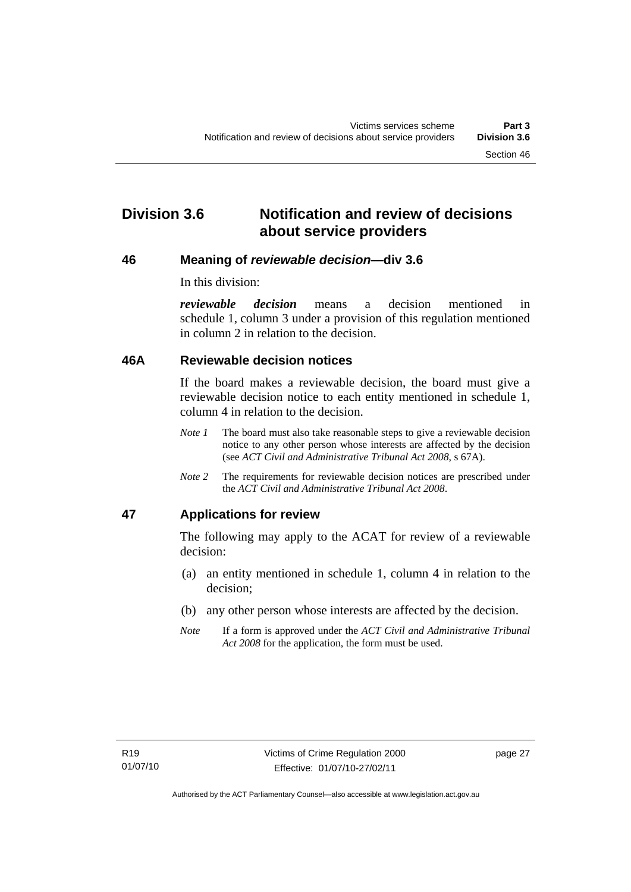## Division 3.6 Notification and review of decisions about service providers

### 46 Meaning of *reviewable decision*—div 3.6

In this division:

***reviewable decision*** means a decision mentioned in schedule 1, column 3 under a provision of this regulation mentioned in column 2 in relation to the decision.

### 46A Reviewable decision notices

If the board makes a reviewable decision, the board must give a reviewable decision notice to each entity mentioned in schedule 1, column 4 in relation to the decision.

*Note 1* The board must also take reasonable steps to give a reviewable decision notice to any other person whose interests are affected by the decision (see *ACT Civil and Administrative Tribunal Act 2008*, s 67A).

*Note 2* The requirements for reviewable decision notices are prescribed under the *ACT Civil and Administrative Tribunal Act 2008*.

### 47 Applications for review

The following may apply to the ACAT for review of a reviewable decision:

(a) an entity mentioned in schedule 1, column 4 in relation to the decision;

(b) any other person whose interests are affected by the decision.

*Note* If a form is approved under the *ACT Civil and Administrative Tribunal Act 2008* for the application, the form must be used.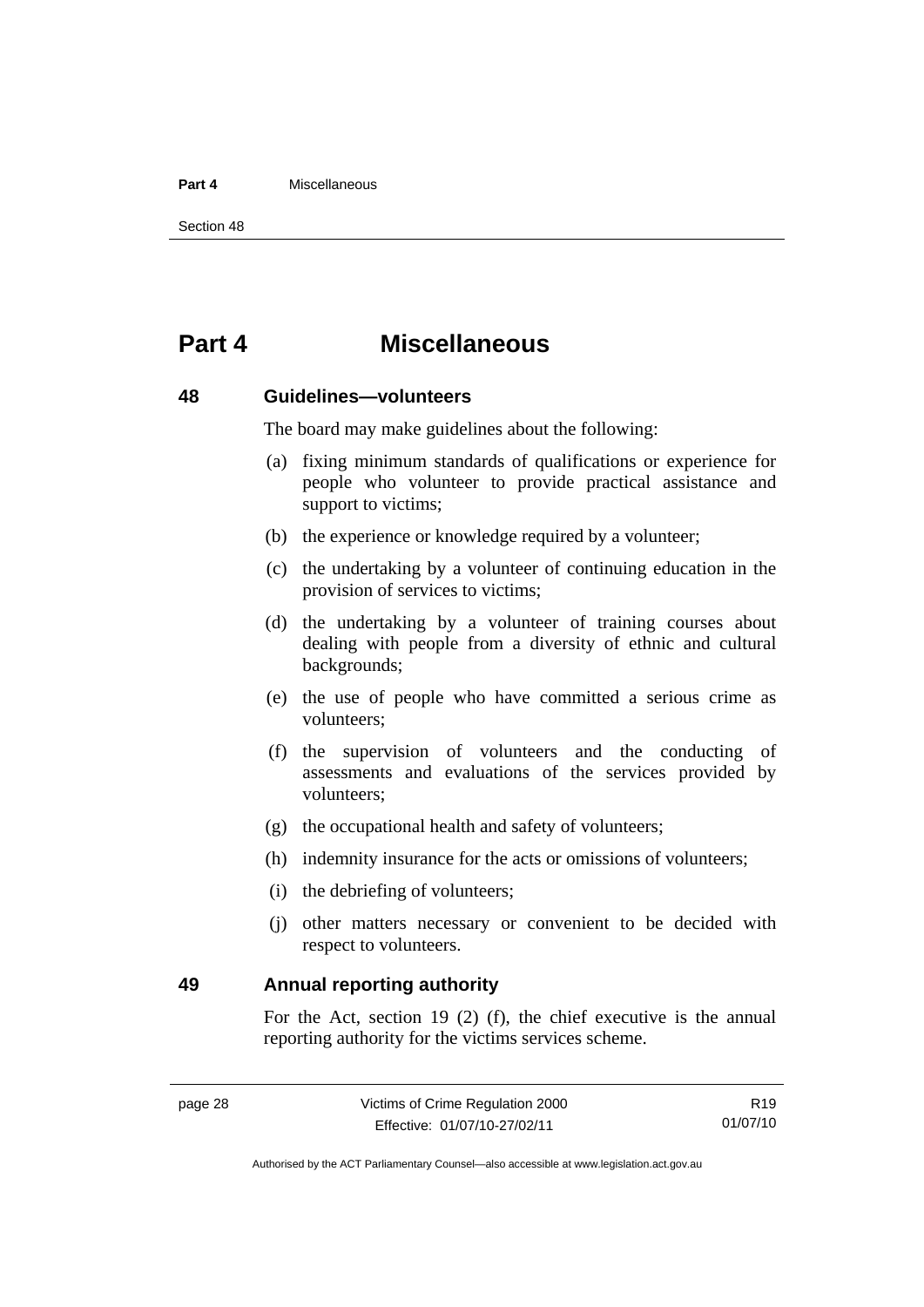# Part 4 Miscellaneous

## 48 Guidelines—volunteers

The board may make guidelines about the following:

(a) fixing minimum standards of qualifications or experience for people who volunteer to provide practical assistance and support to victims;

(b) the experience or knowledge required by a volunteer;

(c) the undertaking by a volunteer of continuing education in the provision of services to victims;

(d) the undertaking by a volunteer of training courses about dealing with people from a diversity of ethnic and cultural backgrounds;

(e) the use of people who have committed a serious crime as volunteers;

(f) the supervision of volunteers and the conducting of assessments and evaluations of the services provided by volunteers;

(g) the occupational health and safety of volunteers;

(h) indemnity insurance for the acts or omissions of volunteers;

(i) the debriefing of volunteers;

(j) other matters necessary or convenient to be decided with respect to volunteers.

## 49 Annual reporting authority

For the Act, section 19 (2) (f), the chief executive is the annual reporting authority for the victims services scheme.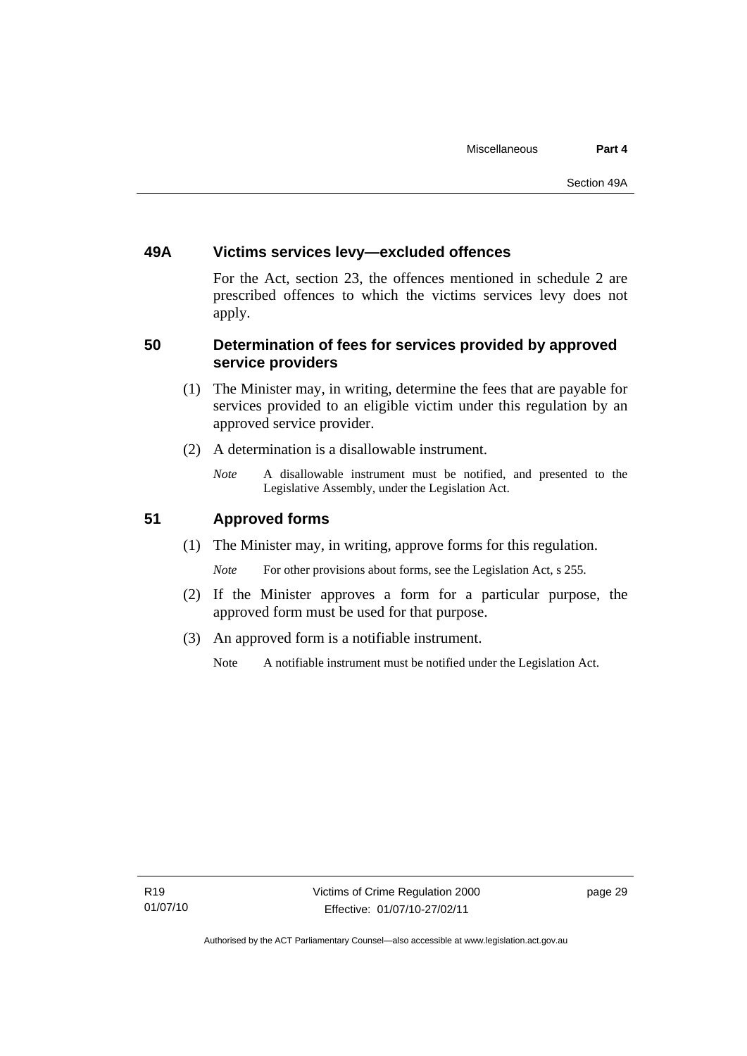## 49A Victims services levy—excluded offences

For the Act, section 23, the offences mentioned in schedule 2 are prescribed offences to which the victims services levy does not apply.

## 50 Determination of fees for services provided by approved service providers

(1) The Minister may, in writing, determine the fees that are payable for services provided to an eligible victim under this regulation by an approved service provider.

(2) A determination is a disallowable instrument.

*Note* A disallowable instrument must be notified, and presented to the Legislative Assembly, under the Legislation Act.

## 51 Approved forms

(1) The Minister may, in writing, approve forms for this regulation.

*Note* For other provisions about forms, see the Legislation Act, s 255.

(2) If the Minister approves a form for a particular purpose, the approved form must be used for that purpose.

(3) An approved form is a notifiable instrument.

Note A notifiable instrument must be notified under the Legislation Act.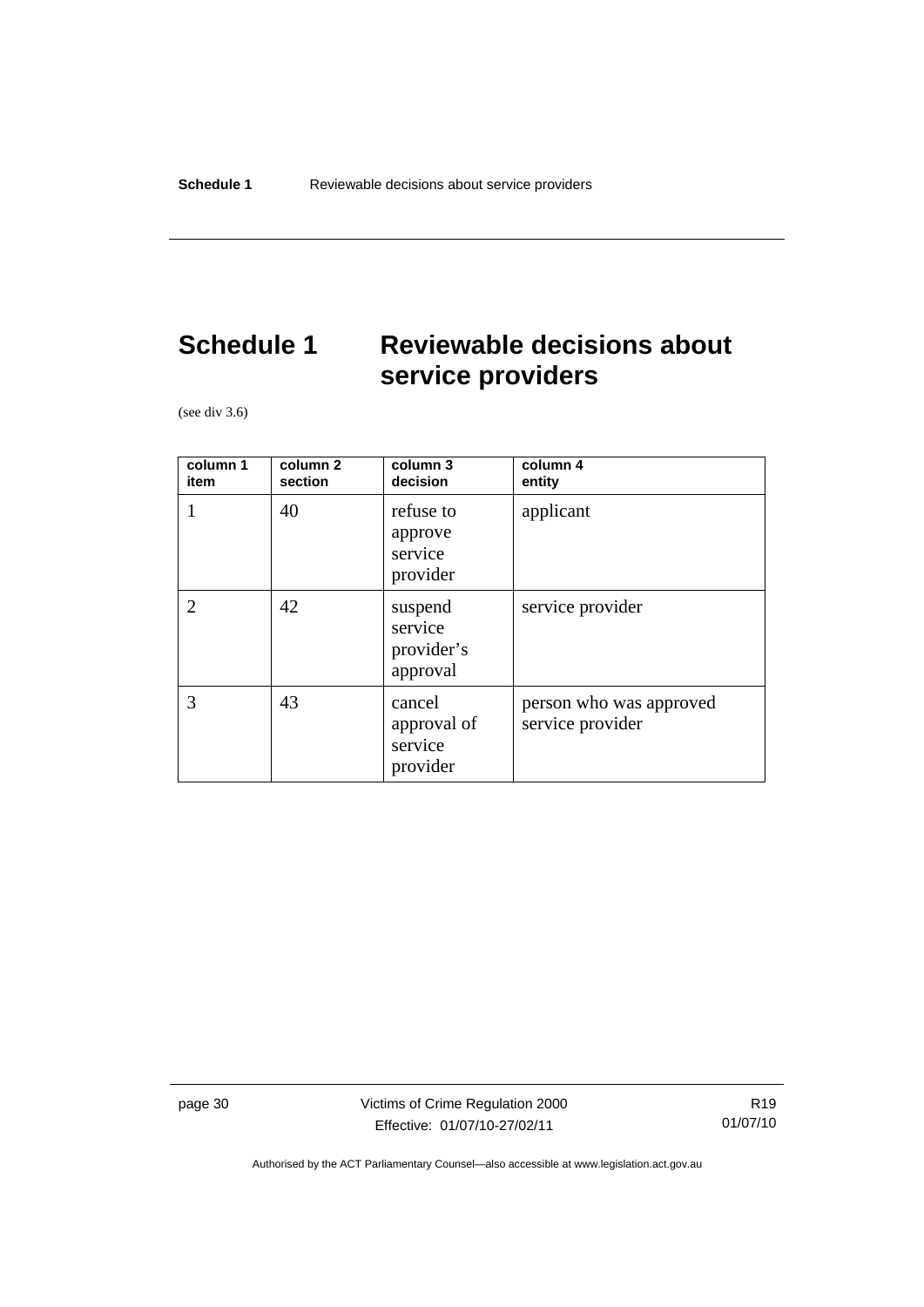# Schedule 1 Reviewable decisions about service providers

(see div 3.6)

| column 1 item | column 2 section | column 3 decision | column 4 entity |
|---|---|---|---|
| 1 | 40 | refuse to approve service provider | applicant |
| 2 | 42 | suspend service provider's approval | service provider |
| 3 | 43 | cancel approval of service provider | person who was approved service provider |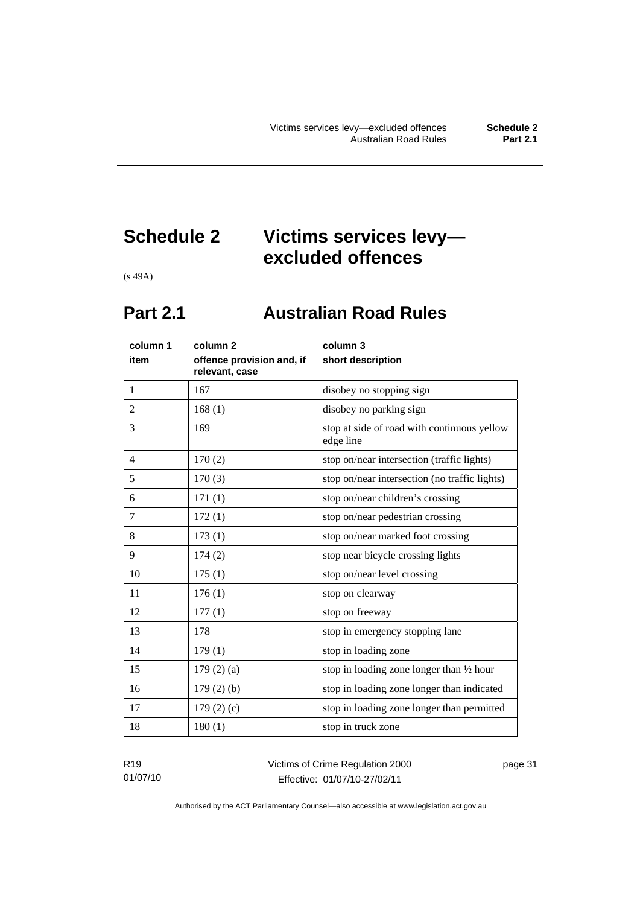# Schedule 2 Victims services levy—excluded offences

(s 49A)

## Part 2.1 Australian Road Rules

| column 1<br>item | column 2<br>offence provision and, if relevant, case | column 3<br>short description |
|---|---|---|
| 1 | 167 | disobey no stopping sign |
| 2 | 168 (1) | disobey no parking sign |
| 3 | 169 | stop at side of road with continuous yellow edge line |
| 4 | 170 (2) | stop on/near intersection (traffic lights) |
| 5 | 170 (3) | stop on/near intersection (no traffic lights) |
| 6 | 171 (1) | stop on/near children's crossing |
| 7 | 172 (1) | stop on/near pedestrian crossing |
| 8 | 173 (1) | stop on/near marked foot crossing |
| 9 | 174 (2) | stop near bicycle crossing lights |
| 10 | 175 (1) | stop on/near level crossing |
| 11 | 176 (1) | stop on clearway |
| 12 | 177 (1) | stop on freeway |
| 13 | 178 | stop in emergency stopping lane |
| 14 | 179 (1) | stop in loading zone |
| 15 | 179 (2) (a) | stop in loading zone longer than ½ hour |
| 16 | 179 (2) (b) | stop in loading zone longer than indicated |
| 17 | 179 (2) (c) | stop in loading zone longer than permitted |
| 18 | 180 (1) | stop in truck zone |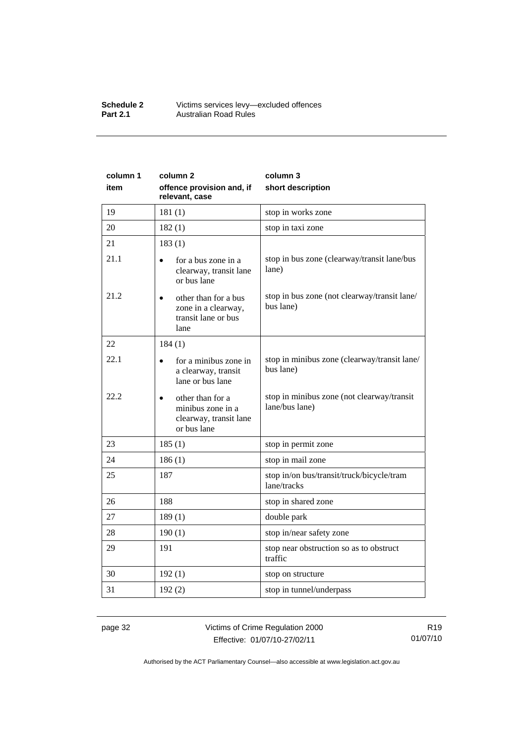| column 1 item | column 2 offence provision and, if relevant, case | column 3 short description |
|---|---|---|
| 19 | 181 (1) | stop in works zone |
| 20 | 182 (1) | stop in taxi zone |
| 21 | 183 (1) | |
| 21.1 | • for a bus zone in a clearway, transit lane or bus lane | stop in bus zone (clearway/transit lane/bus lane) |
| 21.2 | • other than for a bus zone in a clearway, transit lane or bus lane | stop in bus zone (not clearway/transit lane/ bus lane) |
| 22 | 184 (1) | |
| 22.1 | • for a minibus zone in a clearway, transit lane or bus lane | stop in minibus zone (clearway/transit lane/ bus lane) |
| 22.2 | • other than for a minibus zone in a clearway, transit lane or bus lane | stop in minibus zone (not clearway/transit lane/bus lane) |
| 23 | 185 (1) | stop in permit zone |
| 24 | 186 (1) | stop in mail zone |
| 25 | 187 | stop in/on bus/transit/truck/bicycle/tram lane/tracks |
| 26 | 188 | stop in shared zone |
| 27 | 189 (1) | double park |
| 28 | 190 (1) | stop in/near safety zone |
| 29 | 191 | stop near obstruction so as to obstruct traffic |
| 30 | 192 (1) | stop on structure |
| 31 | 192 (2) | stop in tunnel/underpass |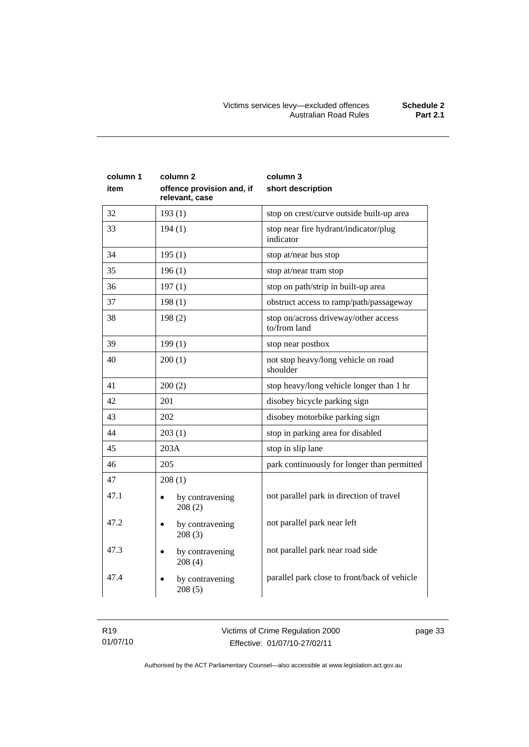| column 1 item | column 2 offence provision and, if relevant, case | column 3 short description |
|---|---|---|
| 32 | 193 (1) | stop on crest/curve outside built-up area |
| 33 | 194 (1) | stop near fire hydrant/indicator/plug indicator |
| 34 | 195 (1) | stop at/near bus stop |
| 35 | 196 (1) | stop at/near tram stop |
| 36 | 197 (1) | stop on path/strip in built-up area |
| 37 | 198 (1) | obstruct access to ramp/path/passageway |
| 38 | 198 (2) | stop on/across driveway/other access to/from land |
| 39 | 199 (1) | stop near postbox |
| 40 | 200 (1) | not stop heavy/long vehicle on road shoulder |
| 41 | 200 (2) | stop heavy/long vehicle longer than 1 hr |
| 42 | 201 | disobey bicycle parking sign |
| 43 | 202 | disobey motorbike parking sign |
| 44 | 203 (1) | stop in parking area for disabled |
| 45 | 203A | stop in slip lane |
| 46 | 205 | park continuously for longer than permitted |
| 47 | 208 (1) | |
| 47.1 | • by contravening 208 (2) | not parallel park in direction of travel |
| 47.2 | • by contravening 208 (3) | not parallel park near left |
| 47.3 | • by contravening 208 (4) | not parallel park near road side |
| 47.4 | • by contravening 208 (5) | parallel park close to front/back of vehicle |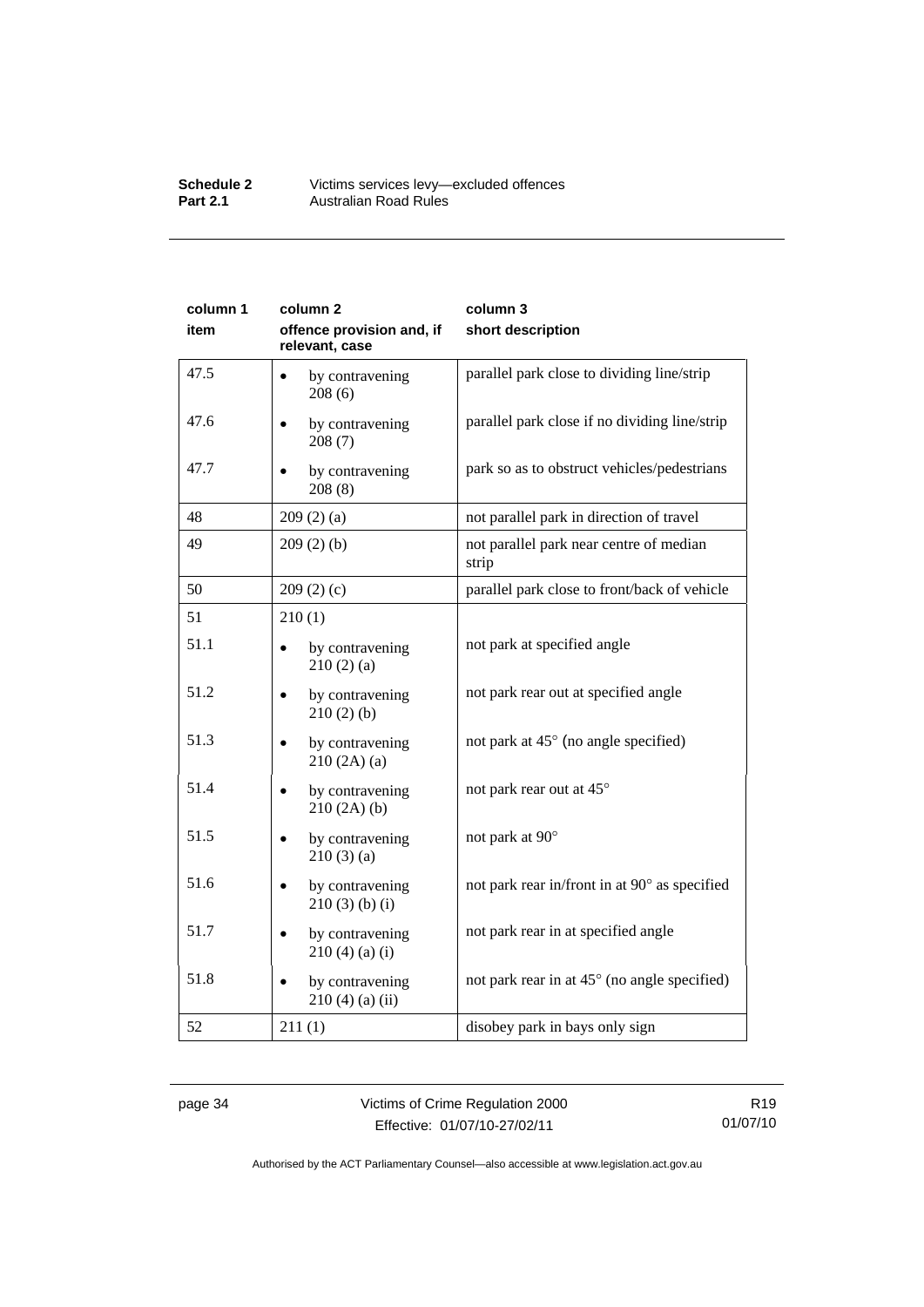| column 1<br>item | column 2<br>offence provision and, if relevant, case | column 3<br>short description |
|---|---|---|
| 47.5 | • by contravening 208 (6) | parallel park close to dividing line/strip |
| 47.6 | • by contravening 208 (7) | parallel park close if no dividing line/strip |
| 47.7 | • by contravening 208 (8) | park so as to obstruct vehicles/pedestrians |
| 48 | 209 (2) (a) | not parallel park in direction of travel |
| 49 | 209 (2) (b) | not parallel park near centre of median strip |
| 50 | 209 (2) (c) | parallel park close to front/back of vehicle |
| 51 | 210 (1) | |
| 51.1 | • by contravening 210 (2) (a) | not park at specified angle |
| 51.2 | • by contravening 210 (2) (b) | not park rear out at specified angle |
| 51.3 | • by contravening 210 (2A) (a) | not park at 45° (no angle specified) |
| 51.4 | • by contravening 210 (2A) (b) | not park rear out at 45° |
| 51.5 | • by contravening 210 (3) (a) | not park at 90° |
| 51.6 | • by contravening 210 (3) (b) (i) | not park rear in/front in at 90° as specified |
| 51.7 | • by contravening 210 (4) (a) (i) | not park rear in at specified angle |
| 51.8 | • by contravening 210 (4) (a) (ii) | not park rear in at 45° (no angle specified) |
| 52 | 211 (1) | disobey park in bays only sign |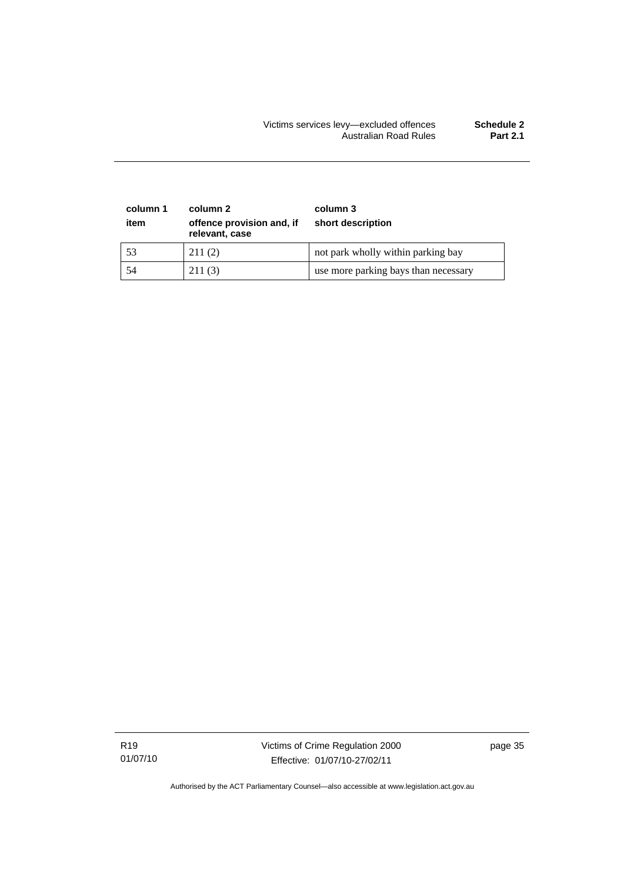| column 1<br>item | column 2<br>offence provision and, if relevant, case | column 3<br>short description |
|---|---|---|
| 53 | 211 (2) | not park wholly within parking bay |
| 54 | 211 (3) | use more parking bays than necessary |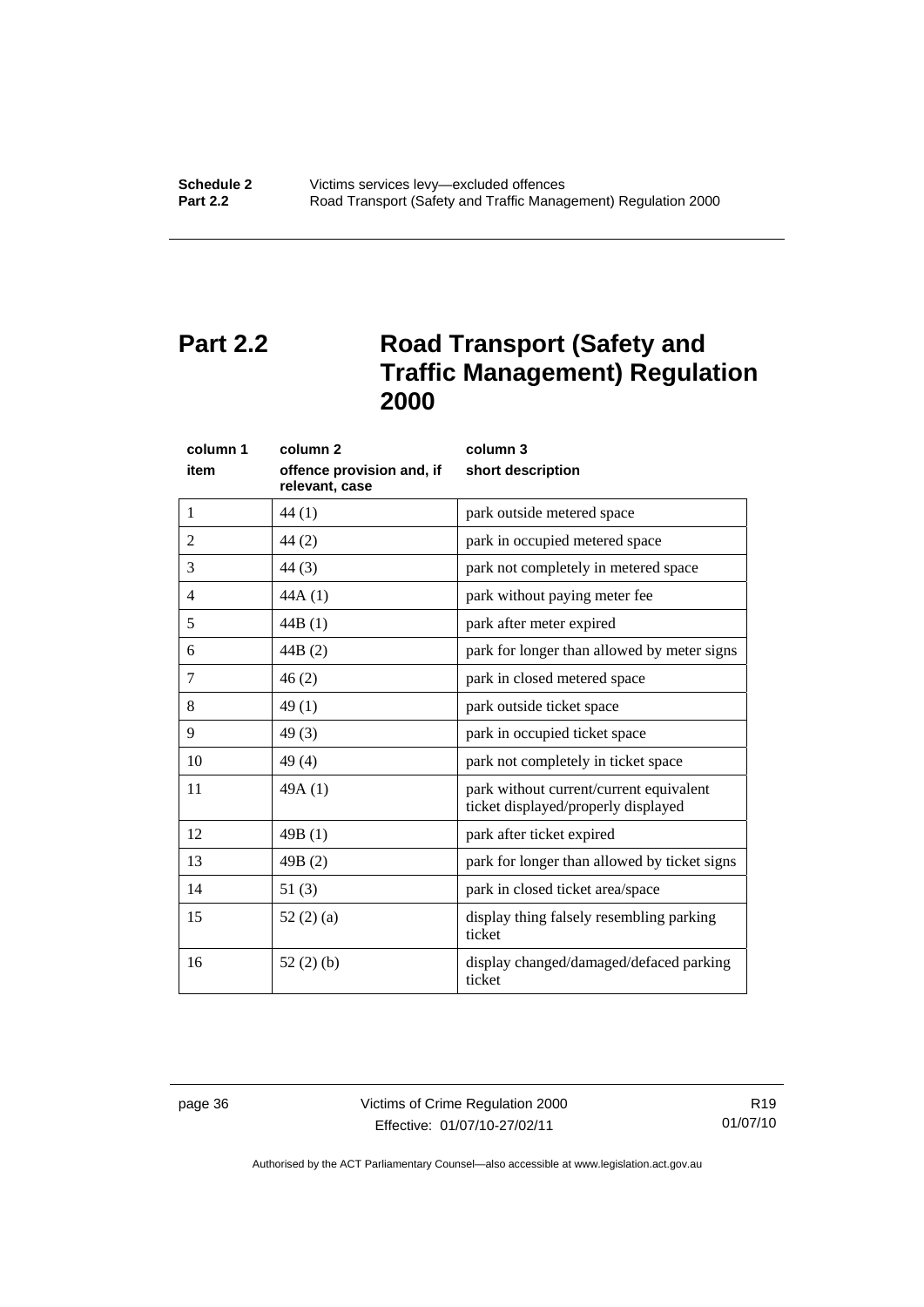# Part 2.2 Road Transport (Safety and Traffic Management) Regulation 2000

| column 1<br>item | column 2<br>offence provision and, if relevant, case | column 3<br>short description |
|---|---|---|
| 1 | 44 (1) | park outside metered space |
| 2 | 44 (2) | park in occupied metered space |
| 3 | 44 (3) | park not completely in metered space |
| 4 | 44A (1) | park without paying meter fee |
| 5 | 44B (1) | park after meter expired |
| 6 | 44B (2) | park for longer than allowed by meter signs |
| 7 | 46 (2) | park in closed metered space |
| 8 | 49 (1) | park outside ticket space |
| 9 | 49 (3) | park in occupied ticket space |
| 10 | 49 (4) | park not completely in ticket space |
| 11 | 49A (1) | park without current/current equivalent ticket displayed/properly displayed |
| 12 | 49B (1) | park after ticket expired |
| 13 | 49B (2) | park for longer than allowed by ticket signs |
| 14 | 51 (3) | park in closed ticket area/space |
| 15 | 52 (2) (a) | display thing falsely resembling parking ticket |
| 16 | 52 (2) (b) | display changed/damaged/defaced parking ticket |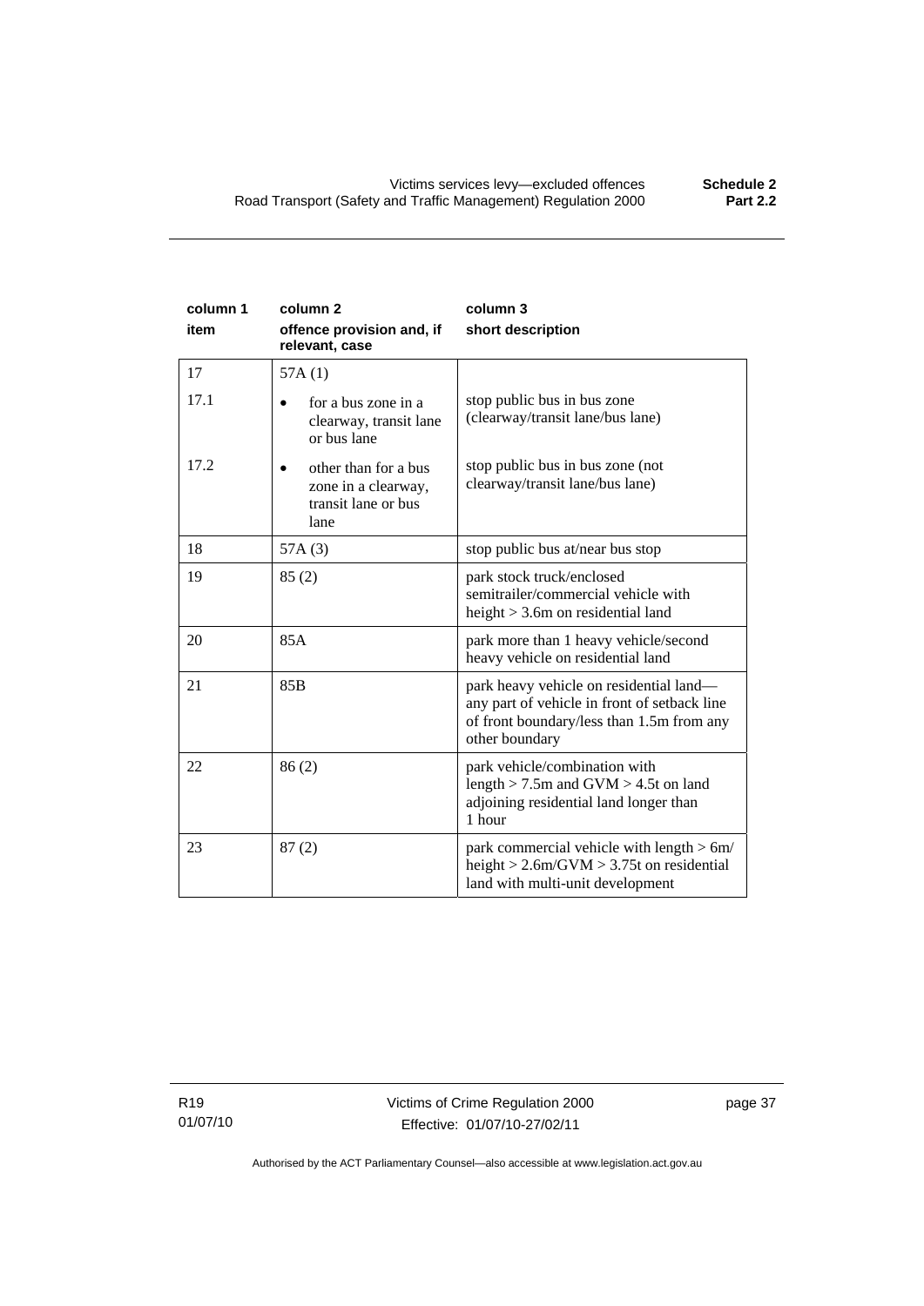| column 1<br>item | column 2<br>offence provision and, if relevant, case | column 3<br>short description |
|---|---|---|
| 17 | 57A (1) | |
| 17.1 | • for a bus zone in a clearway, transit lane or bus lane | stop public bus in bus zone (clearway/transit lane/bus lane) |
| 17.2 | • other than for a bus zone in a clearway, transit lane or bus lane | stop public bus in bus zone (not clearway/transit lane/bus lane) |
| 18 | 57A (3) | stop public bus at/near bus stop |
| 19 | 85 (2) | park stock truck/enclosed semitrailer/commercial vehicle with height > 3.6m on residential land |
| 20 | 85A | park more than 1 heavy vehicle/second heavy vehicle on residential land |
| 21 | 85B | park heavy vehicle on residential land—any part of vehicle in front of setback line of front boundary/less than 1.5m from any other boundary |
| 22 | 86 (2) | park vehicle/combination with length > 7.5m and GVM > 4.5t on land adjoining residential land longer than 1 hour |
| 23 | 87 (2) | park commercial vehicle with length > 6m/ height > 2.6m/GVM > 3.75t on residential land with multi-unit development |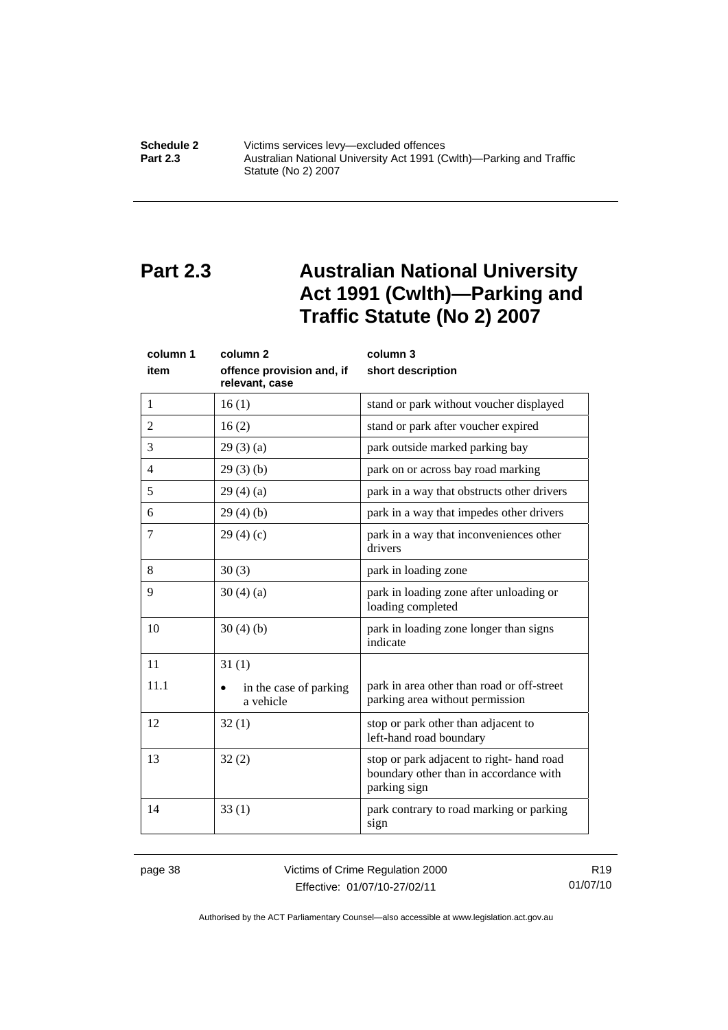## Part 2.3 Australian National University Act 1991 (Cwlth)—Parking and Traffic Statute (No 2) 2007

| column 1 item | column 2 offence provision and, if relevant, case | column 3 short description |
|---|---|---|
| 1 | 16 (1) | stand or park without voucher displayed |
| 2 | 16 (2) | stand or park after voucher expired |
| 3 | 29 (3) (a) | park outside marked parking bay |
| 4 | 29 (3) (b) | park on or across bay road marking |
| 5 | 29 (4) (a) | park in a way that obstructs other drivers |
| 6 | 29 (4) (b) | park in a way that impedes other drivers |
| 7 | 29 (4) (c) | park in a way that inconveniences other drivers |
| 8 | 30 (3) | park in loading zone |
| 9 | 30 (4) (a) | park in loading zone after unloading or loading completed |
| 10 | 30 (4) (b) | park in loading zone longer than signs indicate |
| 11 | 31 (1) | |
| 11.1 | • in the case of parking a vehicle | park in area other than road or off-street parking area without permission |
| 12 | 32 (1) | stop or park other than adjacent to left-hand road boundary |
| 13 | 32 (2) | stop or park adjacent to right- hand road boundary other than in accordance with parking sign |
| 14 | 33 (1) | park contrary to road marking or parking sign |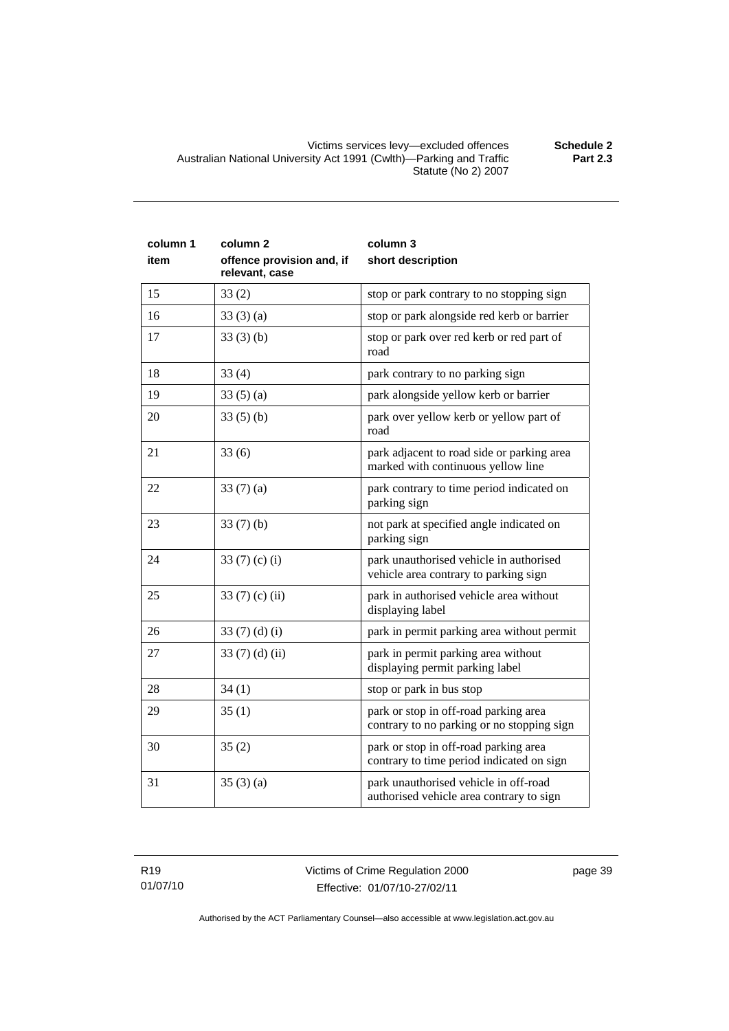| column 1 item | column 2 offence provision and, if relevant, case | column 3 short description |
|---|---|---|
| 15 | 33 (2) | stop or park contrary to no stopping sign |
| 16 | 33 (3) (a) | stop or park alongside red kerb or barrier |
| 17 | 33 (3) (b) | stop or park over red kerb or red part of road |
| 18 | 33 (4) | park contrary to no parking sign |
| 19 | 33 (5) (a) | park alongside yellow kerb or barrier |
| 20 | 33 (5) (b) | park over yellow kerb or yellow part of road |
| 21 | 33 (6) | park adjacent to road side or parking area marked with continuous yellow line |
| 22 | 33 (7) (a) | park contrary to time period indicated on parking sign |
| 23 | 33 (7) (b) | not park at specified angle indicated on parking sign |
| 24 | 33 (7) (c) (i) | park unauthorised vehicle in authorised vehicle area contrary to parking sign |
| 25 | 33 (7) (c) (ii) | park in authorised vehicle area without displaying label |
| 26 | 33 (7) (d) (i) | park in permit parking area without permit |
| 27 | 33 (7) (d) (ii) | park in permit parking area without displaying permit parking label |
| 28 | 34 (1) | stop or park in bus stop |
| 29 | 35 (1) | park or stop in off-road parking area contrary to no parking or no stopping sign |
| 30 | 35 (2) | park or stop in off-road parking area contrary to time period indicated on sign |
| 31 | 35 (3) (a) | park unauthorised vehicle in off-road authorised vehicle area contrary to sign |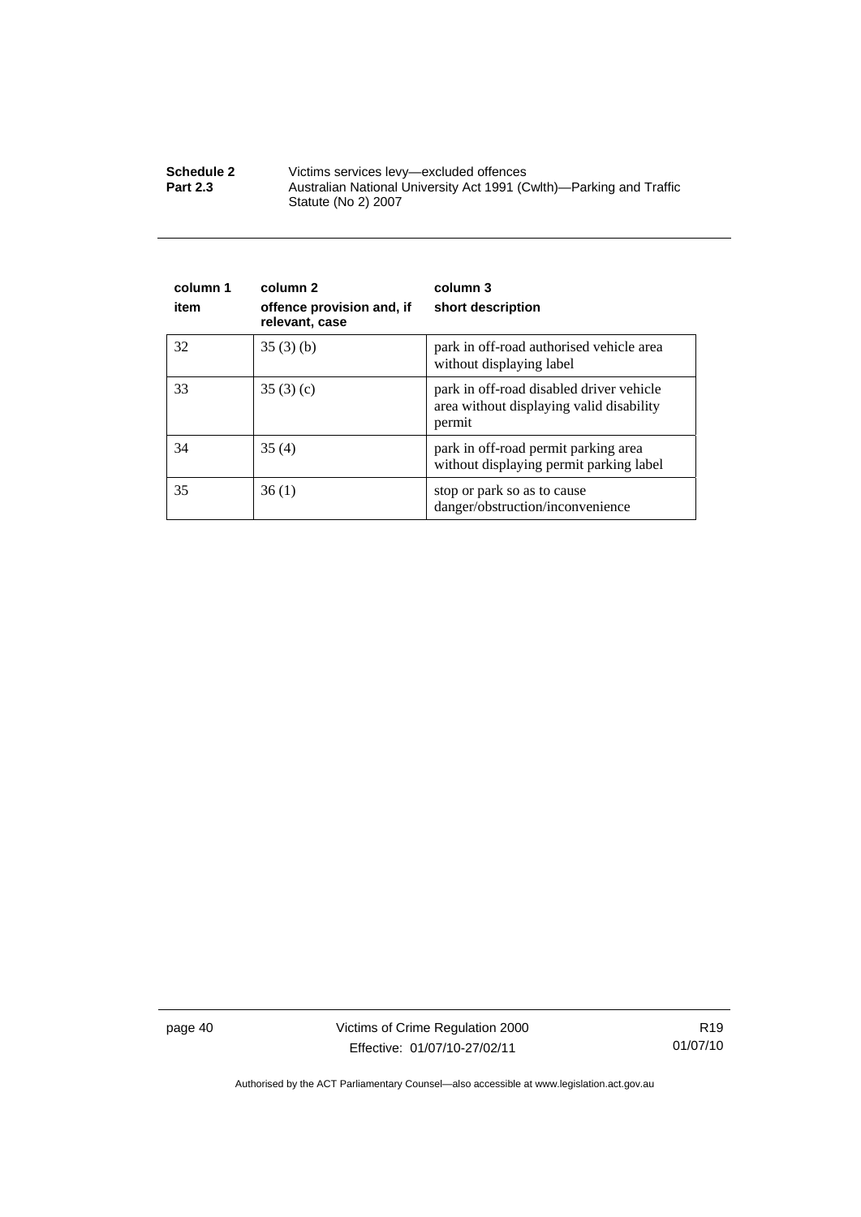| column 1<br>item | column 2<br>offence provision and, if relevant, case | column 3<br>short description |
|---|---|---|
| 32 | 35 (3) (b) | park in off-road authorised vehicle area without displaying label |
| 33 | 35 (3) (c) | park in off-road disabled driver vehicle area without displaying valid disability permit |
| 34 | 35 (4) | park in off-road permit parking area without displaying permit parking label |
| 35 | 36 (1) | stop or park so as to cause danger/obstruction/inconvenience |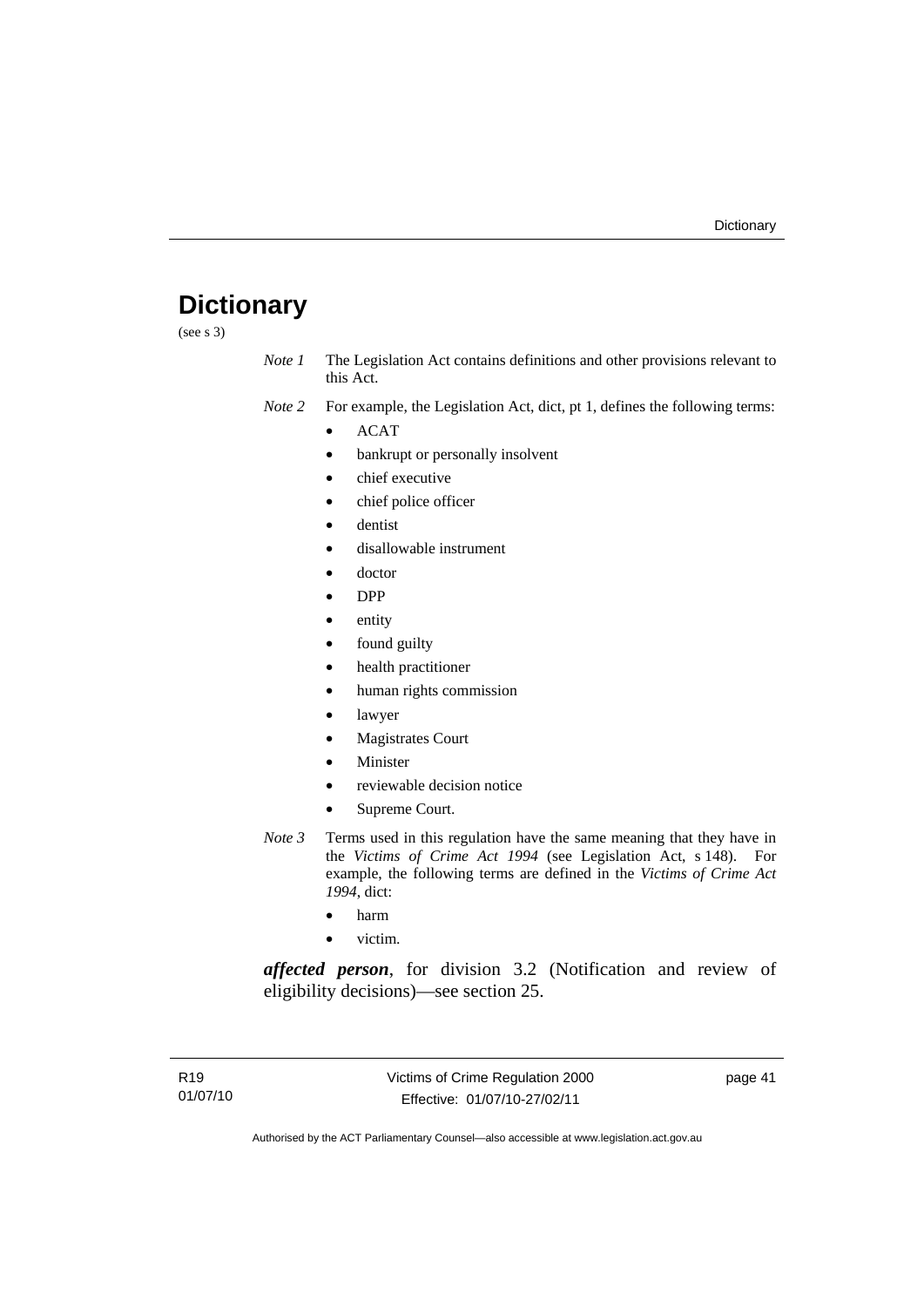# Dictionary

(see s 3)

*Note 1* The Legislation Act contains definitions and other provisions relevant to this Act.

*Note 2* For example, the Legislation Act, dict, pt 1, defines the following terms:

- ACAT
- bankrupt or personally insolvent
- chief executive
- chief police officer
- dentist
- disallowable instrument
- doctor
- DPP
- entity
- found guilty
- health practitioner
- human rights commission
- lawyer
- Magistrates Court
- Minister
- reviewable decision notice
- Supreme Court.

*Note 3* Terms used in this regulation have the same meaning that they have in the *Victims of Crime Act 1994* (see Legislation Act, s 148). For example, the following terms are defined in the *Victims of Crime Act 1994*, dict:

- harm
- victim.

***affected person***, for division 3.2 (Notification and review of eligibility decisions)—see section 25.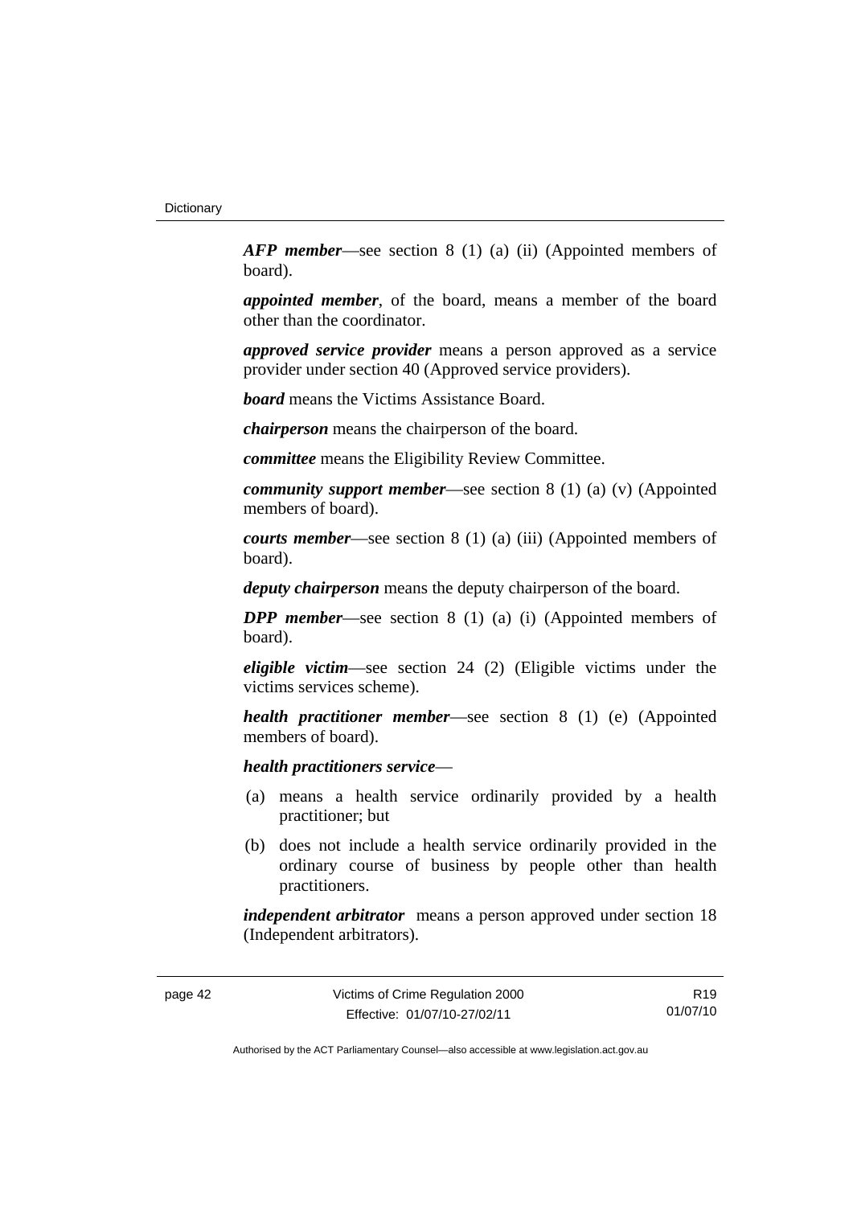***AFP member***—see section 8 (1) (a) (ii) (Appointed members of board).

***appointed member***, of the board, means a member of the board other than the coordinator.

***approved service provider*** means a person approved as a service provider under section 40 (Approved service providers).

***board*** means the Victims Assistance Board.

***chairperson*** means the chairperson of the board.

***committee*** means the Eligibility Review Committee.

***community support member***—see section 8 (1) (a) (v) (Appointed members of board).

***courts member***—see section 8 (1) (a) (iii) (Appointed members of board).

***deputy chairperson*** means the deputy chairperson of the board.

***DPP member***—see section 8 (1) (a) (i) (Appointed members of board).

***eligible victim***—see section 24 (2) (Eligible victims under the victims services scheme).

***health practitioner member***—see section 8 (1) (e) (Appointed members of board).

***health practitioners service***—

(a) means a health service ordinarily provided by a health practitioner; but

(b) does not include a health service ordinarily provided in the ordinary course of business by people other than health practitioners.

***independent arbitrator*** means a person approved under section 18 (Independent arbitrators).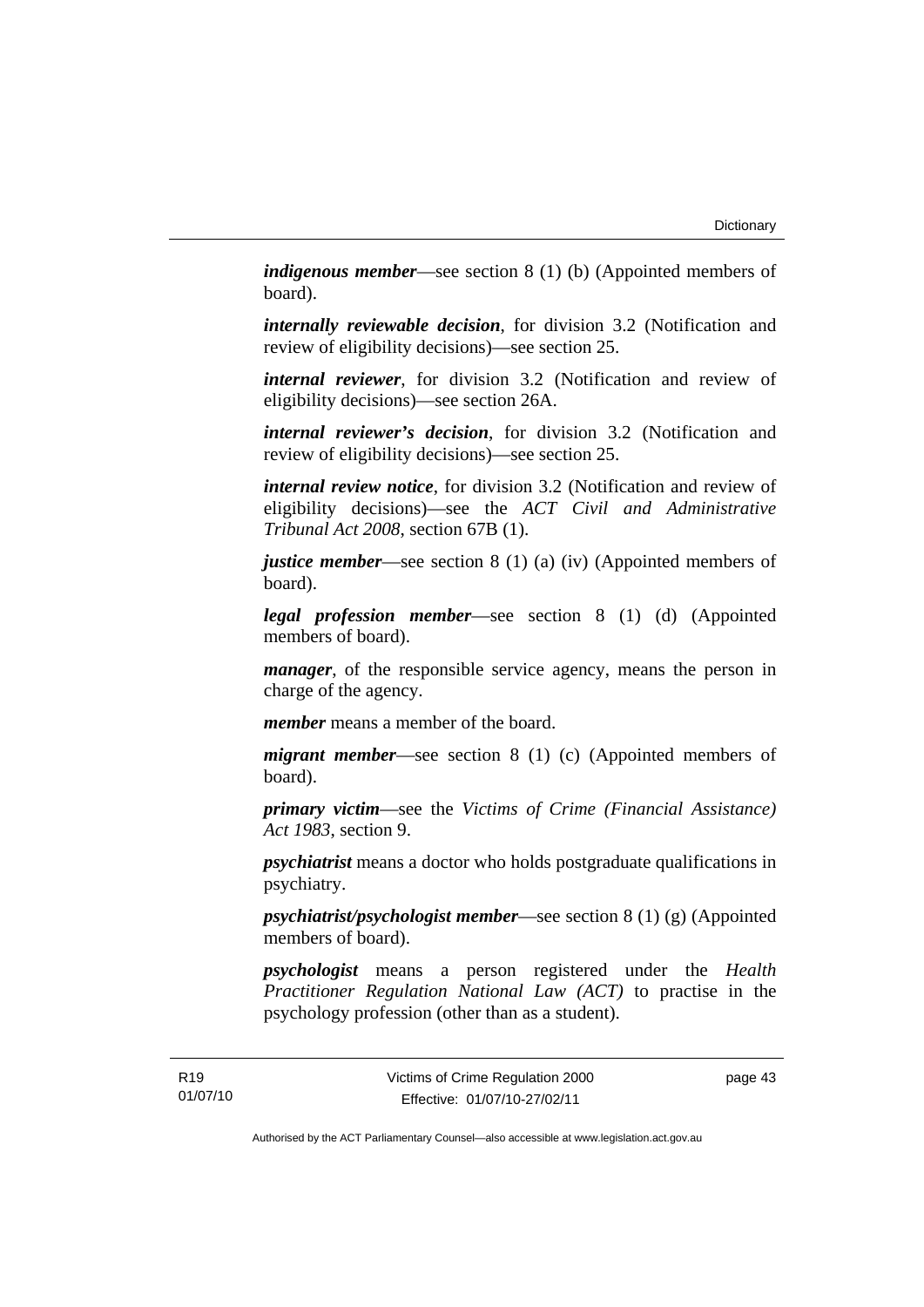***indigenous member***—see section 8 (1) (b) (Appointed members of board).

***internally reviewable decision***, for division 3.2 (Notification and review of eligibility decisions)—see section 25.

***internal reviewer***, for division 3.2 (Notification and review of eligibility decisions)—see section 26A.

***internal reviewer's decision***, for division 3.2 (Notification and review of eligibility decisions)—see section 25.

***internal review notice***, for division 3.2 (Notification and review of eligibility decisions)—see the *ACT Civil and Administrative Tribunal Act 2008*, section 67B (1).

***justice member***—see section 8 (1) (a) (iv) (Appointed members of board).

***legal profession member***—see section 8 (1) (d) (Appointed members of board).

***manager***, of the responsible service agency, means the person in charge of the agency.

***member*** means a member of the board.

***migrant member***—see section 8 (1) (c) (Appointed members of board).

***primary victim***—see the *Victims of Crime (Financial Assistance) Act 1983*, section 9.

***psychiatrist*** means a doctor who holds postgraduate qualifications in psychiatry.

***psychiatrist/psychologist member***—see section 8 (1) (g) (Appointed members of board).

***psychologist*** means a person registered under the *Health Practitioner Regulation National Law (ACT)* to practise in the psychology profession (other than as a student).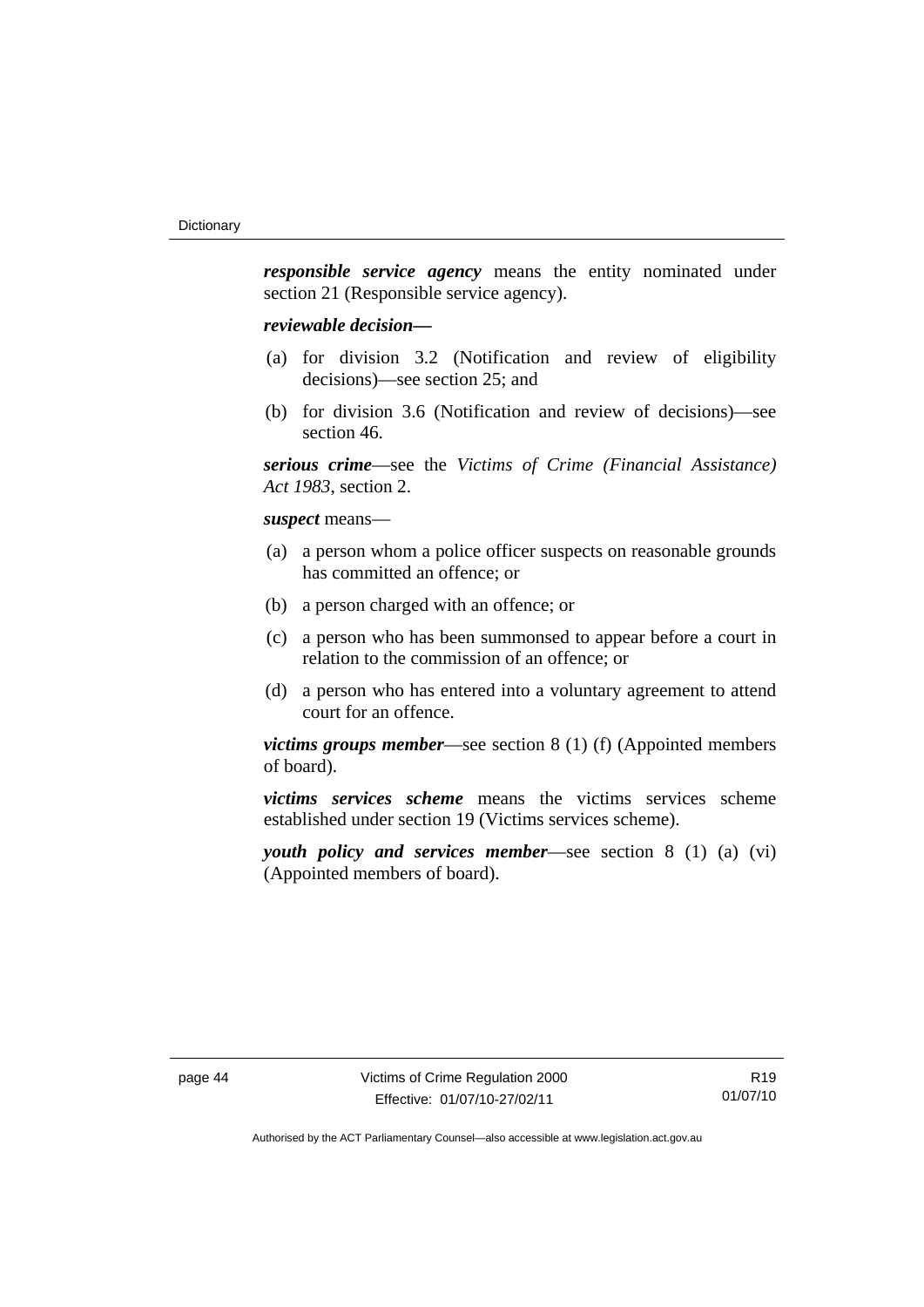***responsible service agency*** means the entity nominated under section 21 (Responsible service agency).

***reviewable decision—***

(a) for division 3.2 (Notification and review of eligibility decisions)—see section 25; and

(b) for division 3.6 (Notification and review of decisions)—see section 46.

***serious crime***—see the *Victims of Crime (Financial Assistance) Act 1983*, section 2.

***suspect*** means—

(a) a person whom a police officer suspects on reasonable grounds has committed an offence; or

(b) a person charged with an offence; or

(c) a person who has been summonsed to appear before a court in relation to the commission of an offence; or

(d) a person who has entered into a voluntary agreement to attend court for an offence.

***victims groups member***—see section 8 (1) (f) (Appointed members of board).

***victims services scheme*** means the victims services scheme established under section 19 (Victims services scheme).

***youth policy and services member***—see section 8 (1) (a) (vi) (Appointed members of board).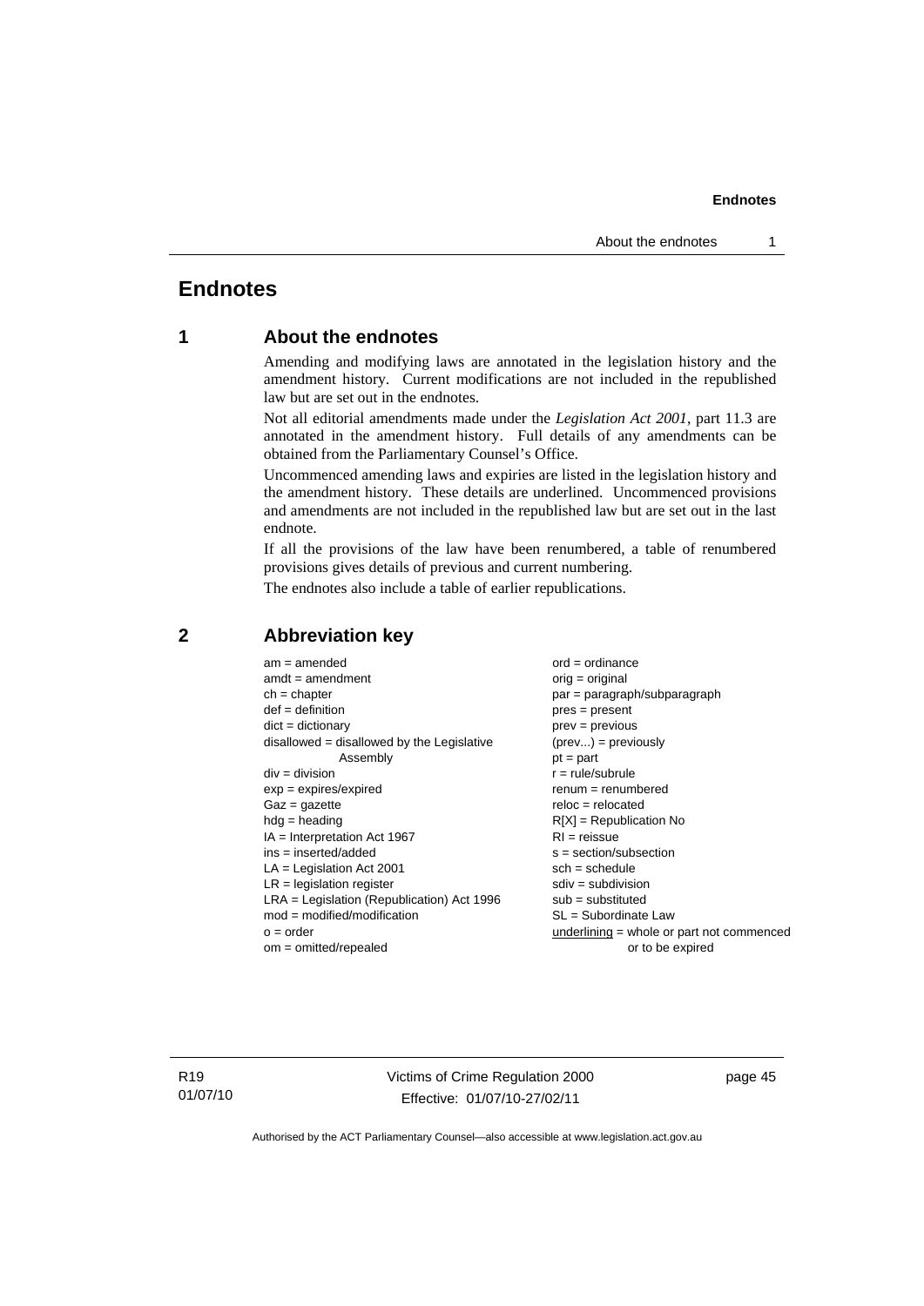# Endnotes

## 1 About the endnotes

Amending and modifying laws are annotated in the legislation history and the amendment history. Current modifications are not included in the republished law but are set out in the endnotes.

Not all editorial amendments made under the *Legislation Act 2001*, part 11.3 are annotated in the amendment history. Full details of any amendments can be obtained from the Parliamentary Counsel's Office.

Uncommenced amending laws and expiries are listed in the legislation history and the amendment history. These details are underlined. Uncommenced provisions and amendments are not included in the republished law but are set out in the last endnote.

If all the provisions of the law have been renumbered, a table of renumbered provisions gives details of previous and current numbering.

The endnotes also include a table of earlier republications.

## 2 Abbreviation key

am = amended
amdt = amendment
ch = chapter
def = definition
dict = dictionary
disallowed = disallowed by the Legislative Assembly
div = division
exp = expires/expired
Gaz = gazette
hdg = heading
IA = Interpretation Act 1967
ins = inserted/added
LA = Legislation Act 2001
LR = legislation register
LRA = Legislation (Republication) Act 1996
mod = modified/modification
o = order
om = omitted/repealed
ord = ordinance
orig = original
par = paragraph/subparagraph
pres = present
prev = previous
(prev...) = previously
pt = part
r = rule/subrule
renum = renumbered
reloc = relocated
R[X] = Republication No
RI = reissue
s = section/subsection
sch = schedule
sdiv = subdivision
sub = substituted
SL = Subordinate Law
underlining = whole or part not commenced or to be expired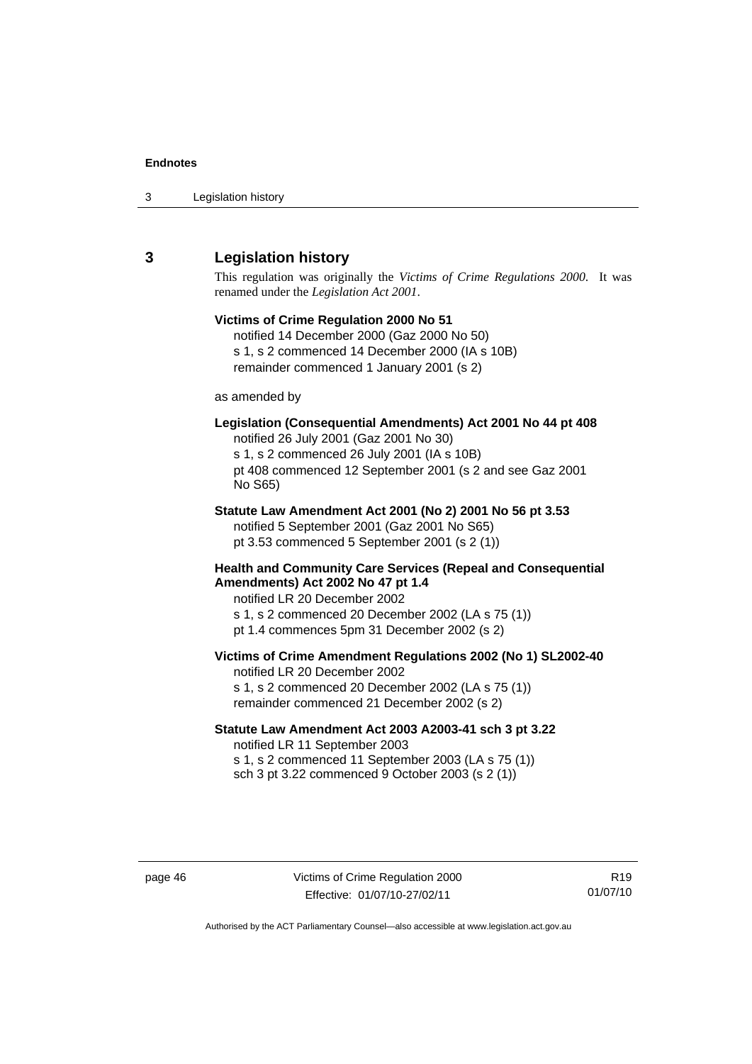## 3 Legislation history

This regulation was originally the *Victims of Crime Regulations 2000*. It was renamed under the *Legislation Act 2001*.

**Victims of Crime Regulation 2000 No 51**

notified 14 December 2000 (Gaz 2000 No 50)
s 1, s 2 commenced 14 December 2000 (IA s 10B)
remainder commenced 1 January 2001 (s 2)

as amended by

**Legislation (Consequential Amendments) Act 2001 No 44 pt 408**

notified 26 July 2001 (Gaz 2001 No 30)
s 1, s 2 commenced 26 July 2001 (IA s 10B)
pt 408 commenced 12 September 2001 (s 2 and see Gaz 2001 No S65)

**Statute Law Amendment Act 2001 (No 2) 2001 No 56 pt 3.53**

notified 5 September 2001 (Gaz 2001 No S65)
pt 3.53 commenced 5 September 2001 (s 2 (1))

**Health and Community Care Services (Repeal and Consequential Amendments) Act 2002 No 47 pt 1.4**

notified LR 20 December 2002
s 1, s 2 commenced 20 December 2002 (LA s 75 (1))
pt 1.4 commences 5pm 31 December 2002 (s 2)

**Victims of Crime Amendment Regulations 2002 (No 1) SL2002-40**

notified LR 20 December 2002
s 1, s 2 commenced 20 December 2002 (LA s 75 (1))
remainder commenced 21 December 2002 (s 2)

**Statute Law Amendment Act 2003 A2003-41 sch 3 pt 3.22**

notified LR 11 September 2003
s 1, s 2 commenced 11 September 2003 (LA s 75 (1))
sch 3 pt 3.22 commenced 9 October 2003 (s 2 (1))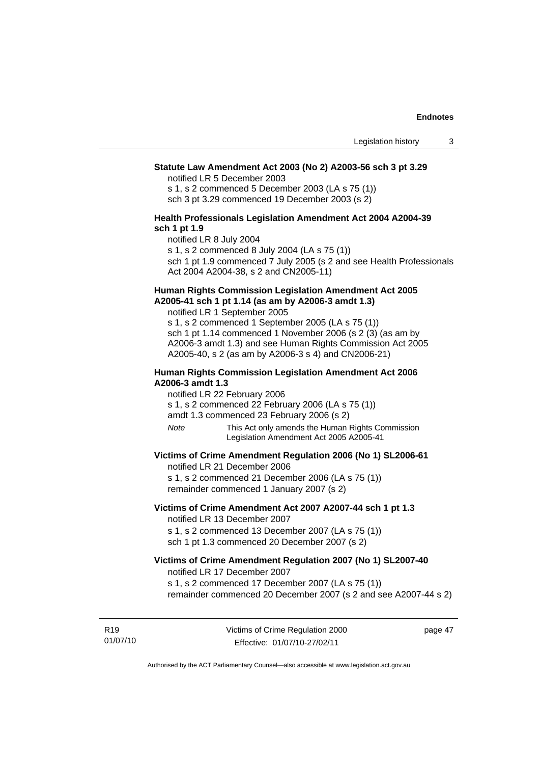**Statute Law Amendment Act 2003 (No 2) A2003-56 sch 3 pt 3.29**

notified LR 5 December 2003

s 1, s 2 commenced 5 December 2003 (LA s 75 (1))

sch 3 pt 3.29 commenced 19 December 2003 (s 2)

**Health Professionals Legislation Amendment Act 2004 A2004-39 sch 1 pt 1.9**

notified LR 8 July 2004

s 1, s 2 commenced 8 July 2004 (LA s 75 (1))

sch 1 pt 1.9 commenced 7 July 2005 (s 2 and see Health Professionals Act 2004 A2004-38, s 2 and CN2005-11)

**Human Rights Commission Legislation Amendment Act 2005 A2005-41 sch 1 pt 1.14 (as am by A2006-3 amdt 1.3)**

notified LR 1 September 2005

s 1, s 2 commenced 1 September 2005 (LA s 75 (1))

sch 1 pt 1.14 commenced 1 November 2006 (s 2 (3) (as am by A2006-3 amdt 1.3) and see Human Rights Commission Act 2005 A2005-40, s 2 (as am by A2006-3 s 4) and CN2006-21)

**Human Rights Commission Legislation Amendment Act 2006 A2006-3 amdt 1.3**

notified LR 22 February 2006

s 1, s 2 commenced 22 February 2006 (LA s 75 (1))

amdt 1.3 commenced 23 February 2006 (s 2)

*Note* This Act only amends the Human Rights Commission Legislation Amendment Act 2005 A2005-41

**Victims of Crime Amendment Regulation 2006 (No 1) SL2006-61**

notified LR 21 December 2006

s 1, s 2 commenced 21 December 2006 (LA s 75 (1))

remainder commenced 1 January 2007 (s 2)

**Victims of Crime Amendment Act 2007 A2007-44 sch 1 pt 1.3**

notified LR 13 December 2007

s 1, s 2 commenced 13 December 2007 (LA s 75 (1))

sch 1 pt 1.3 commenced 20 December 2007 (s 2)

**Victims of Crime Amendment Regulation 2007 (No 1) SL2007-40**

notified LR 17 December 2007

s 1, s 2 commenced 17 December 2007 (LA s 75 (1))

remainder commenced 20 December 2007 (s 2 and see A2007-44 s 2)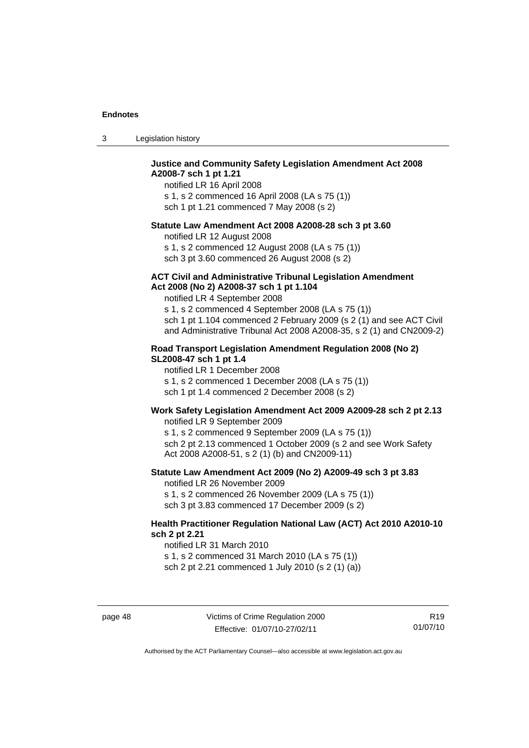**Justice and Community Safety Legislation Amendment Act 2008 A2008-7 sch 1 pt 1.21**

notified LR 16 April 2008

s 1, s 2 commenced 16 April 2008 (LA s 75 (1))

sch 1 pt 1.21 commenced 7 May 2008 (s 2)

**Statute Law Amendment Act 2008 A2008-28 sch 3 pt 3.60**

notified LR 12 August 2008

s 1, s 2 commenced 12 August 2008 (LA s 75 (1))

sch 3 pt 3.60 commenced 26 August 2008 (s 2)

**ACT Civil and Administrative Tribunal Legislation Amendment Act 2008 (No 2) A2008-37 sch 1 pt 1.104**

notified LR 4 September 2008

s 1, s 2 commenced 4 September 2008 (LA s 75 (1))

sch 1 pt 1.104 commenced 2 February 2009 (s 2 (1) and see ACT Civil and Administrative Tribunal Act 2008 A2008-35, s 2 (1) and CN2009-2)

**Road Transport Legislation Amendment Regulation 2008 (No 2) SL2008-47 sch 1 pt 1.4**

notified LR 1 December 2008

s 1, s 2 commenced 1 December 2008 (LA s 75 (1))

sch 1 pt 1.4 commenced 2 December 2008 (s 2)

**Work Safety Legislation Amendment Act 2009 A2009-28 sch 2 pt 2.13**

notified LR 9 September 2009

s 1, s 2 commenced 9 September 2009 (LA s 75 (1))

sch 2 pt 2.13 commenced 1 October 2009 (s 2 and see Work Safety Act 2008 A2008-51, s 2 (1) (b) and CN2009-11)

**Statute Law Amendment Act 2009 (No 2) A2009-49 sch 3 pt 3.83**

notified LR 26 November 2009

s 1, s 2 commenced 26 November 2009 (LA s 75 (1))

sch 3 pt 3.83 commenced 17 December 2009 (s 2)

**Health Practitioner Regulation National Law (ACT) Act 2010 A2010-10 sch 2 pt 2.21**

notified LR 31 March 2010

s 1, s 2 commenced 31 March 2010 (LA s 75 (1))

sch 2 pt 2.21 commenced 1 July 2010 (s 2 (1) (a))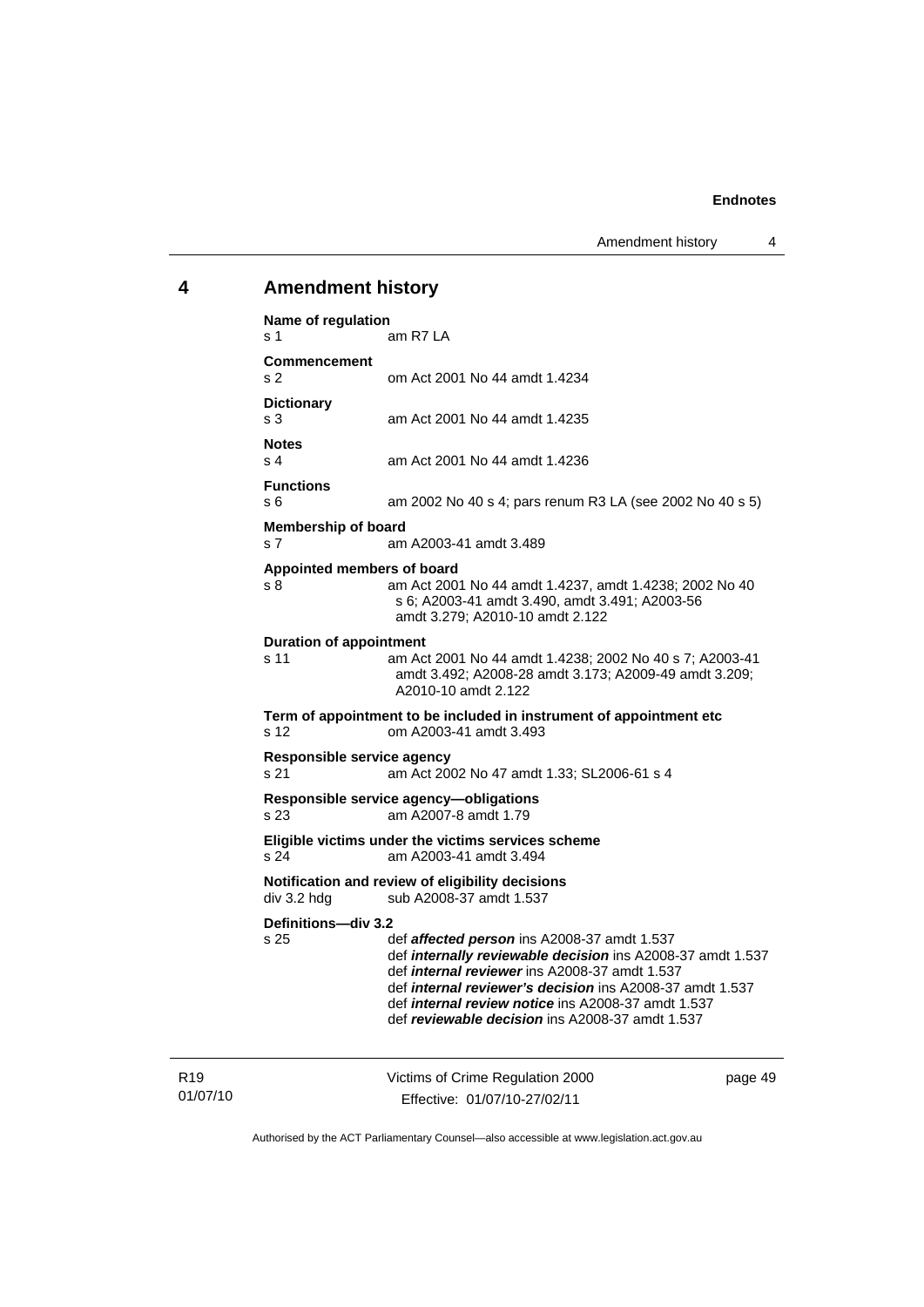## 4 Amendment history

**Name of regulation**
s 1 am R7 LA

**Commencement**
s 2 om Act 2001 No 44 amdt 1.4234

**Dictionary**
s 3 am Act 2001 No 44 amdt 1.4235

**Notes**
s 4 am Act 2001 No 44 amdt 1.4236

**Functions**
s 6 am 2002 No 40 s 4; pars renum R3 LA (see 2002 No 40 s 5)

**Membership of board**
s 7 am A2003-41 amdt 3.489

**Appointed members of board**
s 8 am Act 2001 No 44 amdt 1.4237, amdt 1.4238; 2002 No 40 s 6; A2003-41 amdt 3.490, amdt 3.491; A2003-56 amdt 3.279; A2010-10 amdt 2.122

**Duration of appointment**
s 11 am Act 2001 No 44 amdt 1.4238; 2002 No 40 s 7; A2003-41 amdt 3.492; A2008-28 amdt 3.173; A2009-49 amdt 3.209; A2010-10 amdt 2.122

**Term of appointment to be included in instrument of appointment etc**
s 12 om A2003-41 amdt 3.493

**Responsible service agency**
s 21 am Act 2002 No 47 amdt 1.33; SL2006-61 s 4

**Responsible service agency—obligations**
s 23 am A2007-8 amdt 1.79

**Eligible victims under the victims services scheme**
s 24 am A2003-41 amdt 3.494

**Notification and review of eligibility decisions**
div 3.2 hdg sub A2008-37 amdt 1.537

**Definitions—div 3.2**
s 25 def ***affected person*** ins A2008-37 amdt 1.537
def ***internally reviewable decision*** ins A2008-37 amdt 1.537
def ***internal reviewer*** ins A2008-37 amdt 1.537
def ***internal reviewer's decision*** ins A2008-37 amdt 1.537
def ***internal review notice*** ins A2008-37 amdt 1.537
def ***reviewable decision*** ins A2008-37 amdt 1.537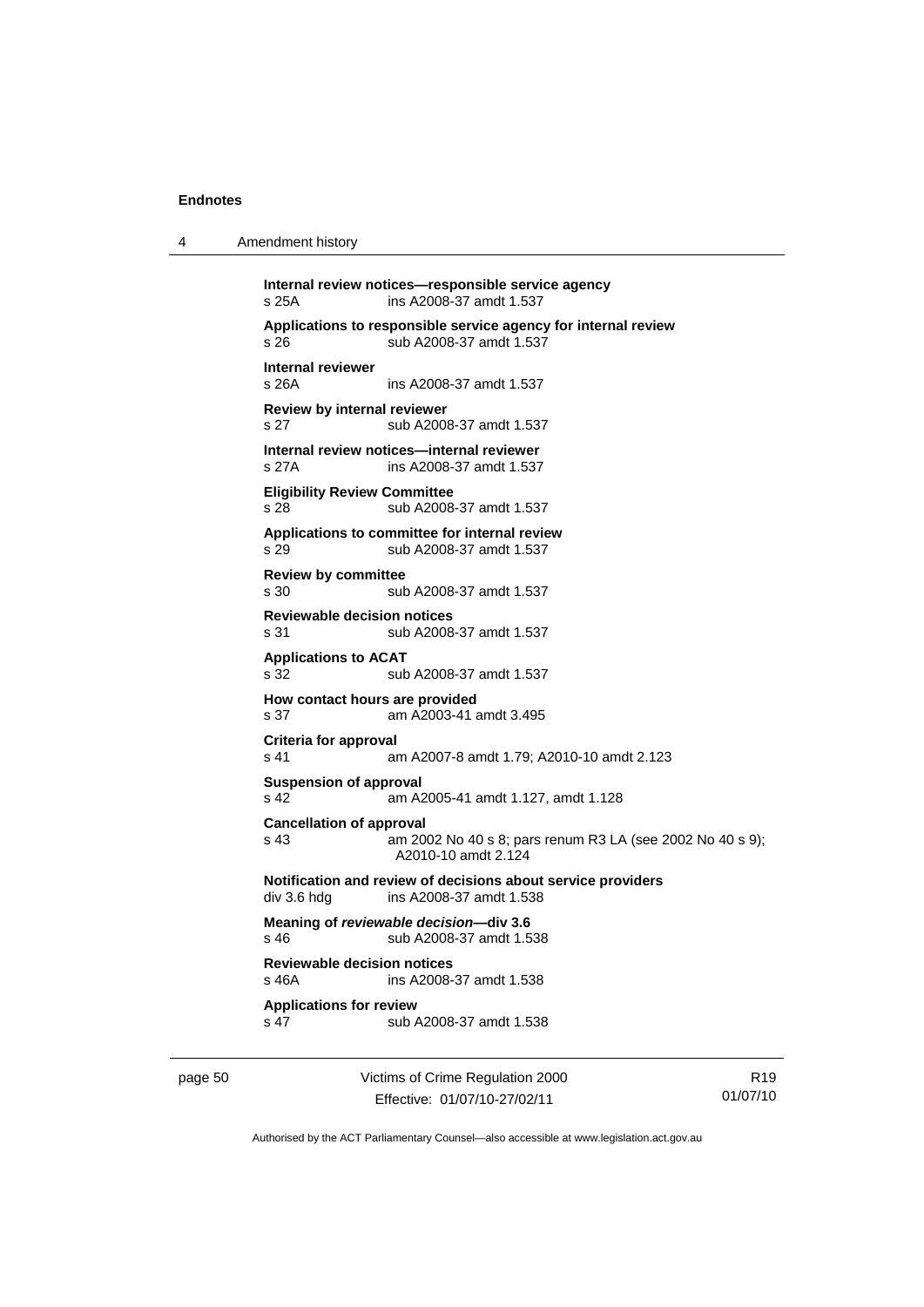**Internal review notices—responsible service agency**
s 25A ins A2008-37 amdt 1.537

**Applications to responsible service agency for internal review**
s 26 sub A2008-37 amdt 1.537

**Internal reviewer**
s 26A ins A2008-37 amdt 1.537

**Review by internal reviewer**
s 27 sub A2008-37 amdt 1.537

**Internal review notices—internal reviewer**
s 27A ins A2008-37 amdt 1.537

**Eligibility Review Committee**
s 28 sub A2008-37 amdt 1.537

**Applications to committee for internal review**
s 29 sub A2008-37 amdt 1.537

**Review by committee**
s 30 sub A2008-37 amdt 1.537

**Reviewable decision notices**
s 31 sub A2008-37 amdt 1.537

**Applications to ACAT**
s 32 sub A2008-37 amdt 1.537

**How contact hours are provided**
s 37 am A2003-41 amdt 3.495

**Criteria for approval**
s 41 am A2007-8 amdt 1.79; A2010-10 amdt 2.123

**Suspension of approval**
s 42 am A2005-41 amdt 1.127, amdt 1.128

**Cancellation of approval**
s 43 am 2002 No 40 s 8; pars renum R3 LA (see 2002 No 40 s 9); A2010-10 amdt 2.124

**Notification and review of decisions about service providers**
div 3.6 hdg ins A2008-37 amdt 1.538

**Meaning of *reviewable decision*—div 3.6**
s 46 sub A2008-37 amdt 1.538

**Reviewable decision notices**
s 46A ins A2008-37 amdt 1.538

**Applications for review**
s 47 sub A2008-37 amdt 1.538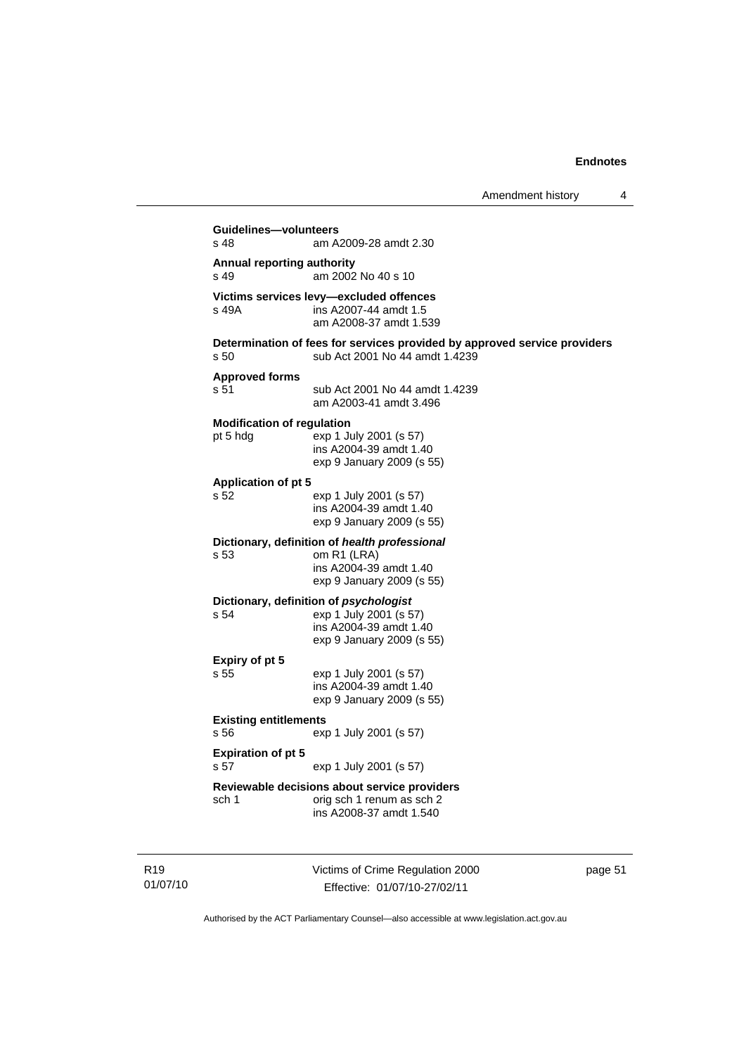**Guidelines—volunteers**
s 48 am A2009-28 amdt 2.30

**Annual reporting authority**
s 49 am 2002 No 40 s 10

**Victims services levy—excluded offences**
s 49A ins A2007-44 amdt 1.5
am A2008-37 amdt 1.539

**Determination of fees for services provided by approved service providers**
s 50 sub Act 2001 No 44 amdt 1.4239

**Approved forms**
s 51 sub Act 2001 No 44 amdt 1.4239
am A2003-41 amdt 3.496

**Modification of regulation**
pt 5 hdg exp 1 July 2001 (s 57)
ins A2004-39 amdt 1.40
exp 9 January 2009 (s 55)

**Application of pt 5**
s 52 exp 1 July 2001 (s 57)
ins A2004-39 amdt 1.40
exp 9 January 2009 (s 55)

**Dictionary, definition of *health professional***
s 53 om R1 (LRA)
ins A2004-39 amdt 1.40
exp 9 January 2009 (s 55)

**Dictionary, definition of *psychologist***
s 54 exp 1 July 2001 (s 57)
ins A2004-39 amdt 1.40
exp 9 January 2009 (s 55)

**Expiry of pt 5**
s 55 exp 1 July 2001 (s 57)
ins A2004-39 amdt 1.40
exp 9 January 2009 (s 55)

**Existing entitlements**
s 56 exp 1 July 2001 (s 57)

**Expiration of pt 5**
s 57 exp 1 July 2001 (s 57)

**Reviewable decisions about service providers**
sch 1 orig sch 1 renum as sch 2
ins A2008-37 amdt 1.540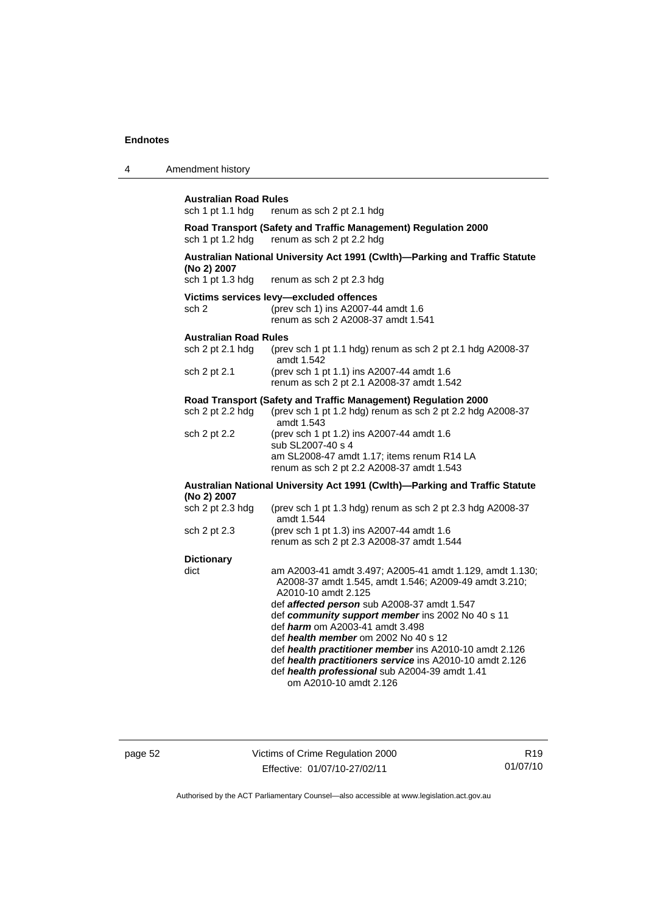**Australian Road Rules**

sch 1 pt 1.1 hdg    renum as sch 2 pt 2.1 hdg

**Road Transport (Safety and Traffic Management) Regulation 2000**

sch 1 pt 1.2 hdg    renum as sch 2 pt 2.2 hdg

**Australian National University Act 1991 (Cwlth)—Parking and Traffic Statute (No 2) 2007**

sch 1 pt 1.3 hdg    renum as sch 2 pt 2.3 hdg

**Victims services levy—excluded offences**

sch 2    (prev sch 1) ins A2007-44 amdt 1.6
renum as sch 2 A2008-37 amdt 1.541

**Australian Road Rules**

sch 2 pt 2.1 hdg    (prev sch 1 pt 1.1 hdg) renum as sch 2 pt 2.1 hdg A2008-37 amdt 1.542

sch 2 pt 2.1    (prev sch 1 pt 1.1) ins A2007-44 amdt 1.6
renum as sch 2 pt 2.1 A2008-37 amdt 1.542

**Road Transport (Safety and Traffic Management) Regulation 2000**

sch 2 pt 2.2 hdg    (prev sch 1 pt 1.2 hdg) renum as sch 2 pt 2.2 hdg A2008-37 amdt 1.543

sch 2 pt 2.2    (prev sch 1 pt 1.2) ins A2007-44 amdt 1.6
sub SL2007-40 s 4
am SL2008-47 amdt 1.17; items renum R14 LA
renum as sch 2 pt 2.2 A2008-37 amdt 1.543

**Australian National University Act 1991 (Cwlth)—Parking and Traffic Statute (No 2) 2007**

sch 2 pt 2.3 hdg    (prev sch 1 pt 1.3 hdg) renum as sch 2 pt 2.3 hdg A2008-37 amdt 1.544

sch 2 pt 2.3    (prev sch 1 pt 1.3) ins A2007-44 amdt 1.6
renum as sch 2 pt 2.3 A2008-37 amdt 1.544

**Dictionary**

dict    am A2003-41 amdt 3.497; A2005-41 amdt 1.129, amdt 1.130; A2008-37 amdt 1.545, amdt 1.546; A2009-49 amdt 3.210; A2010-10 amdt 2.125
def ***affected person*** sub A2008-37 amdt 1.547
def ***community support member*** ins 2002 No 40 s 11
def ***harm*** om A2003-41 amdt 3.498
def ***health member*** om 2002 No 40 s 12
def ***health practitioner member*** ins A2010-10 amdt 2.126
def ***health practitioners service*** ins A2010-10 amdt 2.126
def ***health professional*** sub A2004-39 amdt 1.41
om A2010-10 amdt 2.126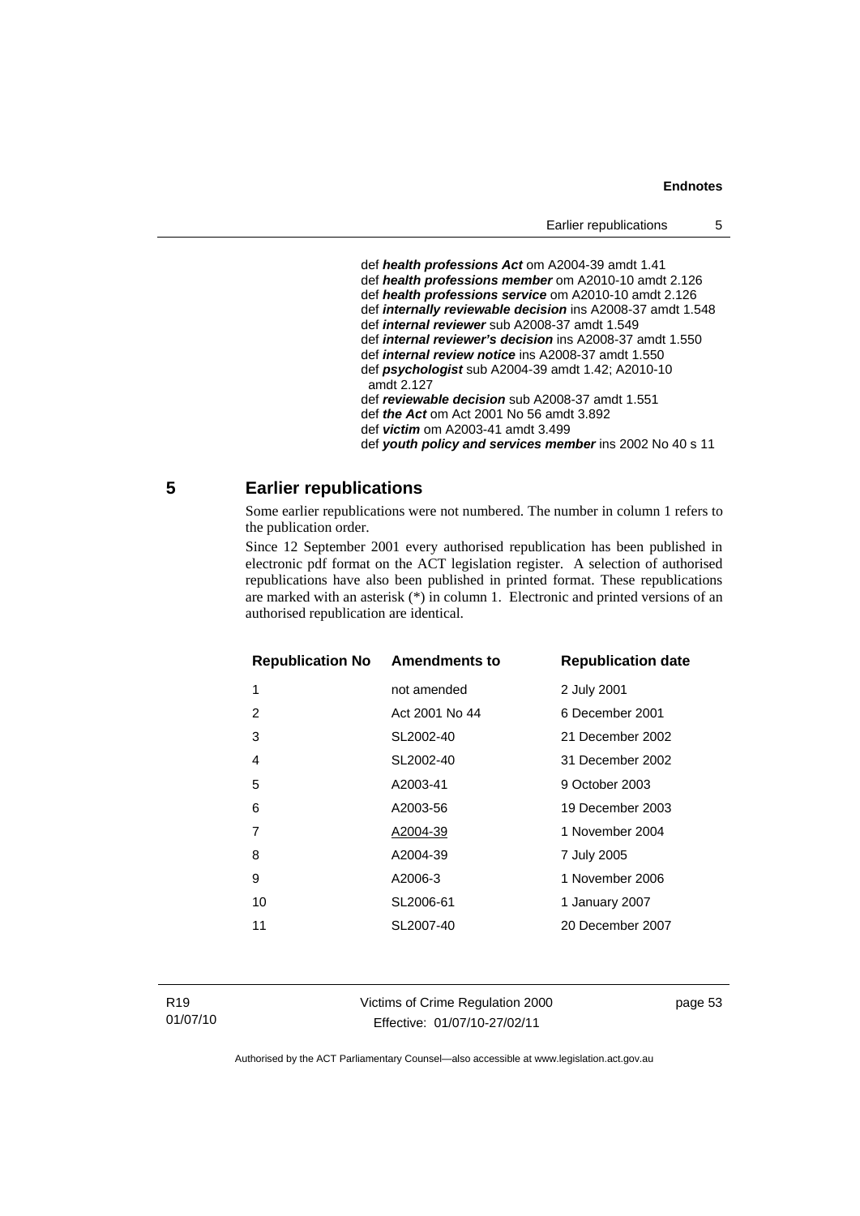def ***health professions Act*** om A2004-39 amdt 1.41
def ***health professions member*** om A2010-10 amdt 2.126
def ***health professions service*** om A2010-10 amdt 2.126
def ***internally reviewable decision*** ins A2008-37 amdt 1.548
def ***internal reviewer*** sub A2008-37 amdt 1.549
def ***internal reviewer's decision*** ins A2008-37 amdt 1.550
def ***internal review notice*** ins A2008-37 amdt 1.550
def ***psychologist*** sub A2004-39 amdt 1.42; A2010-10 amdt 2.127
def ***reviewable decision*** sub A2008-37 amdt 1.551
def ***the Act*** om Act 2001 No 56 amdt 3.892
def ***victim*** om A2003-41 amdt 3.499
def ***youth policy and services member*** ins 2002 No 40 s 11

## 5 Earlier republications

Some earlier republications were not numbered. The number in column 1 refers to the publication order.

Since 12 September 2001 every authorised republication has been published in electronic pdf format on the ACT legislation register. A selection of authorised republications have also been published in printed format. These republications are marked with an asterisk (*) in column 1. Electronic and printed versions of an authorised republication are identical.

| Republication No | Amendments to | Republication date |
|---|---|---|
| 1 | not amended | 2 July 2001 |
| 2 | Act 2001 No 44 | 6 December 2001 |
| 3 | SL2002-40 | 21 December 2002 |
| 4 | SL2002-40 | 31 December 2002 |
| 5 | A2003-41 | 9 October 2003 |
| 6 | A2003-56 | 19 December 2003 |
| 7 | A2004-39 | 1 November 2004 |
| 8 | A2004-39 | 7 July 2005 |
| 9 | A2006-3 | 1 November 2006 |
| 10 | SL2006-61 | 1 January 2007 |
| 11 | SL2007-40 | 20 December 2007 |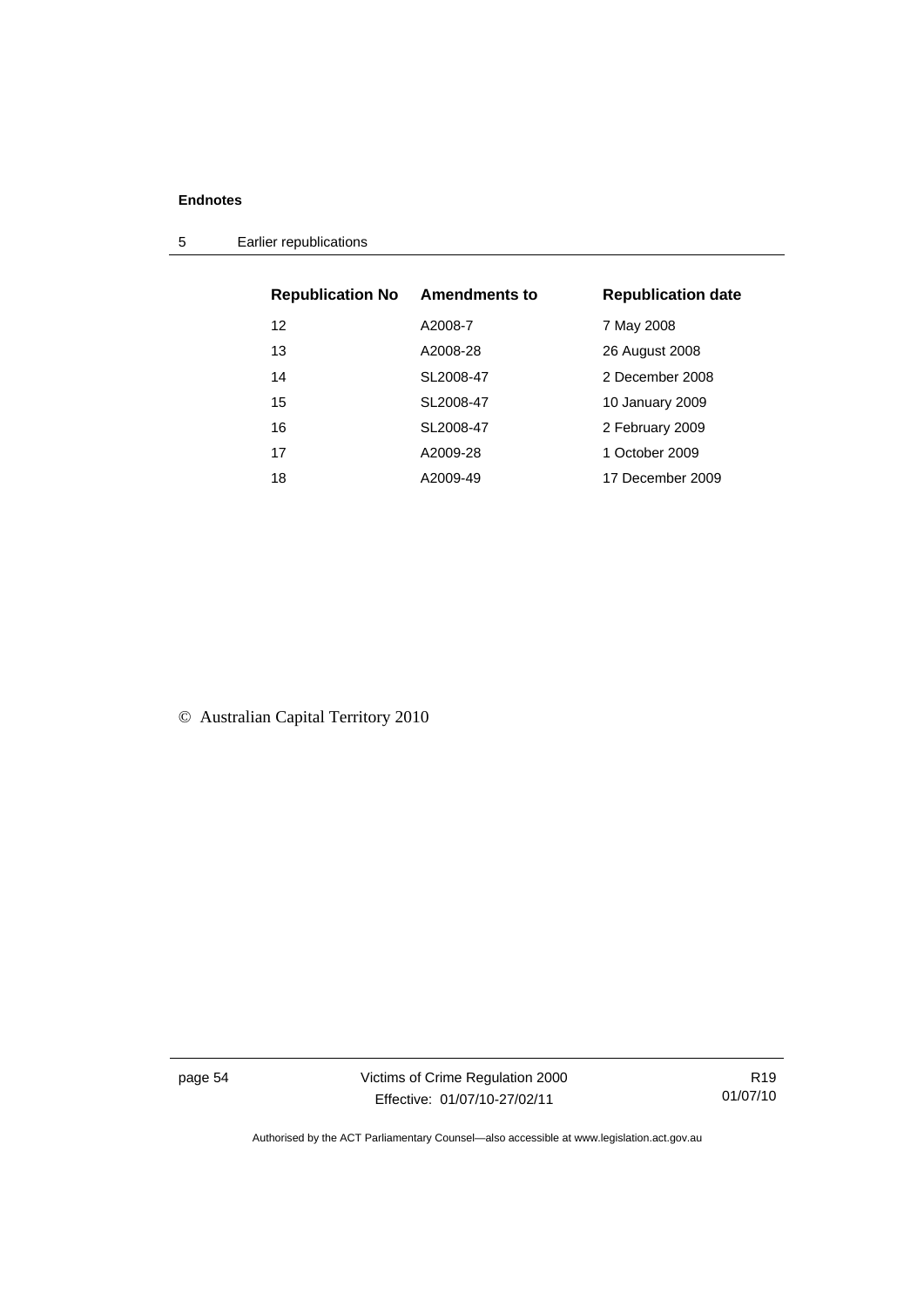## 5 Earlier republications

| Republication No | Amendments to | Republication date |
| --- | --- | --- |
| 12 | A2008-7 | 7 May 2008 |
| 13 | A2008-28 | 26 August 2008 |
| 14 | SL2008-47 | 2 December 2008 |
| 15 | SL2008-47 | 10 January 2009 |
| 16 | SL2008-47 | 2 February 2009 |
| 17 | A2009-28 | 1 October 2009 |
| 18 | A2009-49 | 17 December 2009 |

© Australian Capital Territory 2010